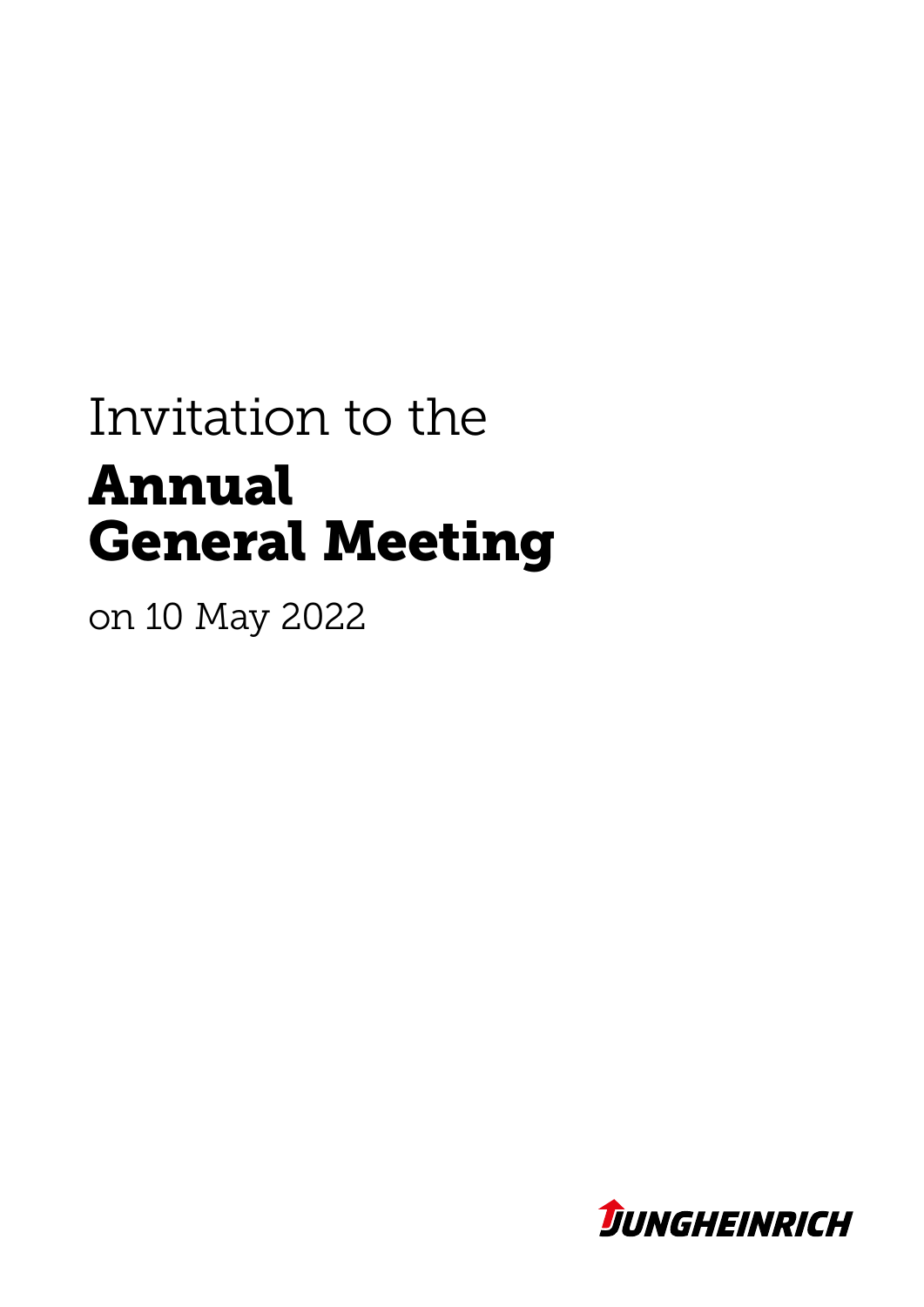Invitation to the

# Annual General Meeting

on 10 May 2022

JUNGHEINRICH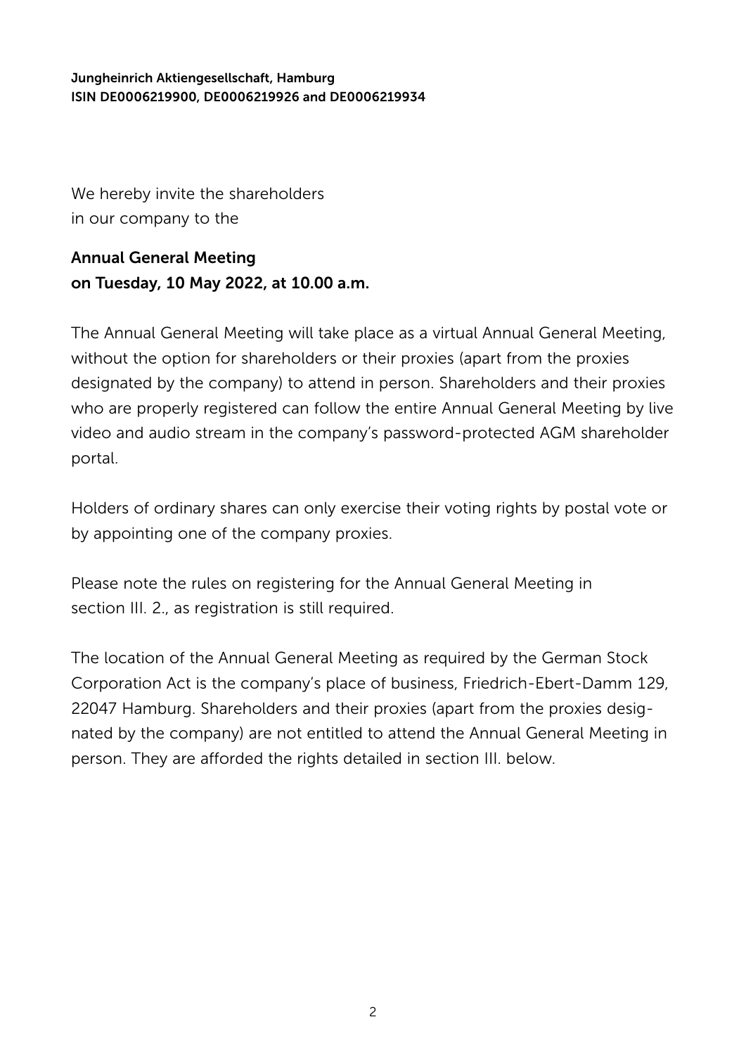**Jungheinrich Aktiengesellschaft, Hamburg**
**ISIN DE0006219900, DE0006219926 and DE0006219934**

We hereby invite the shareholders in our company to the

## Annual General Meeting on Tuesday, 10 May 2022, at 10.00 a.m.

The Annual General Meeting will take place as a virtual Annual General Meeting, without the option for shareholders or their proxies (apart from the proxies designated by the company) to attend in person. Shareholders and their proxies who are properly registered can follow the entire Annual General Meeting by live video and audio stream in the company's password-protected AGM shareholder portal.

Holders of ordinary shares can only exercise their voting rights by postal vote or by appointing one of the company proxies.

Please note the rules on registering for the Annual General Meeting in section III. 2., as registration is still required.

The location of the Annual General Meeting as required by the German Stock Corporation Act is the company's place of business, Friedrich-Ebert-Damm 129, 22047 Hamburg. Shareholders and their proxies (apart from the proxies designated by the company) are not entitled to attend the Annual General Meeting in person. They are afforded the rights detailed in section III. below.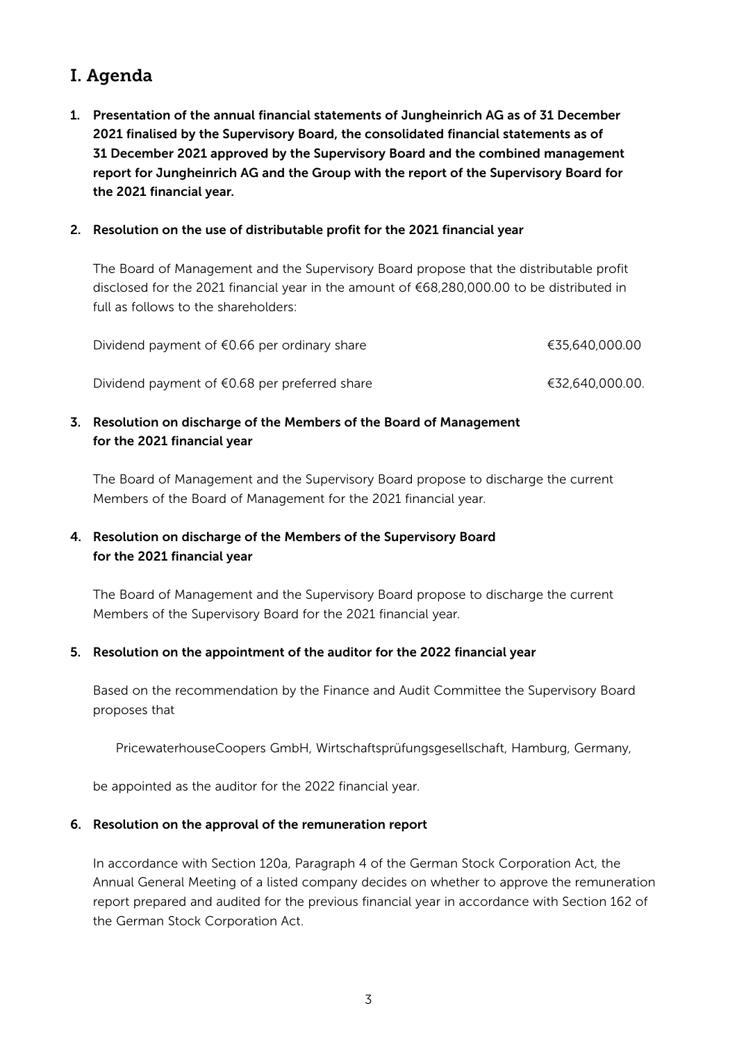# I. Agenda

1. **Presentation of the annual financial statements of Jungheinrich AG as of 31 December 2021 finalised by the Supervisory Board, the consolidated financial statements as of 31 December 2021 approved by the Supervisory Board and the combined management report for Jungheinrich AG and the Group with the report of the Supervisory Board for the 2021 financial year.**

2. **Resolution on the use of distributable profit for the 2021 financial year**

   The Board of Management and the Supervisory Board propose that the distributable profit disclosed for the 2021 financial year in the amount of €68,280,000.00 to be distributed in full as follows to the shareholders:

   | | |
   |---|---|
   | Dividend payment of €0.66 per ordinary share | €35,640,000.00 |
   | Dividend payment of €0.68 per preferred share | €32,640,000.00. |

3. **Resolution on discharge of the Members of the Board of Management for the 2021 financial year**

   The Board of Management and the Supervisory Board propose to discharge the current Members of the Board of Management for the 2021 financial year.

4. **Resolution on discharge of the Members of the Supervisory Board for the 2021 financial year**

   The Board of Management and the Supervisory Board propose to discharge the current Members of the Supervisory Board for the 2021 financial year.

5. **Resolution on the appointment of the auditor for the 2022 financial year**

   Based on the recommendation by the Finance and Audit Committee the Supervisory Board proposes that

   PricewaterhouseCoopers GmbH, Wirtschaftsprüfungsgesellschaft, Hamburg, Germany,

   be appointed as the auditor for the 2022 financial year.

6. **Resolution on the approval of the remuneration report**

   In accordance with Section 120a, Paragraph 4 of the German Stock Corporation Act, the Annual General Meeting of a listed company decides on whether to approve the remuneration report prepared and audited for the previous financial year in accordance with Section 162 of the German Stock Corporation Act.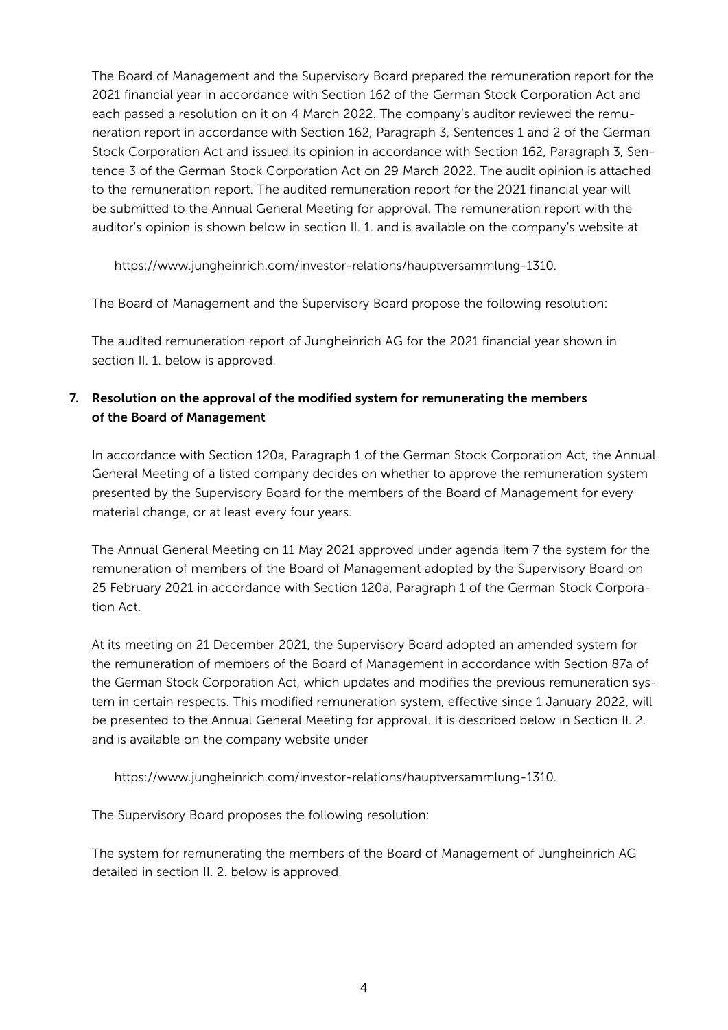The Board of Management and the Supervisory Board prepared the remuneration report for the 2021 financial year in accordance with Section 162 of the German Stock Corporation Act and each passed a resolution on it on 4 March 2022. The company's auditor reviewed the remuneration report in accordance with Section 162, Paragraph 3, Sentences 1 and 2 of the German Stock Corporation Act and issued its opinion in accordance with Section 162, Paragraph 3, Sentence 3 of the German Stock Corporation Act on 29 March 2022. The audit opinion is attached to the remuneration report. The audited remuneration report for the 2021 financial year will be submitted to the Annual General Meeting for approval. The remuneration report with the auditor's opinion is shown below in section II. 1. and is available on the company's website at

https://www.jungheinrich.com/investor-relations/hauptversammlung-1310.

The Board of Management and the Supervisory Board propose the following resolution:

The audited remuneration report of Jungheinrich AG for the 2021 financial year shown in section II. 1. below is approved.

## 7. Resolution on the approval of the modified system for remunerating the members of the Board of Management

In accordance with Section 120a, Paragraph 1 of the German Stock Corporation Act, the Annual General Meeting of a listed company decides on whether to approve the remuneration system presented by the Supervisory Board for the members of the Board of Management for every material change, or at least every four years.

The Annual General Meeting on 11 May 2021 approved under agenda item 7 the system for the remuneration of members of the Board of Management adopted by the Supervisory Board on 25 February 2021 in accordance with Section 120a, Paragraph 1 of the German Stock Corporation Act.

At its meeting on 21 December 2021, the Supervisory Board adopted an amended system for the remuneration of members of the Board of Management in accordance with Section 87a of the German Stock Corporation Act, which updates and modifies the previous remuneration system in certain respects. This modified remuneration system, effective since 1 January 2022, will be presented to the Annual General Meeting for approval. It is described below in Section II. 2. and is available on the company website under

https://www.jungheinrich.com/investor-relations/hauptversammlung-1310.

The Supervisory Board proposes the following resolution:

The system for remunerating the members of the Board of Management of Jungheinrich AG detailed in section II. 2. below is approved.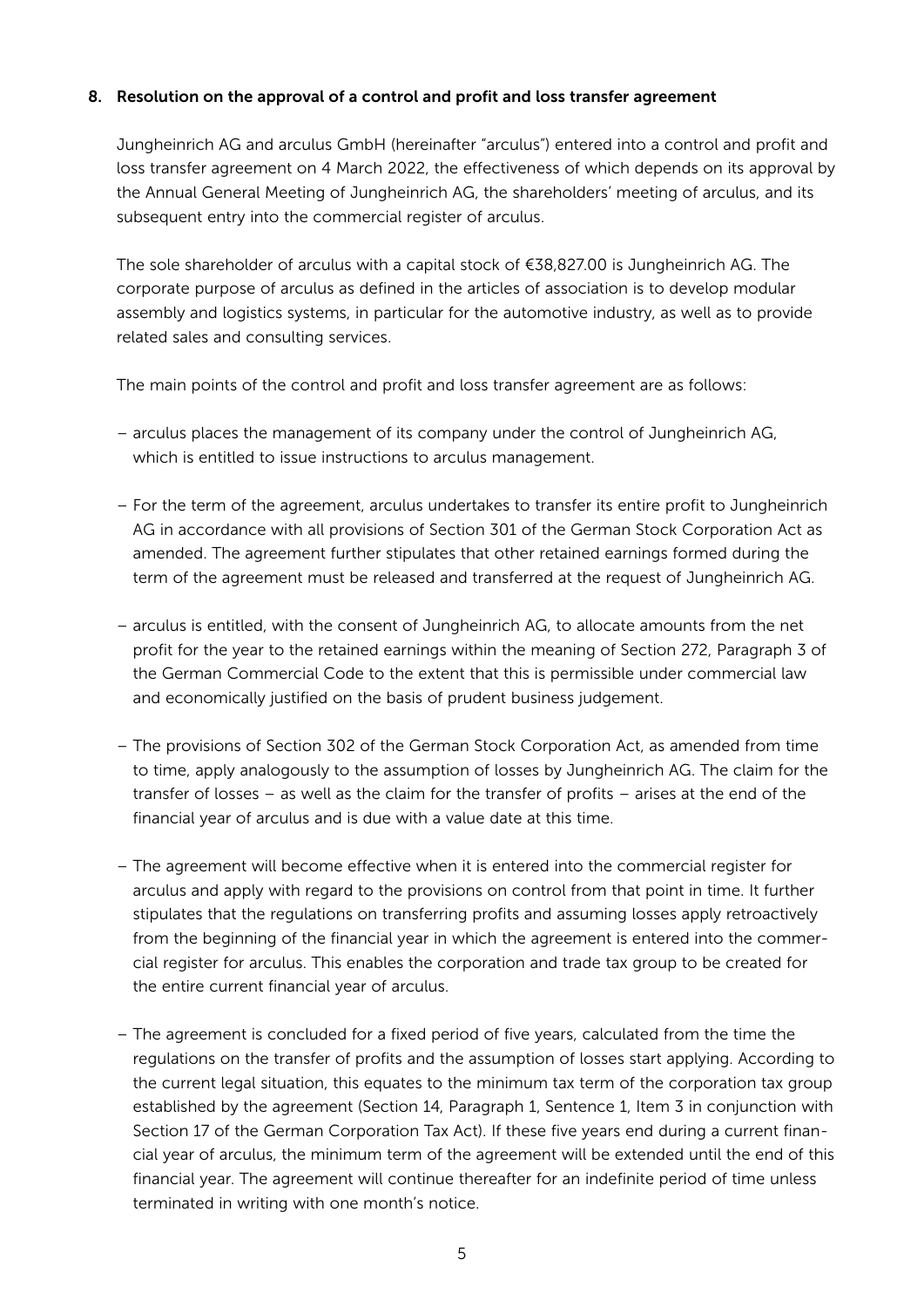## 8. Resolution on the approval of a control and profit and loss transfer agreement

Jungheinrich AG and arculus GmbH (hereinafter "arculus") entered into a control and profit and loss transfer agreement on 4 March 2022, the effectiveness of which depends on its approval by the Annual General Meeting of Jungheinrich AG, the shareholders' meeting of arculus, and its subsequent entry into the commercial register of arculus.

The sole shareholder of arculus with a capital stock of €38,827.00 is Jungheinrich AG. The corporate purpose of arculus as defined in the articles of association is to develop modular assembly and logistics systems, in particular for the automotive industry, as well as to provide related sales and consulting services.

The main points of the control and profit and loss transfer agreement are as follows:

- arculus places the management of its company under the control of Jungheinrich AG, which is entitled to issue instructions to arculus management.
- For the term of the agreement, arculus undertakes to transfer its entire profit to Jungheinrich AG in accordance with all provisions of Section 301 of the German Stock Corporation Act as amended. The agreement further stipulates that other retained earnings formed during the term of the agreement must be released and transferred at the request of Jungheinrich AG.
- arculus is entitled, with the consent of Jungheinrich AG, to allocate amounts from the net profit for the year to the retained earnings within the meaning of Section 272, Paragraph 3 of the German Commercial Code to the extent that this is permissible under commercial law and economically justified on the basis of prudent business judgement.
- The provisions of Section 302 of the German Stock Corporation Act, as amended from time to time, apply analogously to the assumption of losses by Jungheinrich AG. The claim for the transfer of losses – as well as the claim for the transfer of profits – arises at the end of the financial year of arculus and is due with a value date at this time.
- The agreement will become effective when it is entered into the commercial register for arculus and apply with regard to the provisions on control from that point in time. It further stipulates that the regulations on transferring profits and assuming losses apply retroactively from the beginning of the financial year in which the agreement is entered into the commercial register for arculus. This enables the corporation and trade tax group to be created for the entire current financial year of arculus.
- The agreement is concluded for a fixed period of five years, calculated from the time the regulations on the transfer of profits and the assumption of losses start applying. According to the current legal situation, this equates to the minimum tax term of the corporation tax group established by the agreement (Section 14, Paragraph 1, Sentence 1, Item 3 in conjunction with Section 17 of the German Corporation Tax Act). If these five years end during a current financial year of arculus, the minimum term of the agreement will be extended until the end of this financial year. The agreement will continue thereafter for an indefinite period of time unless terminated in writing with one month's notice.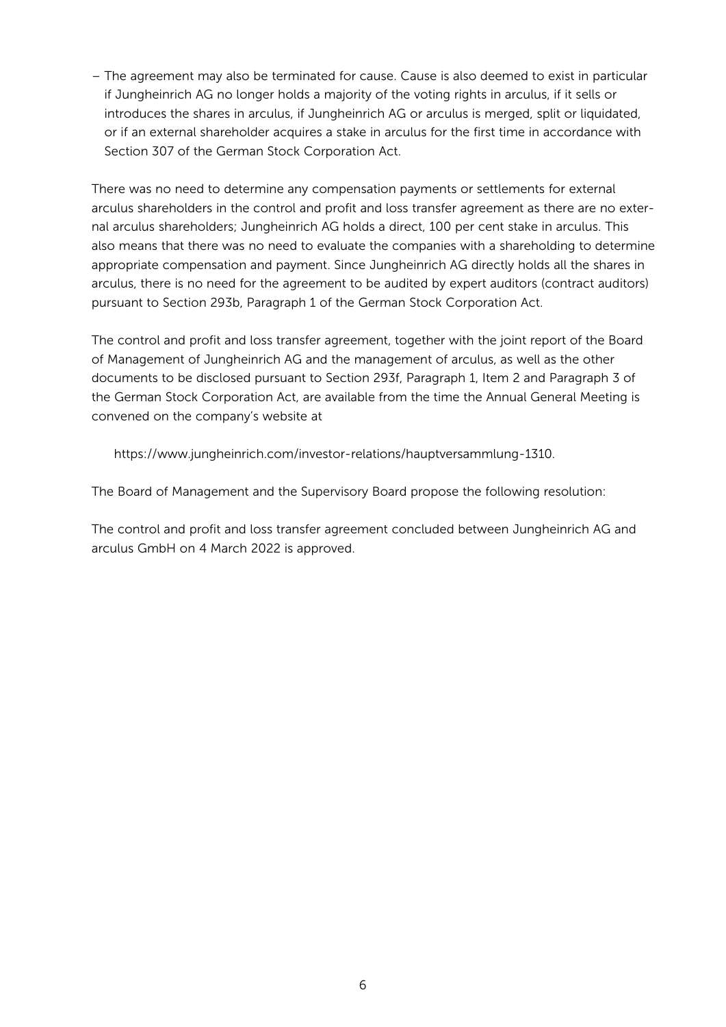- The agreement may also be terminated for cause. Cause is also deemed to exist in particular if Jungheinrich AG no longer holds a majority of the voting rights in arculus, if it sells or introduces the shares in arculus, if Jungheinrich AG or arculus is merged, split or liquidated, or if an external shareholder acquires a stake in arculus for the first time in accordance with Section 307 of the German Stock Corporation Act.

There was no need to determine any compensation payments or settlements for external arculus shareholders in the control and profit and loss transfer agreement as there are no external arculus shareholders; Jungheinrich AG holds a direct, 100 per cent stake in arculus. This also means that there was no need to evaluate the companies with a shareholding to determine appropriate compensation and payment. Since Jungheinrich AG directly holds all the shares in arculus, there is no need for the agreement to be audited by expert auditors (contract auditors) pursuant to Section 293b, Paragraph 1 of the German Stock Corporation Act.

The control and profit and loss transfer agreement, together with the joint report of the Board of Management of Jungheinrich AG and the management of arculus, as well as the other documents to be disclosed pursuant to Section 293f, Paragraph 1, Item 2 and Paragraph 3 of the German Stock Corporation Act, are available from the time the Annual General Meeting is convened on the company's website at

https://www.jungheinrich.com/investor-relations/hauptversammlung-1310.

The Board of Management and the Supervisory Board propose the following resolution:

The control and profit and loss transfer agreement concluded between Jungheinrich AG and arculus GmbH on 4 March 2022 is approved.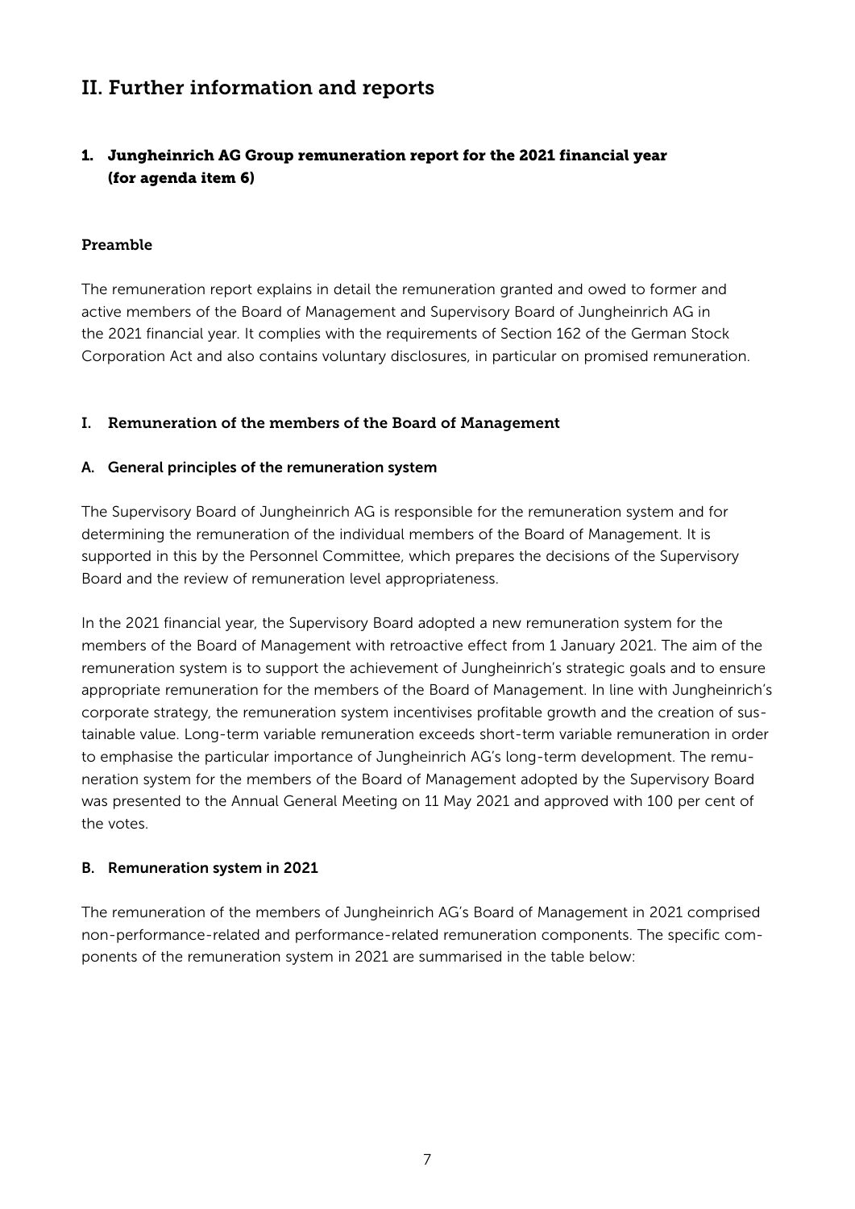# II. Further information and reports

## 1. Jungheinrich AG Group remuneration report for the 2021 financial year (for agenda item 6)

### Preamble

The remuneration report explains in detail the remuneration granted and owed to former and active members of the Board of Management and Supervisory Board of Jungheinrich AG in the 2021 financial year. It complies with the requirements of Section 162 of the German Stock Corporation Act and also contains voluntary disclosures, in particular on promised remuneration.

### I. Remuneration of the members of the Board of Management

#### A. General principles of the remuneration system

The Supervisory Board of Jungheinrich AG is responsible for the remuneration system and for determining the remuneration of the individual members of the Board of Management. It is supported in this by the Personnel Committee, which prepares the decisions of the Supervisory Board and the review of remuneration level appropriateness.

In the 2021 financial year, the Supervisory Board adopted a new remuneration system for the members of the Board of Management with retroactive effect from 1 January 2021. The aim of the remuneration system is to support the achievement of Jungheinrich's strategic goals and to ensure appropriate remuneration for the members of the Board of Management. In line with Jungheinrich's corporate strategy, the remuneration system incentivises profitable growth and the creation of sustainable value. Long-term variable remuneration exceeds short-term variable remuneration in order to emphasise the particular importance of Jungheinrich AG's long-term development. The remuneration system for the members of the Board of Management adopted by the Supervisory Board was presented to the Annual General Meeting on 11 May 2021 and approved with 100 per cent of the votes.

#### B. Remuneration system in 2021

The remuneration of the members of Jungheinrich AG's Board of Management in 2021 comprised non-performance-related and performance-related remuneration components. The specific components of the remuneration system in 2021 are summarised in the table below: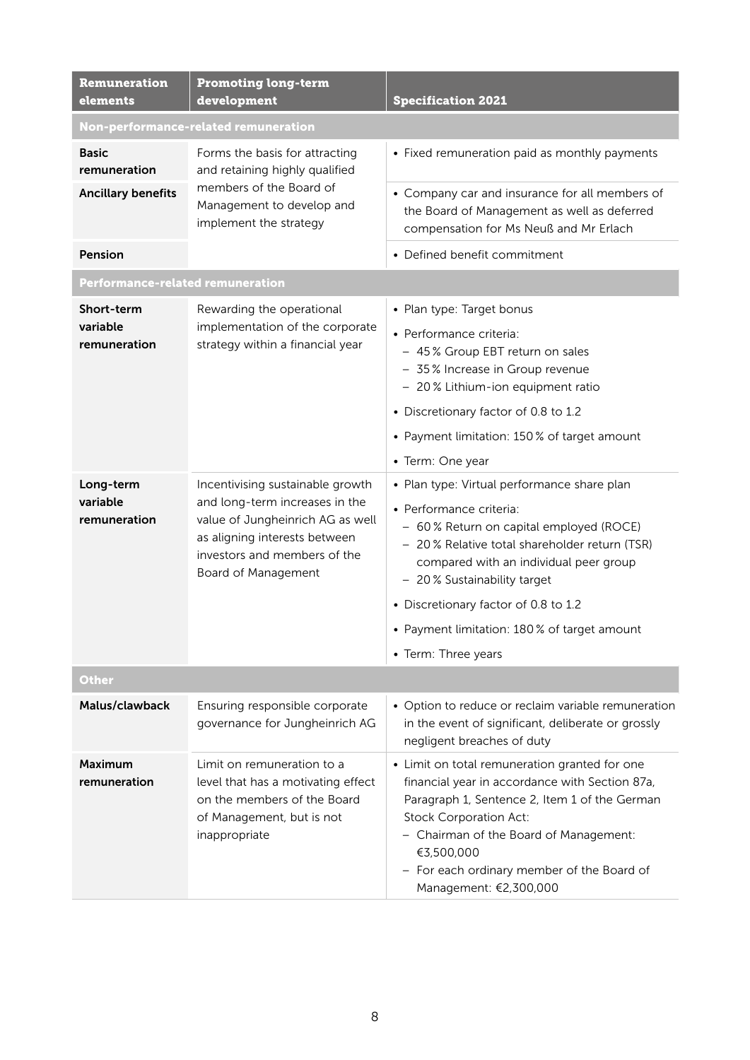| Remuneration elements | Promoting long-term development | Specification 2021 |
|---|---|---|
| **Non-performance-related remuneration** | | |
| **Basic remuneration** | Forms the basis for attracting and retaining highly qualified members of the Board of Management to develop and implement the strategy | • Fixed remuneration paid as monthly payments |
| **Ancillary benefits** | | • Company car and insurance for all members of the Board of Management as well as deferred compensation for Ms Neuß and Mr Erlach |
| **Pension** | | • Defined benefit commitment |
| **Performance-related remuneration** | | |
| **Short-term variable remuneration** | Rewarding the operational implementation of the corporate strategy within a financial year | • Plan type: Target bonus<br>• Performance criteria:<br>– 45 % Group EBT return on sales<br>– 35 % Increase in Group revenue<br>– 20 % Lithium-ion equipment ratio<br>• Discretionary factor of 0.8 to 1.2<br>• Payment limitation: 150 % of target amount<br>• Term: One year |
| **Long-term variable remuneration** | Incentivising sustainable growth and long-term increases in the value of Jungheinrich AG as well as aligning interests between investors and members of the Board of Management | • Plan type: Virtual performance share plan<br>• Performance criteria:<br>– 60 % Return on capital employed (ROCE)<br>– 20 % Relative total shareholder return (TSR) compared with an individual peer group<br>– 20 % Sustainability target<br>• Discretionary factor of 0.8 to 1.2<br>• Payment limitation: 180 % of target amount<br>• Term: Three years |
| **Other** | | |
| **Malus/clawback** | Ensuring responsible corporate governance for Jungheinrich AG | • Option to reduce or reclaim variable remuneration in the event of significant, deliberate or grossly negligent breaches of duty |
| **Maximum remuneration** | Limit on remuneration to a level that has a motivating effect on the members of the Board of Management, but is not inappropriate | • Limit on total remuneration granted for one financial year in accordance with Section 87a, Paragraph 1, Sentence 2, Item 1 of the German Stock Corporation Act:<br>– Chairman of the Board of Management: €3,500,000<br>– For each ordinary member of the Board of Management: €2,300,000 |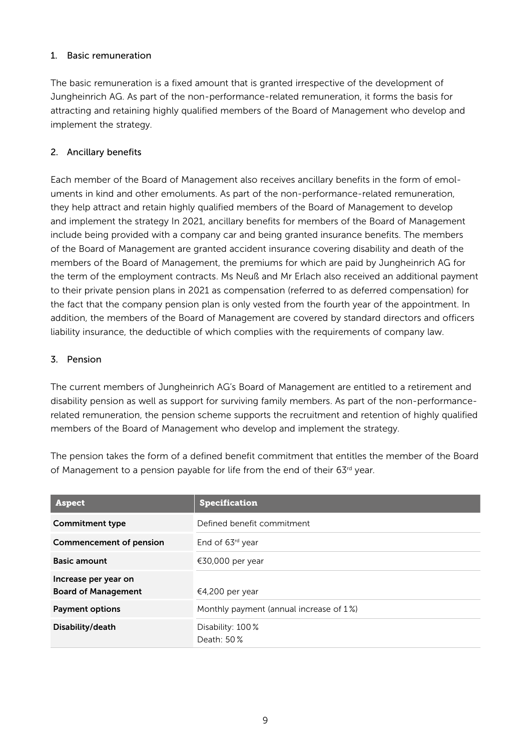## 1. Basic remuneration

The basic remuneration is a fixed amount that is granted irrespective of the development of Jungheinrich AG. As part of the non-performance-related remuneration, it forms the basis for attracting and retaining highly qualified members of the Board of Management who develop and implement the strategy.

## 2. Ancillary benefits

Each member of the Board of Management also receives ancillary benefits in the form of emoluments in kind and other emoluments. As part of the non-performance-related remuneration, they help attract and retain highly qualified members of the Board of Management to develop and implement the strategy In 2021, ancillary benefits for members of the Board of Management include being provided with a company car and being granted insurance benefits. The members of the Board of Management are granted accident insurance covering disability and death of the members of the Board of Management, the premiums for which are paid by Jungheinrich AG for the term of the employment contracts. Ms Neuß and Mr Erlach also received an additional payment to their private pension plans in 2021 as compensation (referred to as deferred compensation) for the fact that the company pension plan is only vested from the fourth year of the appointment. In addition, the members of the Board of Management are covered by standard directors and officers liability insurance, the deductible of which complies with the requirements of company law.

## 3. Pension

The current members of Jungheinrich AG's Board of Management are entitled to a retirement and disability pension as well as support for surviving family members. As part of the non-performance-related remuneration, the pension scheme supports the recruitment and retention of highly qualified members of the Board of Management who develop and implement the strategy.

The pension takes the form of a defined benefit commitment that entitles the member of the Board of Management to a pension payable for life from the end of their 63rd year.

| Aspect | Specification |
|---|---|
| **Commitment type** | Defined benefit commitment |
| **Commencement of pension** | End of 63rd year |
| **Basic amount** | €30,000 per year |
| **Increase per year on Board of Management** | €4,200 per year |
| **Payment options** | Monthly payment (annual increase of 1 %) |
| **Disability/death** | Disability: 100 %<br>Death: 50 % |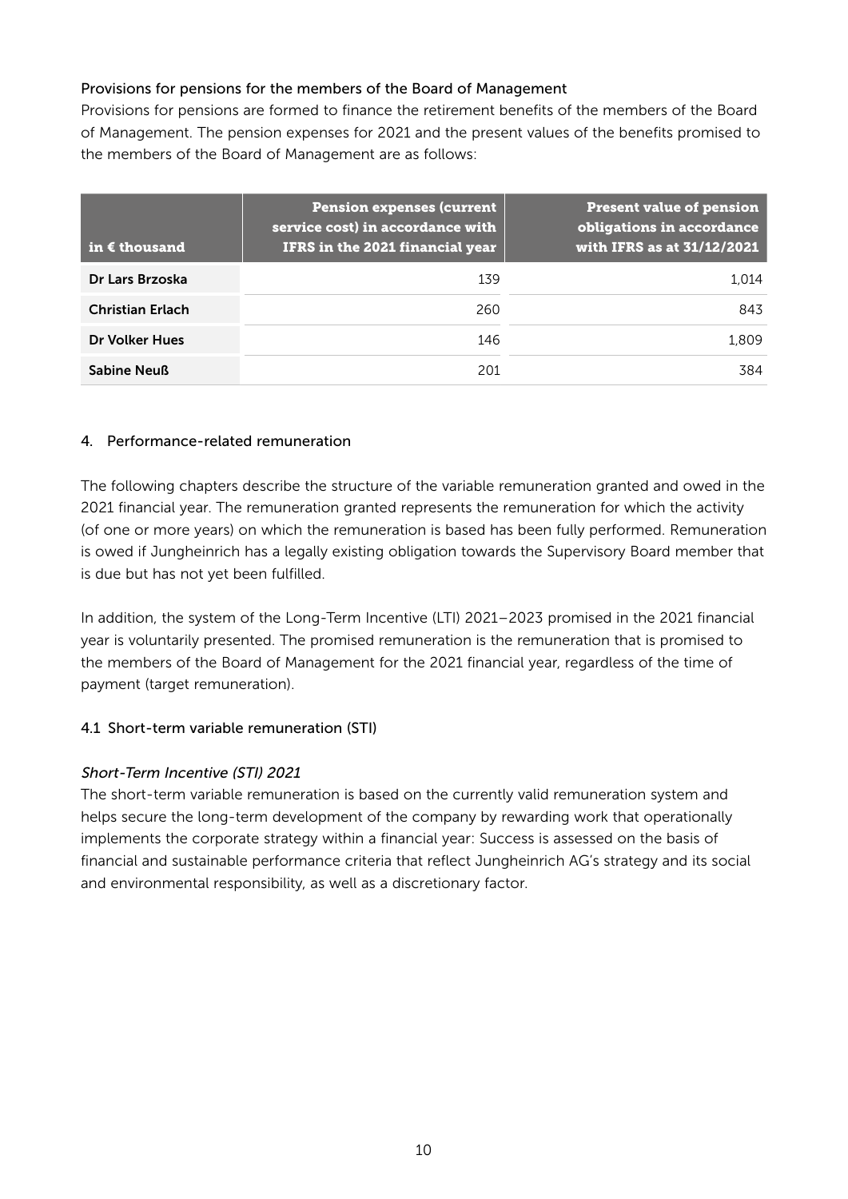### Provisions for pensions for the members of the Board of Management

Provisions for pensions are formed to finance the retirement benefits of the members of the Board of Management. The pension expenses for 2021 and the present values of the benefits promised to the members of the Board of Management are as follows:

| in € thousand | Pension expenses (current service cost) in accordance with IFRS in the 2021 financial year | Present value of pension obligations in accordance with IFRS as at 31/12/2021 |
|---|---:|---:|
| **Dr Lars Brzoska** | 139 | 1,014 |
| **Christian Erlach** | 260 | 843 |
| **Dr Volker Hues** | 146 | 1,809 |
| **Sabine Neuß** | 201 | 384 |

## 4. Performance-related remuneration

The following chapters describe the structure of the variable remuneration granted and owed in the 2021 financial year. The remuneration granted represents the remuneration for which the activity (of one or more years) on which the remuneration is based has been fully performed. Remuneration is owed if Jungheinrich has a legally existing obligation towards the Supervisory Board member that is due but has not yet been fulfilled.

In addition, the system of the Long-Term Incentive (LTI) 2021–2023 promised in the 2021 financial year is voluntarily presented. The promised remuneration is the remuneration that is promised to the members of the Board of Management for the 2021 financial year, regardless of the time of payment (target remuneration).

### 4.1 Short-term variable remuneration (STI)

*Short-Term Incentive (STI) 2021*

The short-term variable remuneration is based on the currently valid remuneration system and helps secure the long-term development of the company by rewarding work that operationally implements the corporate strategy within a financial year: Success is assessed on the basis of financial and sustainable performance criteria that reflect Jungheinrich AG's strategy and its social and environmental responsibility, as well as a discretionary factor.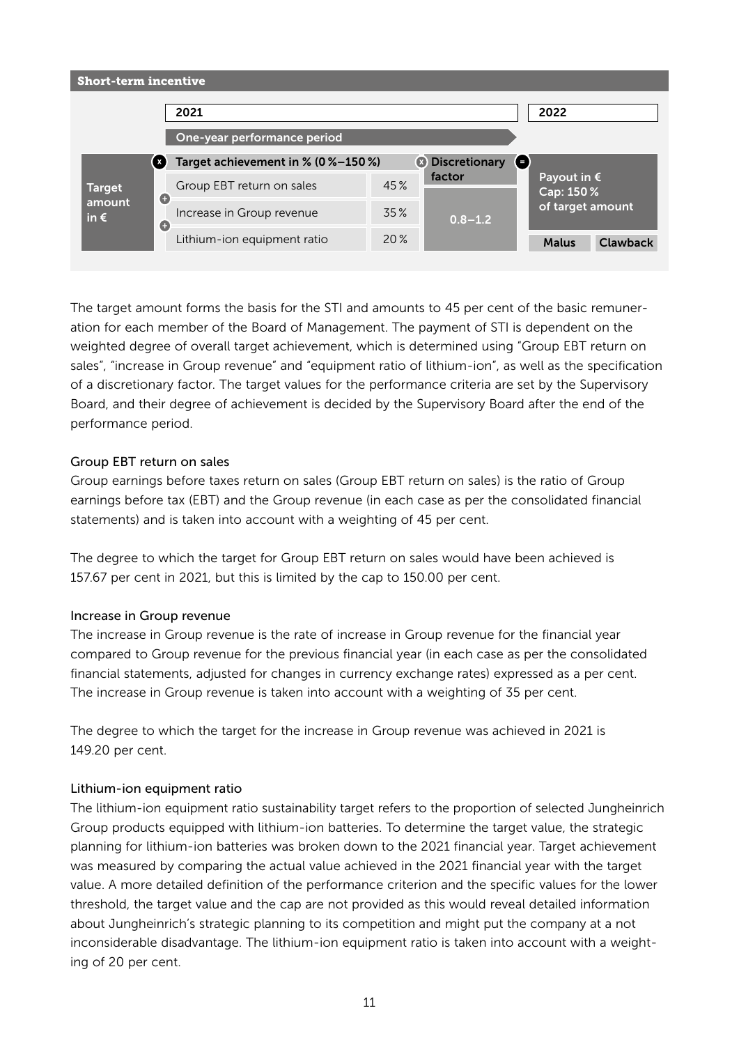**Short-term incentive**

| | 2021 | | | 2022 | |
|---|---|---|---|---|---|
| | One-year performance period | | | | |
| Target amount in € × | Target achievement in % (0 %–150 %) | | × Discretionary factor | = Payout in € Cap: 150 % of target amount | |
| | Group EBT return on sales | 45 % | 0.8–1.2 | | |
| | + Increase in Group revenue | 35 % | | | |
| | + Lithium-ion equipment ratio | 20 % | | Malus | Clawback |

The target amount forms the basis for the STI and amounts to 45 per cent of the basic remuneration for each member of the Board of Management. The payment of STI is dependent on the weighted degree of overall target achievement, which is determined using "Group EBT return on sales", "increase in Group revenue" and "equipment ratio of lithium-ion", as well as the specification of a discretionary factor. The target values for the performance criteria are set by the Supervisory Board, and their degree of achievement is decided by the Supervisory Board after the end of the performance period.

Group EBT return on sales

Group earnings before taxes return on sales (Group EBT return on sales) is the ratio of Group earnings before tax (EBT) and the Group revenue (in each case as per the consolidated financial statements) and is taken into account with a weighting of 45 per cent.

The degree to which the target for Group EBT return on sales would have been achieved is 157.67 per cent in 2021, but this is limited by the cap to 150.00 per cent.

Increase in Group revenue

The increase in Group revenue is the rate of increase in Group revenue for the financial year compared to Group revenue for the previous financial year (in each case as per the consolidated financial statements, adjusted for changes in currency exchange rates) expressed as a per cent. The increase in Group revenue is taken into account with a weighting of 35 per cent.

The degree to which the target for the increase in Group revenue was achieved in 2021 is 149.20 per cent.

Lithium-ion equipment ratio

The lithium-ion equipment ratio sustainability target refers to the proportion of selected Jungheinrich Group products equipped with lithium-ion batteries. To determine the target value, the strategic planning for lithium-ion batteries was broken down to the 2021 financial year. Target achievement was measured by comparing the actual value achieved in the 2021 financial year with the target value. A more detailed definition of the performance criterion and the specific values for the lower threshold, the target value and the cap are not provided as this would reveal detailed information about Jungheinrich's strategic planning to its competition and might put the company at a not inconsiderable disadvantage. The lithium-ion equipment ratio is taken into account with a weighting of 20 per cent.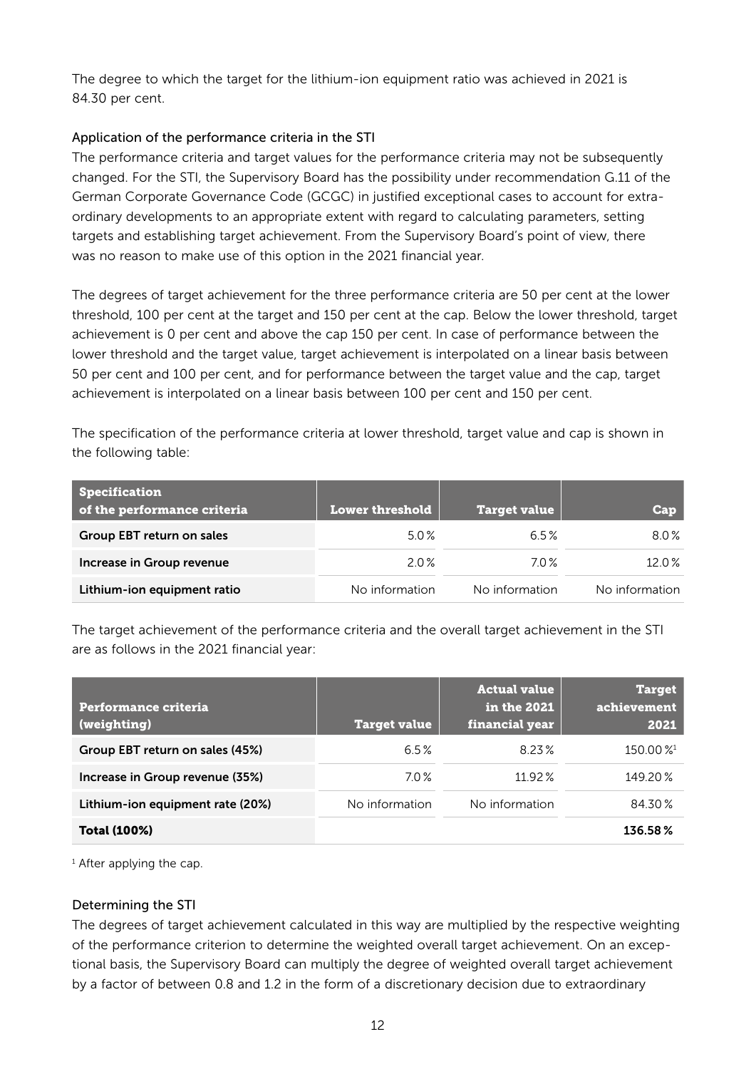The degree to which the target for the lithium-ion equipment ratio was achieved in 2021 is 84.30 per cent.

### Application of the performance criteria in the STI

The performance criteria and target values for the performance criteria may not be subsequently changed. For the STI, the Supervisory Board has the possibility under recommendation G.11 of the German Corporate Governance Code (GCGC) in justified exceptional cases to account for extraordinary developments to an appropriate extent with regard to calculating parameters, setting targets and establishing target achievement. From the Supervisory Board's point of view, there was no reason to make use of this option in the 2021 financial year.

The degrees of target achievement for the three performance criteria are 50 per cent at the lower threshold, 100 per cent at the target and 150 per cent at the cap. Below the lower threshold, target achievement is 0 per cent and above the cap 150 per cent. In case of performance between the lower threshold and the target value, target achievement is interpolated on a linear basis between 50 per cent and 100 per cent, and for performance between the target value and the cap, target achievement is interpolated on a linear basis between 100 per cent and 150 per cent.

The specification of the performance criteria at lower threshold, target value and cap is shown in the following table:

| Specification of the performance criteria | Lower threshold | Target value | Cap |
|---|---|---|---|
| **Group EBT return on sales** | 5.0 % | 6.5 % | 8.0 % |
| **Increase in Group revenue** | 2.0 % | 7.0 % | 12.0 % |
| **Lithium-ion equipment ratio** | No information | No information | No information |

The target achievement of the performance criteria and the overall target achievement in the STI are as follows in the 2021 financial year:

| Performance criteria (weighting) | Target value | Actual value in the 2021 financial year | Target achievement 2021 |
|---|---|---|---|
| **Group EBT return on sales (45%)** | 6.5 % | 8.23 % | 150.00 %[1] |
| **Increase in Group revenue (35%)** | 7.0 % | 11.92 % | 149.20 % |
| **Lithium-ion equipment rate (20%)** | No information | No information | 84.30 % |
| **Total (100%)** | | | **136.58 %** |

[1] After applying the cap.

### Determining the STI

The degrees of target achievement calculated in this way are multiplied by the respective weighting of the performance criterion to determine the weighted overall target achievement. On an exceptional basis, the Supervisory Board can multiply the degree of weighted overall target achievement by a factor of between 0.8 and 1.2 in the form of a discretionary decision due to extraordinary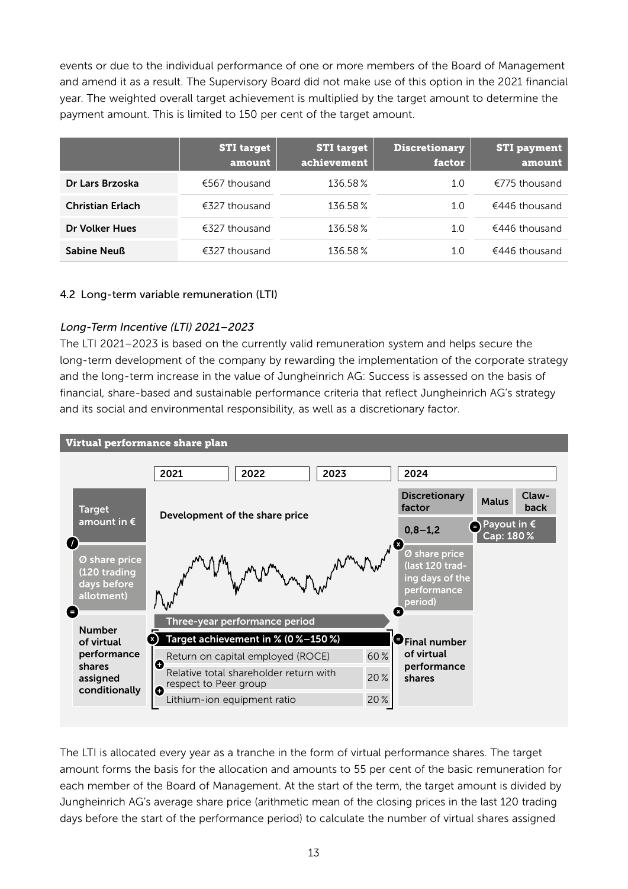events or due to the individual performance of one or more members of the Board of Management and amend it as a result. The Supervisory Board did not make use of this option in the 2021 financial year. The weighted overall target achievement is multiplied by the target amount to determine the payment amount. This is limited to 150 per cent of the target amount.

| | STI target amount | STI target achievement | Discretionary factor | STI payment amount |
|---|---|---|---|---|
| **Dr Lars Brzoska** | €567 thousand | 136.58 % | 1.0 | €775 thousand |
| **Christian Erlach** | €327 thousand | 136.58 % | 1.0 | €446 thousand |
| **Dr Volker Hues** | €327 thousand | 136.58 % | 1.0 | €446 thousand |
| **Sabine Neuß** | €327 thousand | 136.58 % | 1.0 | €446 thousand |

### 4.2 Long-term variable remuneration (LTI)

*Long-Term Incentive (LTI) 2021–2023*

The LTI 2021–2023 is based on the currently valid remuneration system and helps secure the long-term development of the company by rewarding the implementation of the corporate strategy and the long-term increase in the value of Jungheinrich AG: Success is assessed on the basis of financial, share-based and sustainable performance criteria that reflect Jungheinrich AG's strategy and its social and environmental responsibility, as well as a discretionary factor.

**Virtual performance share plan**

2021 | 2022 | 2023 | 2024

Target amount in € / Ø share price (120 trading days before allotment) = Number of virtual performance shares assigned conditionally

Development of the share price

Three-year performance period

x Target achievement in % (0 %–150 %)
- Return on capital employed (ROCE) 60 %
- \+ Relative total shareholder return with respect to Peer group 20 %
- \+ Lithium-ion equipment ratio 20 %

= Final number of virtual performance shares x Ø share price (last 120 trading days of the performance period) x Discretionary factor 0,8–1,2 = Payout in € Cap: 180 %

Malus | Claw-back

The LTI is allocated every year as a tranche in the form of virtual performance shares. The target amount forms the basis for the allocation and amounts to 55 per cent of the basic remuneration for each member of the Board of Management. At the start of the term, the target amount is divided by Jungheinrich AG's average share price (arithmetic mean of the closing prices in the last 120 trading days before the start of the performance period) to calculate the number of virtual shares assigned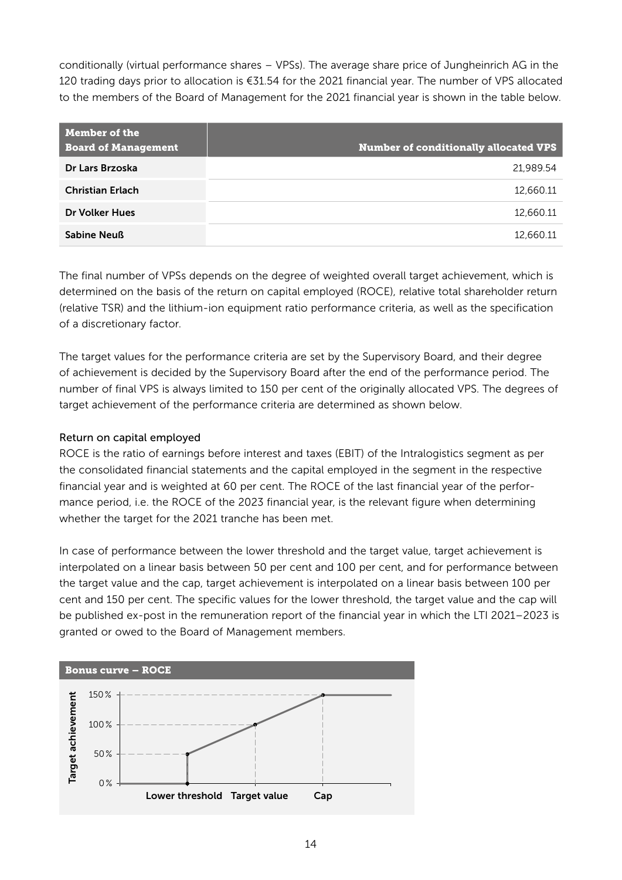conditionally (virtual performance shares – VPSs). The average share price of Jungheinrich AG in the 120 trading days prior to allocation is €31.54 for the 2021 financial year. The number of VPS allocated to the members of the Board of Management for the 2021 financial year is shown in the table below.

| Member of the Board of Management | Number of conditionally allocated VPS |
|---|---|
| Dr Lars Brzoska | 21,989.54 |
| Christian Erlach | 12,660.11 |
| Dr Volker Hues | 12,660.11 |
| Sabine Neuß | 12,660.11 |

The final number of VPSs depends on the degree of weighted overall target achievement, which is determined on the basis of the return on capital employed (ROCE), relative total shareholder return (relative TSR) and the lithium-ion equipment ratio performance criteria, as well as the specification of a discretionary factor.

The target values for the performance criteria are set by the Supervisory Board, and their degree of achievement is decided by the Supervisory Board after the end of the performance period. The number of final VPS is always limited to 150 per cent of the originally allocated VPS. The degrees of target achievement of the performance criteria are determined as shown below.

### Return on capital employed

ROCE is the ratio of earnings before interest and taxes (EBIT) of the Intralogistics segment as per the consolidated financial statements and the capital employed in the segment in the respective financial year and is weighted at 60 per cent. The ROCE of the last financial year of the performance period, i.e. the ROCE of the 2023 financial year, is the relevant figure when determining whether the target for the 2021 tranche has been met.

In case of performance between the lower threshold and the target value, target achievement is interpolated on a linear basis between 50 per cent and 100 per cent, and for performance between the target value and the cap, target achievement is interpolated on a linear basis between 100 per cent and 150 per cent. The specific values for the lower threshold, the target value and the cap will be published ex-post in the remuneration report of the financial year in which the LTI 2021–2023 is granted or owed to the Board of Management members.

**Bonus curve – ROCE**

Target achievement: 150 %, 100 %, 50 %, 0 %

Lower threshold, Target value, Cap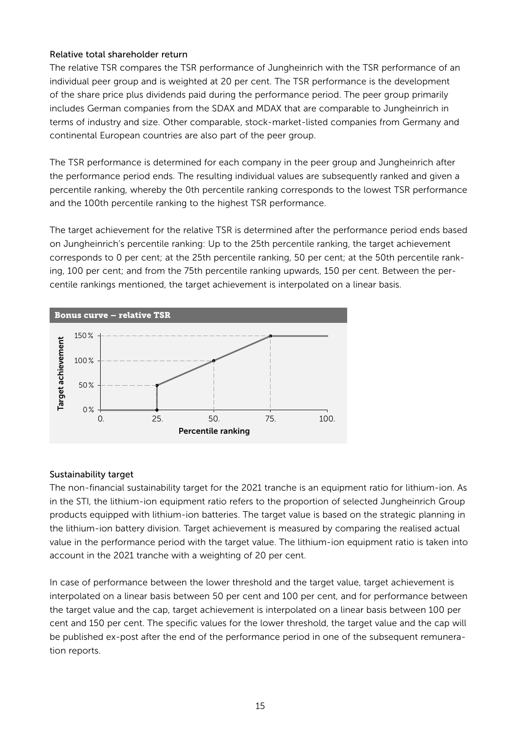### Relative total shareholder return

The relative TSR compares the TSR performance of Jungheinrich with the TSR performance of an individual peer group and is weighted at 20 per cent. The TSR performance is the development of the share price plus dividends paid during the performance period. The peer group primarily includes German companies from the SDAX and MDAX that are comparable to Jungheinrich in terms of industry and size. Other comparable, stock-market-listed companies from Germany and continental European countries are also part of the peer group.

The TSR performance is determined for each company in the peer group and Jungheinrich after the performance period ends. The resulting individual values are subsequently ranked and given a percentile ranking, whereby the 0th percentile ranking corresponds to the lowest TSR performance and the 100th percentile ranking to the highest TSR performance.

The target achievement for the relative TSR is determined after the performance period ends based on Jungheinrich's percentile ranking: Up to the 25th percentile ranking, the target achievement corresponds to 0 per cent; at the 25th percentile ranking, 50 per cent; at the 50th percentile ranking, 100 per cent; and from the 75th percentile ranking upwards, 150 per cent. Between the percentile rankings mentioned, the target achievement is interpolated on a linear basis.

**Bonus curve – relative TSR**

### Sustainability target

The non-financial sustainability target for the 2021 tranche is an equipment ratio for lithium-ion. As in the STI, the lithium-ion equipment ratio refers to the proportion of selected Jungheinrich Group products equipped with lithium-ion batteries. The target value is based on the strategic planning in the lithium-ion battery division. Target achievement is measured by comparing the realised actual value in the performance period with the target value. The lithium-ion equipment ratio is taken into account in the 2021 tranche with a weighting of 20 per cent.

In case of performance between the lower threshold and the target value, target achievement is interpolated on a linear basis between 50 per cent and 100 per cent, and for performance between the target value and the cap, target achievement is interpolated on a linear basis between 100 per cent and 150 per cent. The specific values for the lower threshold, the target value and the cap will be published ex-post after the end of the performance period in one of the subsequent remuneration reports.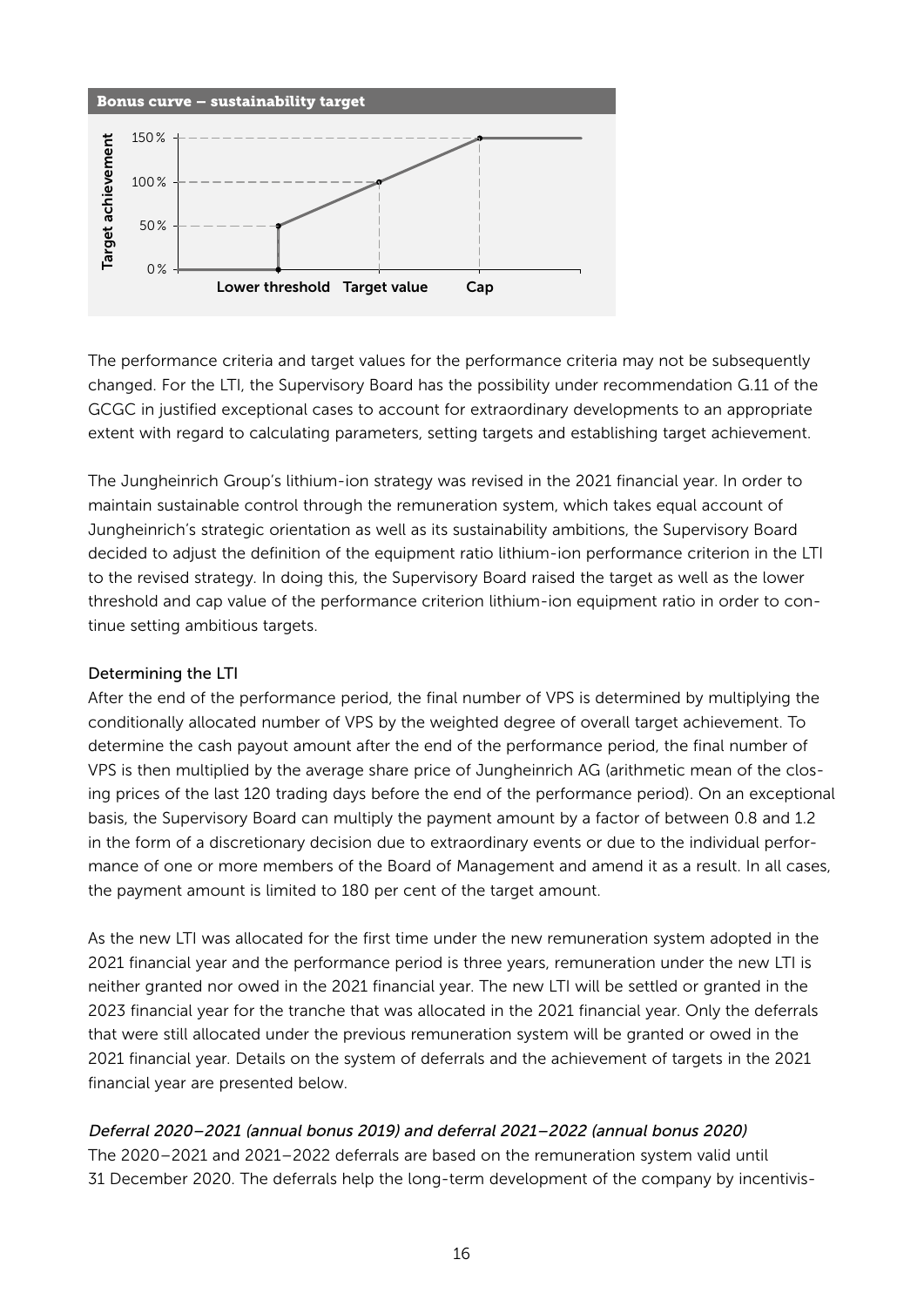**Bonus curve – sustainability target**

The performance criteria and target values for the performance criteria may not be subsequently changed. For the LTI, the Supervisory Board has the possibility under recommendation G.11 of the GCGC in justified exceptional cases to account for extraordinary developments to an appropriate extent with regard to calculating parameters, setting targets and establishing target achievement.

The Jungheinrich Group's lithium-ion strategy was revised in the 2021 financial year. In order to maintain sustainable control through the remuneration system, which takes equal account of Jungheinrich's strategic orientation as well as its sustainability ambitions, the Supervisory Board decided to adjust the definition of the equipment ratio lithium-ion performance criterion in the LTI to the revised strategy. In doing this, the Supervisory Board raised the target as well as the lower threshold and cap value of the performance criterion lithium-ion equipment ratio in order to continue setting ambitious targets.

### Determining the LTI

After the end of the performance period, the final number of VPS is determined by multiplying the conditionally allocated number of VPS by the weighted degree of overall target achievement. To determine the cash payout amount after the end of the performance period, the final number of VPS is then multiplied by the average share price of Jungheinrich AG (arithmetic mean of the closing prices of the last 120 trading days before the end of the performance period). On an exceptional basis, the Supervisory Board can multiply the payment amount by a factor of between 0.8 and 1.2 in the form of a discretionary decision due to extraordinary events or due to the individual performance of one or more members of the Board of Management and amend it as a result. In all cases, the payment amount is limited to 180 per cent of the target amount.

As the new LTI was allocated for the first time under the new remuneration system adopted in the 2021 financial year and the performance period is three years, remuneration under the new LTI is neither granted nor owed in the 2021 financial year. The new LTI will be settled or granted in the 2023 financial year for the tranche that was allocated in the 2021 financial year. Only the deferrals that were still allocated under the previous remuneration system will be granted or owed in the 2021 financial year. Details on the system of deferrals and the achievement of targets in the 2021 financial year are presented below.

*Deferral 2020–2021 (annual bonus 2019) and deferral 2021–2022 (annual bonus 2020)*

The 2020–2021 and 2021–2022 deferrals are based on the remuneration system valid until 31 December 2020. The deferrals help the long-term development of the company by incentivis-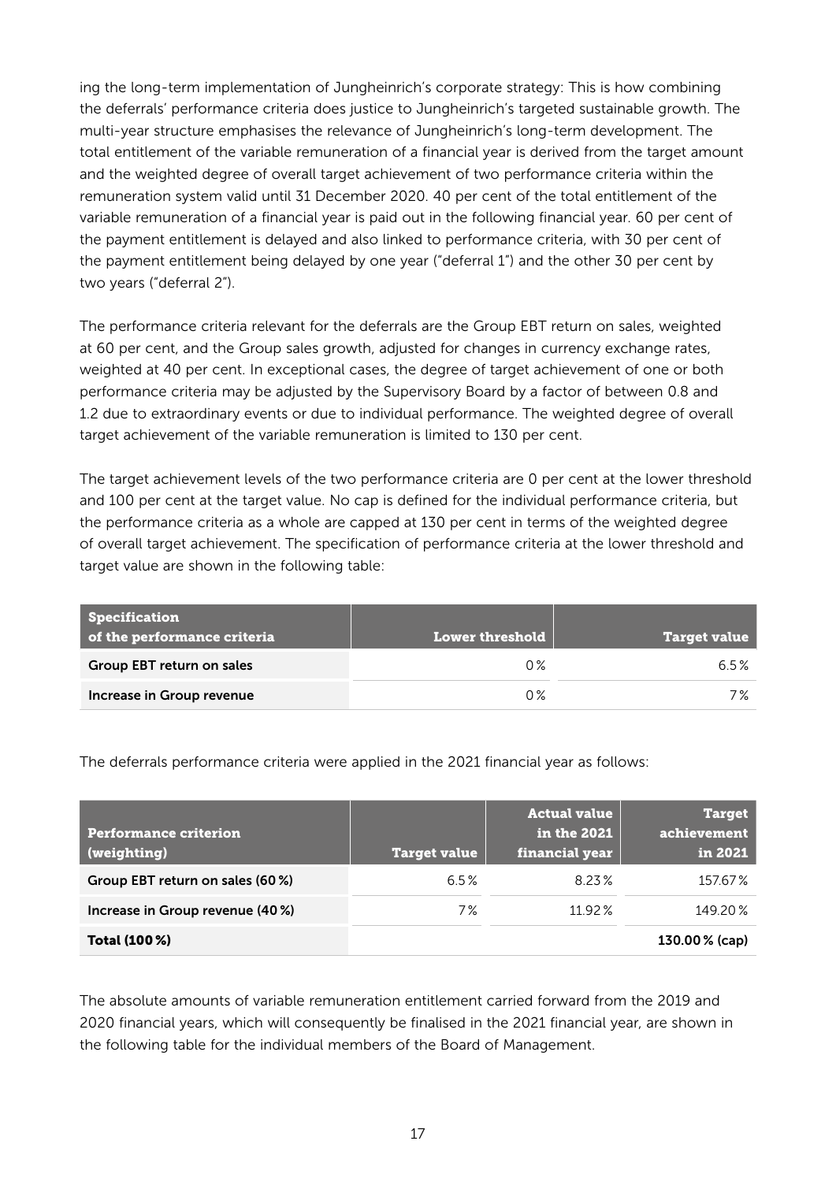ing the long-term implementation of Jungheinrich's corporate strategy: This is how combining the deferrals' performance criteria does justice to Jungheinrich's targeted sustainable growth. The multi-year structure emphasises the relevance of Jungheinrich's long-term development. The total entitlement of the variable remuneration of a financial year is derived from the target amount and the weighted degree of overall target achievement of two performance criteria within the remuneration system valid until 31 December 2020. 40 per cent of the total entitlement of the variable remuneration of a financial year is paid out in the following financial year. 60 per cent of the payment entitlement is delayed and also linked to performance criteria, with 30 per cent of the payment entitlement being delayed by one year ("deferral 1") and the other 30 per cent by two years ("deferral 2").

The performance criteria relevant for the deferrals are the Group EBT return on sales, weighted at 60 per cent, and the Group sales growth, adjusted for changes in currency exchange rates, weighted at 40 per cent. In exceptional cases, the degree of target achievement of one or both performance criteria may be adjusted by the Supervisory Board by a factor of between 0.8 and 1.2 due to extraordinary events or due to individual performance. The weighted degree of overall target achievement of the variable remuneration is limited to 130 per cent.

The target achievement levels of the two performance criteria are 0 per cent at the lower threshold and 100 per cent at the target value. No cap is defined for the individual performance criteria, but the performance criteria as a whole are capped at 130 per cent in terms of the weighted degree of overall target achievement. The specification of performance criteria at the lower threshold and target value are shown in the following table:

| Specification of the performance criteria | Lower threshold | Target value |
|---|---|---|
| Group EBT return on sales | 0% | 6.5% |
| Increase in Group revenue | 0% | 7% |

The deferrals performance criteria were applied in the 2021 financial year as follows:

| Performance criterion (weighting) | Target value | Actual value in the 2021 financial year | Target achievement in 2021 |
|---|---|---|---|
| Group EBT return on sales (60%) | 6.5% | 8.23% | 157.67% |
| Increase in Group revenue (40%) | 7% | 11.92% | 149.20% |
| **Total (100%)** | | | **130.00% (cap)** |

The absolute amounts of variable remuneration entitlement carried forward from the 2019 and 2020 financial years, which will consequently be finalised in the 2021 financial year, are shown in the following table for the individual members of the Board of Management.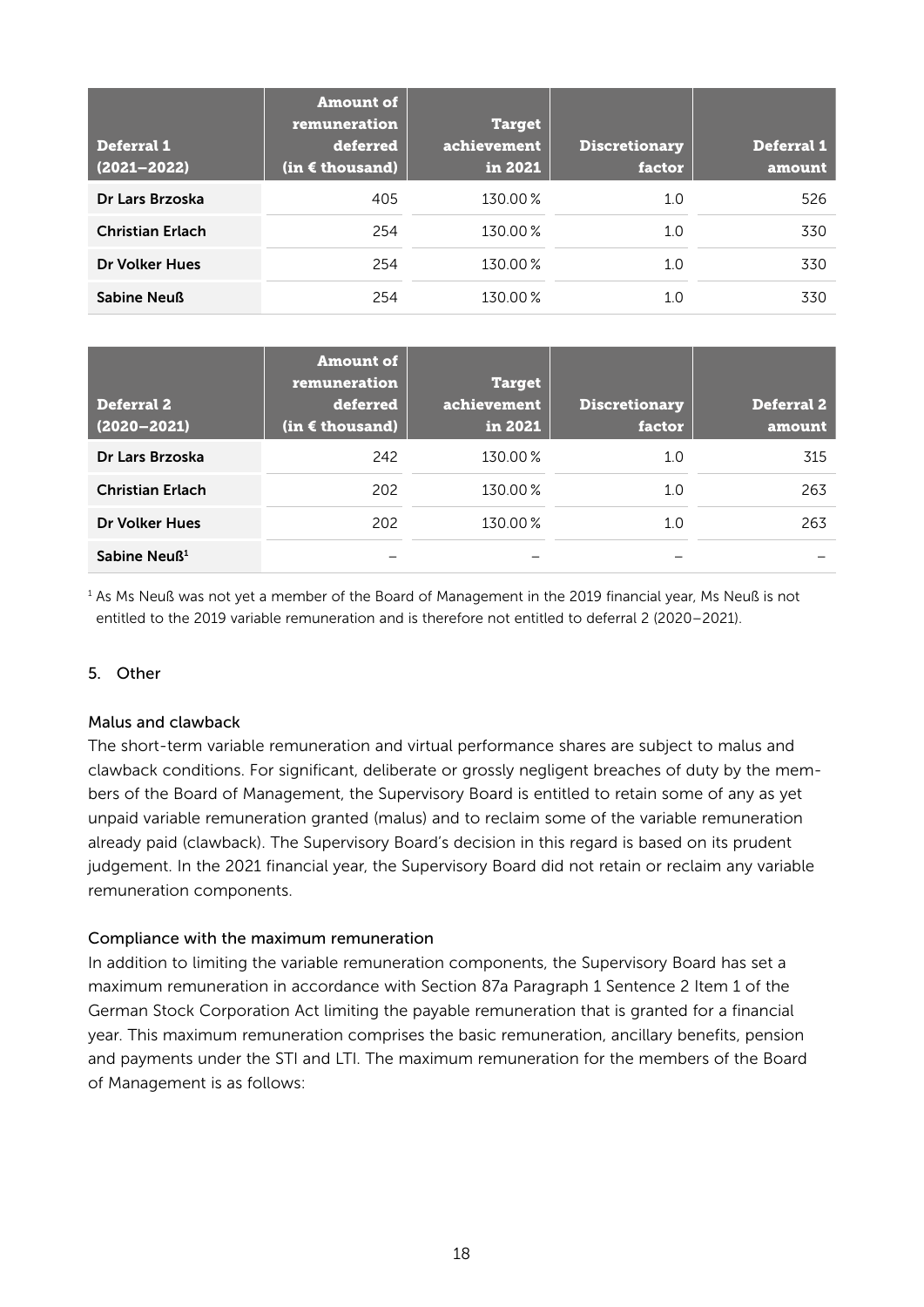| Deferral 1 (2021–2022) | Amount of remuneration deferred (in € thousand) | Target achievement in 2021 | Discretionary factor | Deferral 1 amount |
|---|---|---|---|---|
| Dr Lars Brzoska | 405 | 130.00 % | 1.0 | 526 |
| Christian Erlach | 254 | 130.00 % | 1.0 | 330 |
| Dr Volker Hues | 254 | 130.00 % | 1.0 | 330 |
| Sabine Neuß | 254 | 130.00 % | 1.0 | 330 |

| Deferral 2 (2020–2021) | Amount of remuneration deferred (in € thousand) | Target achievement in 2021 | Discretionary factor | Deferral 2 amount |
|---|---|---|---|---|
| Dr Lars Brzoska | 242 | 130.00 % | 1.0 | 315 |
| Christian Erlach | 202 | 130.00 % | 1.0 | 263 |
| Dr Volker Hues | 202 | 130.00 % | 1.0 | 263 |
| Sabine Neuß[1] | – | – | – | – |

[1] As Ms Neuß was not yet a member of the Board of Management in the 2019 financial year, Ms Neuß is not entitled to the 2019 variable remuneration and is therefore not entitled to deferral 2 (2020–2021).

5. Other

Malus and clawback

The short-term variable remuneration and virtual performance shares are subject to malus and clawback conditions. For significant, deliberate or grossly negligent breaches of duty by the members of the Board of Management, the Supervisory Board is entitled to retain some of any as yet unpaid variable remuneration granted (malus) and to reclaim some of the variable remuneration already paid (clawback). The Supervisory Board's decision in this regard is based on its prudent judgement. In the 2021 financial year, the Supervisory Board did not retain or reclaim any variable remuneration components.

Compliance with the maximum remuneration

In addition to limiting the variable remuneration components, the Supervisory Board has set a maximum remuneration in accordance with Section 87a Paragraph 1 Sentence 2 Item 1 of the German Stock Corporation Act limiting the payable remuneration that is granted for a financial year. This maximum remuneration comprises the basic remuneration, ancillary benefits, pension and payments under the STI and LTI. The maximum remuneration for the members of the Board of Management is as follows: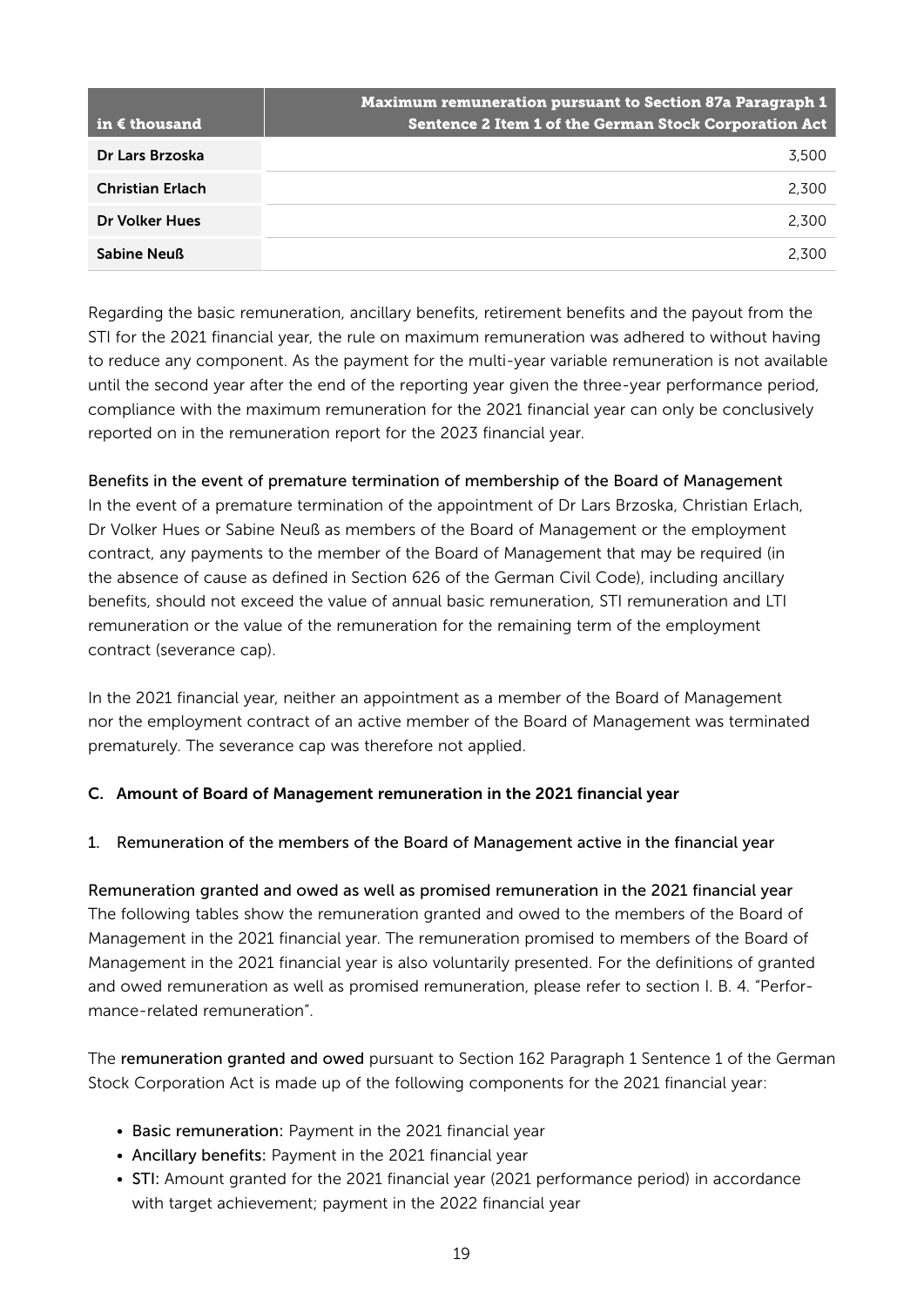| in € thousand | Maximum remuneration pursuant to Section 87a Paragraph 1 Sentence 2 Item 1 of the German Stock Corporation Act |
|---|---|
| **Dr Lars Brzoska** | 3,500 |
| **Christian Erlach** | 2,300 |
| **Dr Volker Hues** | 2,300 |
| **Sabine Neuß** | 2,300 |

Regarding the basic remuneration, ancillary benefits, retirement benefits and the payout from the STI for the 2021 financial year, the rule on maximum remuneration was adhered to without having to reduce any component. As the payment for the multi-year variable remuneration is not available until the second year after the end of the reporting year given the three-year performance period, compliance with the maximum remuneration for the 2021 financial year can only be conclusively reported on in the remuneration report for the 2023 financial year.

**Benefits in the event of premature termination of membership of the Board of Management**

In the event of a premature termination of the appointment of Dr Lars Brzoska, Christian Erlach, Dr Volker Hues or Sabine Neuß as members of the Board of Management or the employment contract, any payments to the member of the Board of Management that may be required (in the absence of cause as defined in Section 626 of the German Civil Code), including ancillary benefits, should not exceed the value of annual basic remuneration, STI remuneration and LTI remuneration or the value of the remuneration for the remaining term of the employment contract (severance cap).

In the 2021 financial year, neither an appointment as a member of the Board of Management nor the employment contract of an active member of the Board of Management was terminated prematurely. The severance cap was therefore not applied.

## C. Amount of Board of Management remuneration in the 2021 financial year

### 1. Remuneration of the members of the Board of Management active in the financial year

**Remuneration granted and owed as well as promised remuneration in the 2021 financial year**

The following tables show the remuneration granted and owed to the members of the Board of Management in the 2021 financial year. The remuneration promised to members of the Board of Management in the 2021 financial year is also voluntarily presented. For the definitions of granted and owed remuneration as well as promised remuneration, please refer to section I. B. 4. "Performance-related remuneration".

The **remuneration granted and owed** pursuant to Section 162 Paragraph 1 Sentence 1 of the German Stock Corporation Act is made up of the following components for the 2021 financial year:

- **Basic remuneration:** Payment in the 2021 financial year
- **Ancillary benefits:** Payment in the 2021 financial year
- **STI:** Amount granted for the 2021 financial year (2021 performance period) in accordance with target achievement; payment in the 2022 financial year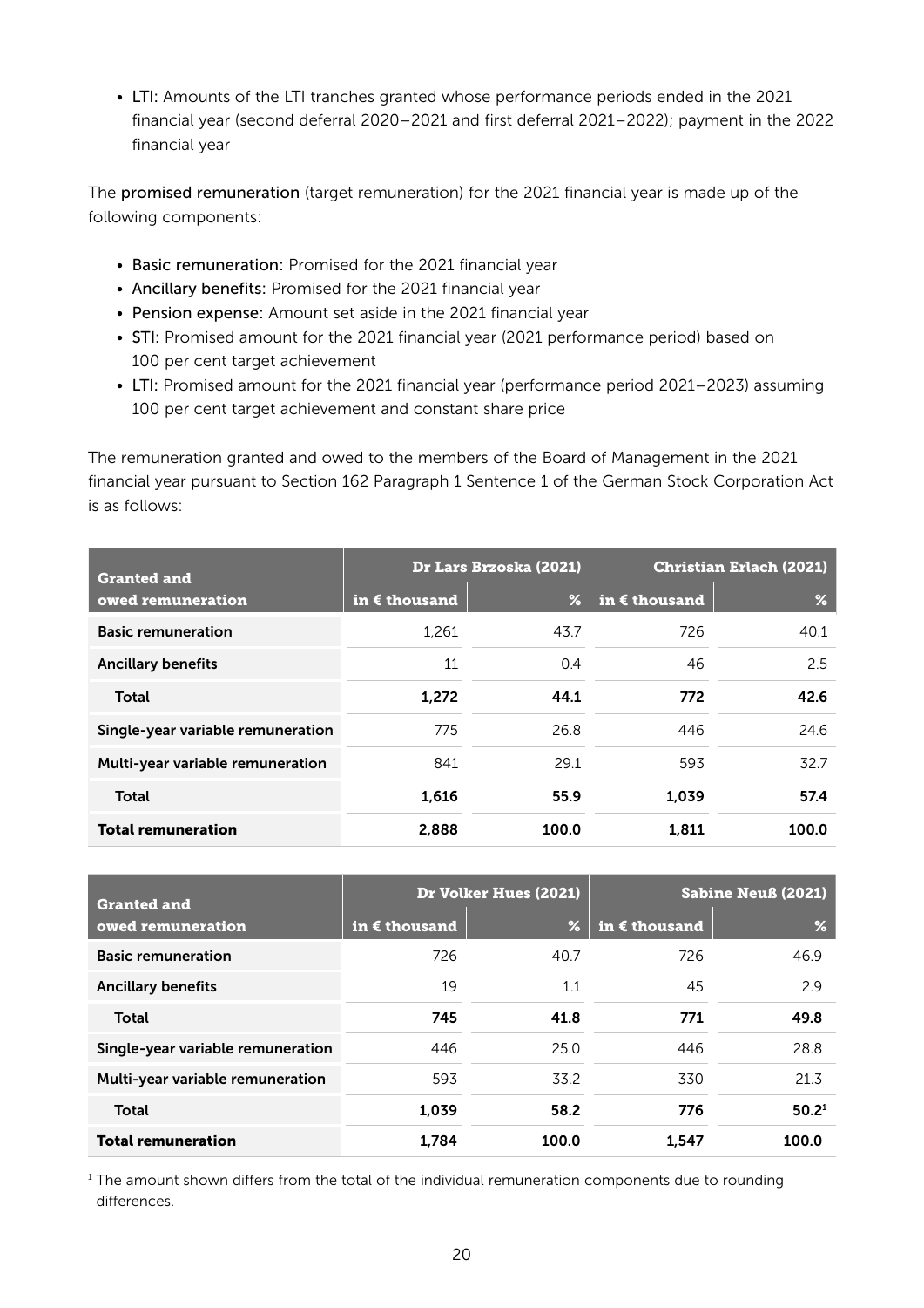- **LTI:** Amounts of the LTI tranches granted whose performance periods ended in the 2021 financial year (second deferral 2020–2021 and first deferral 2021–2022); payment in the 2022 financial year

The **promised remuneration** (target remuneration) for the 2021 financial year is made up of the following components:

- **Basic remuneration:** Promised for the 2021 financial year
- **Ancillary benefits:** Promised for the 2021 financial year
- **Pension expense:** Amount set aside in the 2021 financial year
- **STI:** Promised amount for the 2021 financial year (2021 performance period) based on 100 per cent target achievement
- **LTI:** Promised amount for the 2021 financial year (performance period 2021–2023) assuming 100 per cent target achievement and constant share price

The remuneration granted and owed to the members of the Board of Management in the 2021 financial year pursuant to Section 162 Paragraph 1 Sentence 1 of the German Stock Corporation Act is as follows:

| Granted and owed remuneration | Dr Lars Brzoska (2021) | | Christian Erlach (2021) | |
|---|---|---|---|---|
| | in € thousand | % | in € thousand | % |
| **Basic remuneration** | 1,261 | 43.7 | 726 | 40.1 |
| **Ancillary benefits** | 11 | 0.4 | 46 | 2.5 |
| **Total** | **1,272** | **44.1** | **772** | **42.6** |
| **Single-year variable remuneration** | 775 | 26.8 | 446 | 24.6 |
| **Multi-year variable remuneration** | 841 | 29.1 | 593 | 32.7 |
| **Total** | **1,616** | **55.9** | **1,039** | **57.4** |
| **Total remuneration** | **2,888** | **100.0** | **1,811** | **100.0** |

| Granted and owed remuneration | Dr Volker Hues (2021) | | Sabine Neuß (2021) | |
|---|---|---|---|---|
| | in € thousand | % | in € thousand | % |
| **Basic remuneration** | 726 | 40.7 | 726 | 46.9 |
| **Ancillary benefits** | 19 | 1.1 | 45 | 2.9 |
| **Total** | **745** | **41.8** | **771** | **49.8** |
| **Single-year variable remuneration** | 446 | 25.0 | 446 | 28.8 |
| **Multi-year variable remuneration** | 593 | 33.2 | 330 | 21.3 |
| **Total** | **1,039** | **58.2** | **776** | **50.2**[1] |
| **Total remuneration** | **1,784** | **100.0** | **1,547** | **100.0** |

[1] The amount shown differs from the total of the individual remuneration components due to rounding differences.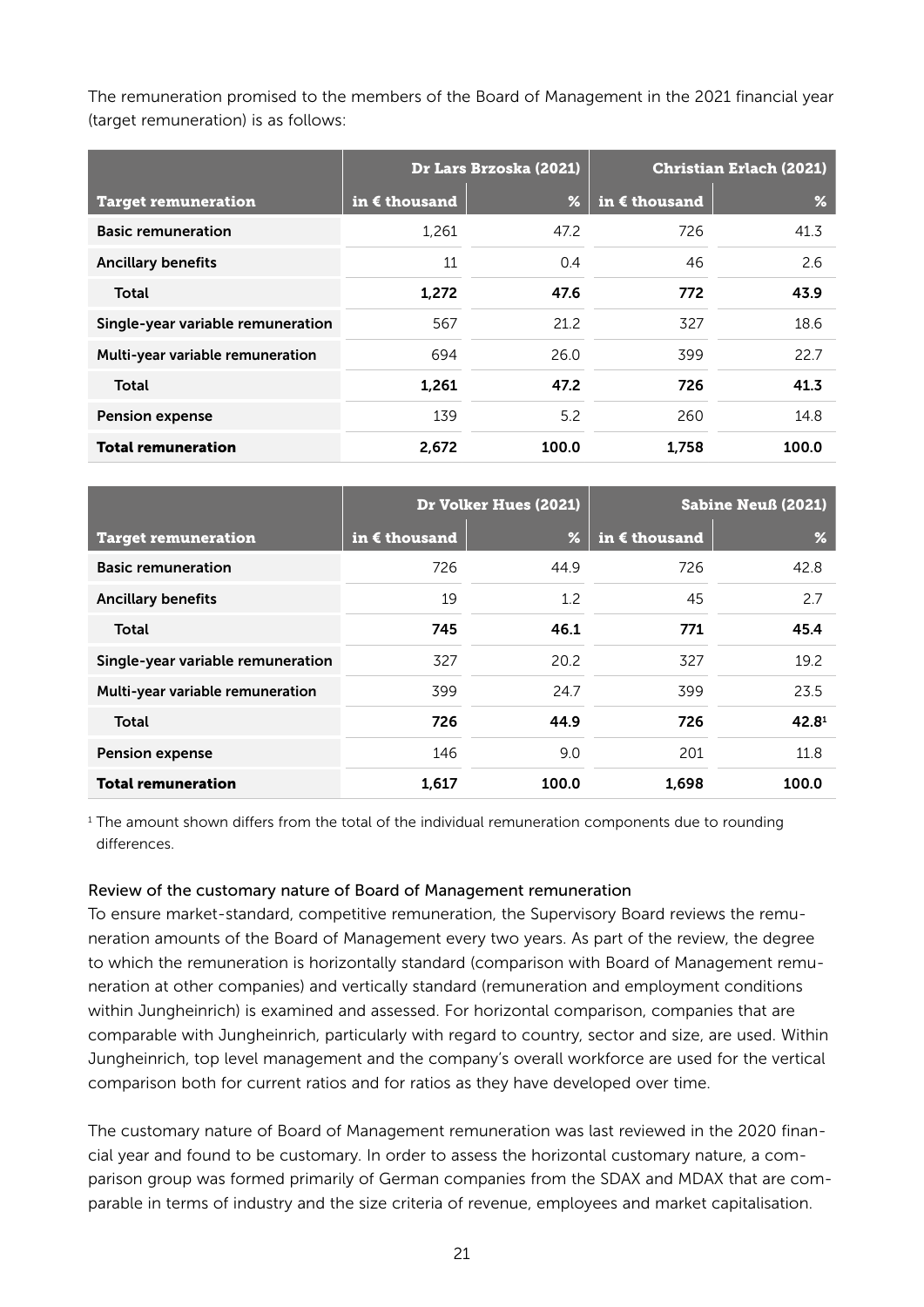The remuneration promised to the members of the Board of Management in the 2021 financial year (target remuneration) is as follows:

| | Dr Lars Brzoska (2021) | | Christian Erlach (2021) | |
|---|---|---|---|---|
| **Target remuneration** | **in € thousand** | **%** | **in € thousand** | **%** |
| **Basic remuneration** | 1,261 | 47.2 | 726 | 41.3 |
| **Ancillary benefits** | 11 | 0.4 | 46 | 2.6 |
| **Total** | **1,272** | **47.6** | **772** | **43.9** |
| **Single-year variable remuneration** | 567 | 21.2 | 327 | 18.6 |
| **Multi-year variable remuneration** | 694 | 26.0 | 399 | 22.7 |
| **Total** | **1,261** | **47.2** | **726** | **41.3** |
| **Pension expense** | 139 | 5.2 | 260 | 14.8 |
| **Total remuneration** | **2,672** | **100.0** | **1,758** | **100.0** |

| | Dr Volker Hues (2021) | | Sabine Neuß (2021) | |
|---|---|---|---|---|
| **Target remuneration** | **in € thousand** | **%** | **in € thousand** | **%** |
| **Basic remuneration** | 726 | 44.9 | 726 | 42.8 |
| **Ancillary benefits** | 19 | 1.2 | 45 | 2.7 |
| **Total** | **745** | **46.1** | **771** | **45.4** |
| **Single-year variable remuneration** | 327 | 20.2 | 327 | 19.2 |
| **Multi-year variable remuneration** | 399 | 24.7 | 399 | 23.5 |
| **Total** | **726** | **44.9** | **726** | **42.8**[1] |
| **Pension expense** | 146 | 9.0 | 201 | 11.8 |
| **Total remuneration** | **1,617** | **100.0** | **1,698** | **100.0** |

[1] The amount shown differs from the total of the individual remuneration components due to rounding differences.

### Review of the customary nature of Board of Management remuneration

To ensure market-standard, competitive remuneration, the Supervisory Board reviews the remuneration amounts of the Board of Management every two years. As part of the review, the degree to which the remuneration is horizontally standard (comparison with Board of Management remuneration at other companies) and vertically standard (remuneration and employment conditions within Jungheinrich) is examined and assessed. For horizontal comparison, companies that are comparable with Jungheinrich, particularly with regard to country, sector and size, are used. Within Jungheinrich, top level management and the company's overall workforce are used for the vertical comparison both for current ratios and for ratios as they have developed over time.

The customary nature of Board of Management remuneration was last reviewed in the 2020 financial year and found to be customary. In order to assess the horizontal customary nature, a comparison group was formed primarily of German companies from the SDAX and MDAX that are comparable in terms of industry and the size criteria of revenue, employees and market capitalisation.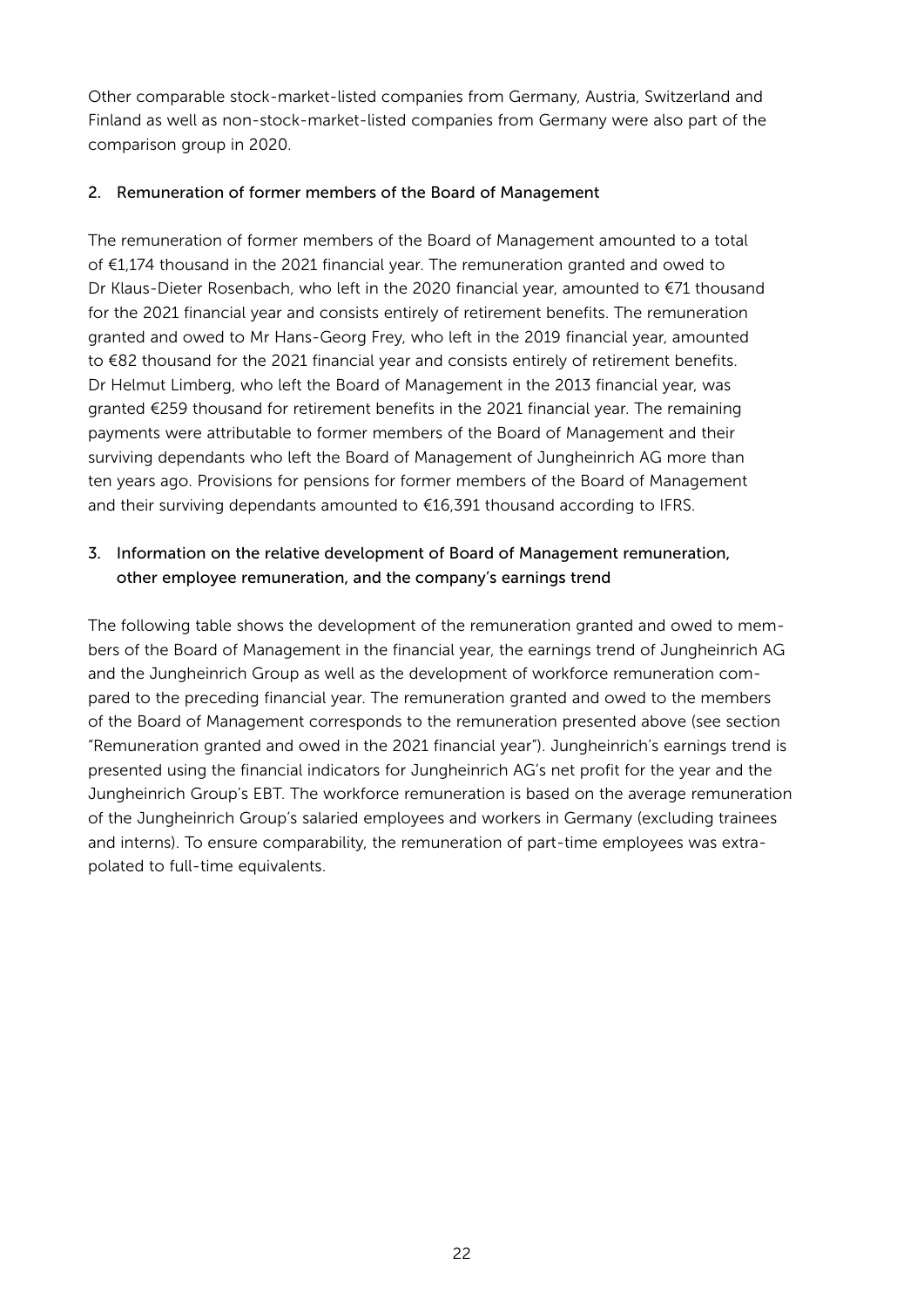Other comparable stock-market-listed companies from Germany, Austria, Switzerland and Finland as well as non-stock-market-listed companies from Germany were also part of the comparison group in 2020.

## 2. Remuneration of former members of the Board of Management

The remuneration of former members of the Board of Management amounted to a total of €1,174 thousand in the 2021 financial year. The remuneration granted and owed to Dr Klaus-Dieter Rosenbach, who left in the 2020 financial year, amounted to €71 thousand for the 2021 financial year and consists entirely of retirement benefits. The remuneration granted and owed to Mr Hans-Georg Frey, who left in the 2019 financial year, amounted to €82 thousand for the 2021 financial year and consists entirely of retirement benefits. Dr Helmut Limberg, who left the Board of Management in the 2013 financial year, was granted €259 thousand for retirement benefits in the 2021 financial year. The remaining payments were attributable to former members of the Board of Management and their surviving dependants who left the Board of Management of Jungheinrich AG more than ten years ago. Provisions for pensions for former members of the Board of Management and their surviving dependants amounted to €16,391 thousand according to IFRS.

## 3. Information on the relative development of Board of Management remuneration, other employee remuneration, and the company's earnings trend

The following table shows the development of the remuneration granted and owed to members of the Board of Management in the financial year, the earnings trend of Jungheinrich AG and the Jungheinrich Group as well as the development of workforce remuneration compared to the preceding financial year. The remuneration granted and owed to the members of the Board of Management corresponds to the remuneration presented above (see section "Remuneration granted and owed in the 2021 financial year"). Jungheinrich's earnings trend is presented using the financial indicators for Jungheinrich AG's net profit for the year and the Jungheinrich Group's EBT. The workforce remuneration is based on the average remuneration of the Jungheinrich Group's salaried employees and workers in Germany (excluding trainees and interns). To ensure comparability, the remuneration of part-time employees was extrapolated to full-time equivalents.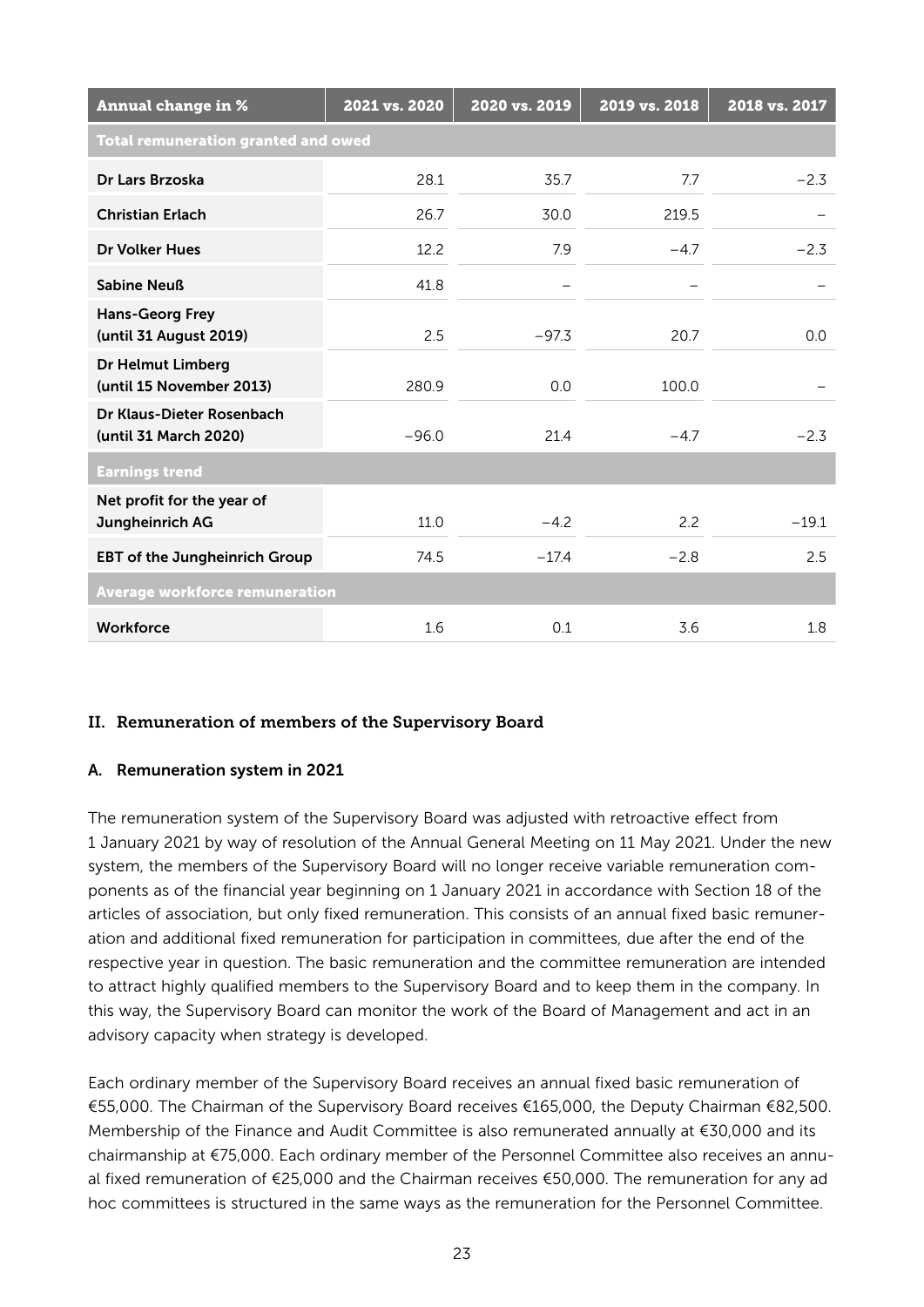| Annual change in % | 2021 vs. 2020 | 2020 vs. 2019 | 2019 vs. 2018 | 2018 vs. 2017 |
|---|---|---|---|---|
| **Total remuneration granted and owed** | | | | |
| Dr Lars Brzoska | 28.1 | 35.7 | 7.7 | −2.3 |
| Christian Erlach | 26.7 | 30.0 | 219.5 | – |
| Dr Volker Hues | 12.2 | 7.9 | −4.7 | −2.3 |
| Sabine Neuß | 41.8 | – | – | – |
| Hans-Georg Frey (until 31 August 2019) | 2.5 | −97.3 | 20.7 | 0.0 |
| Dr Helmut Limberg (until 15 November 2013) | 280.9 | 0.0 | 100.0 | – |
| Dr Klaus-Dieter Rosenbach (until 31 March 2020) | −96.0 | 21.4 | −4.7 | −2.3 |
| **Earnings trend** | | | | |
| Net profit for the year of Jungheinrich AG | 11.0 | −4.2 | 2.2 | −19.1 |
| EBT of the Jungheinrich Group | 74.5 | −17.4 | −2.8 | 2.5 |
| **Average workforce remuneration** | | | | |
| Workforce | 1.6 | 0.1 | 3.6 | 1.8 |

## II. Remuneration of members of the Supervisory Board

### A. Remuneration system in 2021

The remuneration system of the Supervisory Board was adjusted with retroactive effect from 1 January 2021 by way of resolution of the Annual General Meeting on 11 May 2021. Under the new system, the members of the Supervisory Board will no longer receive variable remuneration components as of the financial year beginning on 1 January 2021 in accordance with Section 18 of the articles of association, but only fixed remuneration. This consists of an annual fixed basic remuneration and additional fixed remuneration for participation in committees, due after the end of the respective year in question. The basic remuneration and the committee remuneration are intended to attract highly qualified members to the Supervisory Board and to keep them in the company. In this way, the Supervisory Board can monitor the work of the Board of Management and act in an advisory capacity when strategy is developed.

Each ordinary member of the Supervisory Board receives an annual fixed basic remuneration of €55,000. The Chairman of the Supervisory Board receives €165,000, the Deputy Chairman €82,500. Membership of the Finance and Audit Committee is also remunerated annually at €30,000 and its chairmanship at €75,000. Each ordinary member of the Personnel Committee also receives an annual fixed remuneration of €25,000 and the Chairman receives €50,000. The remuneration for any ad hoc committees is structured in the same ways as the remuneration for the Personnel Committee.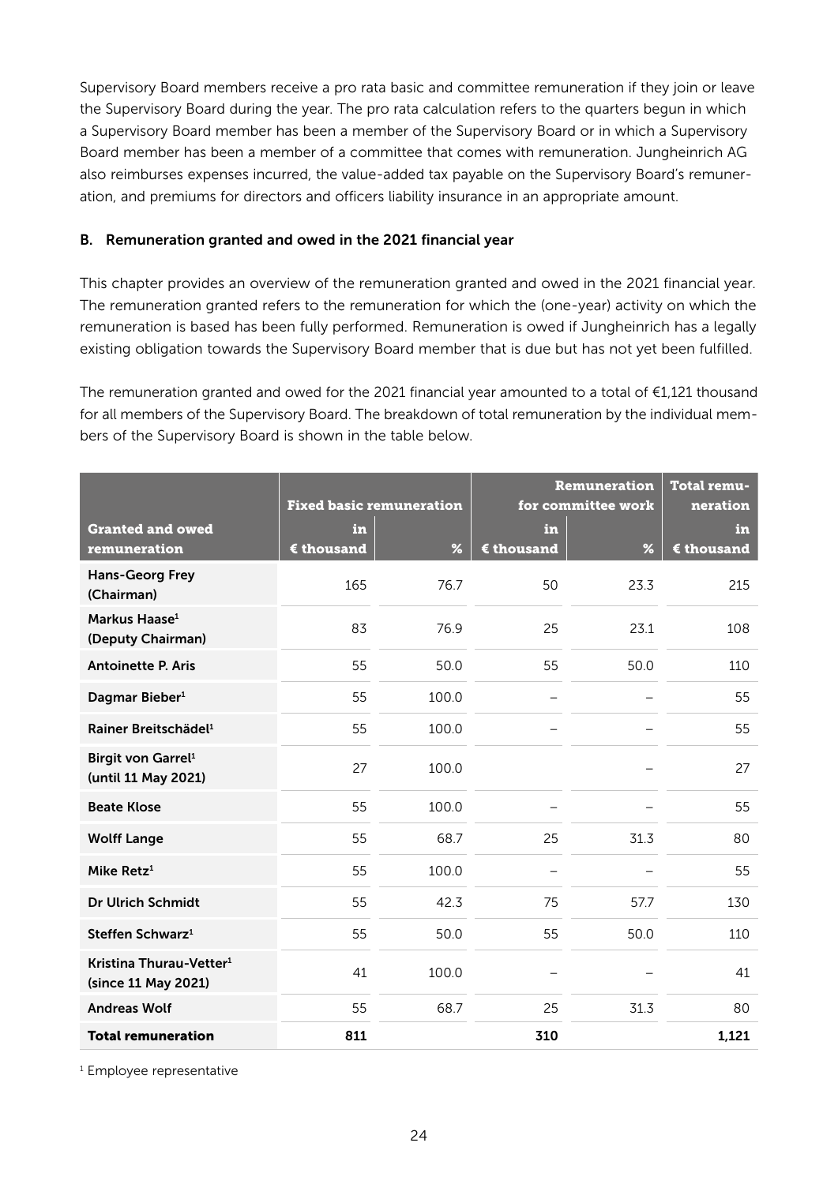Supervisory Board members receive a pro rata basic and committee remuneration if they join or leave the Supervisory Board during the year. The pro rata calculation refers to the quarters begun in which a Supervisory Board member has been a member of the Supervisory Board or in which a Supervisory Board member has been a member of a committee that comes with remuneration. Jungheinrich AG also reimburses expenses incurred, the value-added tax payable on the Supervisory Board's remuneration, and premiums for directors and officers liability insurance in an appropriate amount.

### B. Remuneration granted and owed in the 2021 financial year

This chapter provides an overview of the remuneration granted and owed in the 2021 financial year. The remuneration granted refers to the remuneration for which the (one-year) activity on which the remuneration is based has been fully performed. Remuneration is owed if Jungheinrich has a legally existing obligation towards the Supervisory Board member that is due but has not yet been fulfilled.

The remuneration granted and owed for the 2021 financial year amounted to a total of €1,121 thousand for all members of the Supervisory Board. The breakdown of total remuneration by the individual members of the Supervisory Board is shown in the table below.

| | Fixed basic remuneration | | Remuneration for committee work | | Total remuneration |
|---|---|---|---|---|---|
| **Granted and owed remuneration** | in € thousand | % | in € thousand | % | in € thousand |
| **Hans-Georg Frey (Chairman)** | 165 | 76.7 | 50 | 23.3 | 215 |
| **Markus Haase[1] (Deputy Chairman)** | 83 | 76.9 | 25 | 23.1 | 108 |
| **Antoinette P. Aris** | 55 | 50.0 | 55 | 50.0 | 110 |
| **Dagmar Bieber[1]** | 55 | 100.0 | – | – | 55 |
| **Rainer Breitschädel[1]** | 55 | 100.0 | – | – | 55 |
| **Birgit von Garrel[1] (until 11 May 2021)** | 27 | 100.0 | | – | 27 |
| **Beate Klose** | 55 | 100.0 | – | – | 55 |
| **Wolff Lange** | 55 | 68.7 | 25 | 31.3 | 80 |
| **Mike Retz[1]** | 55 | 100.0 | – | – | 55 |
| **Dr Ulrich Schmidt** | 55 | 42.3 | 75 | 57.7 | 130 |
| **Steffen Schwarz[1]** | 55 | 50.0 | 55 | 50.0 | 110 |
| **Kristina Thurau-Vetter[1] (since 11 May 2021)** | 41 | 100.0 | – | – | 41 |
| **Andreas Wolf** | 55 | 68.7 | 25 | 31.3 | 80 |
| **Total remuneration** | **811** | | **310** | | **1,121** |

[1] Employee representative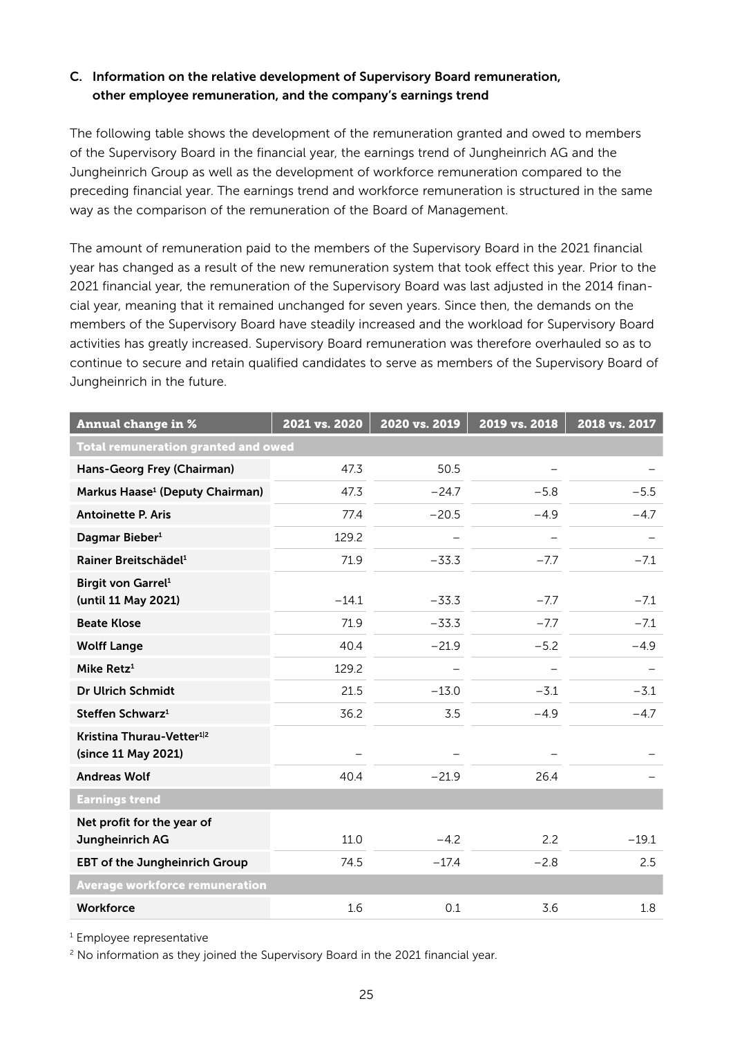### C. Information on the relative development of Supervisory Board remuneration, other employee remuneration, and the company's earnings trend

The following table shows the development of the remuneration granted and owed to members of the Supervisory Board in the financial year, the earnings trend of Jungheinrich AG and the Jungheinrich Group as well as the development of workforce remuneration compared to the preceding financial year. The earnings trend and workforce remuneration is structured in the same way as the comparison of the remuneration of the Board of Management.

The amount of remuneration paid to the members of the Supervisory Board in the 2021 financial year has changed as a result of the new remuneration system that took effect this year. Prior to the 2021 financial year, the remuneration of the Supervisory Board was last adjusted in the 2014 financial year, meaning that it remained unchanged for seven years. Since then, the demands on the members of the Supervisory Board have steadily increased and the workload for Supervisory Board activities has greatly increased. Supervisory Board remuneration was therefore overhauled so as to continue to secure and retain qualified candidates to serve as members of the Supervisory Board of Jungheinrich in the future.

| Annual change in % | 2021 vs. 2020 | 2020 vs. 2019 | 2019 vs. 2018 | 2018 vs. 2017 |
|---|---|---|---|---|
| **Total remuneration granted and owed** | | | | |
| Hans-Georg Frey (Chairman) | 47.3 | 50.5 | – | – |
| Markus Haase[1] (Deputy Chairman) | 47.3 | −24.7 | −5.8 | −5.5 |
| Antoinette P. Aris | 77.4 | −20.5 | −4.9 | −4.7 |
| Dagmar Bieber[1] | 129.2 | – | – | – |
| Rainer Breitschädel[1] | 71.9 | −33.3 | −7.7 | −7.1 |
| Birgit von Garrel[1] (until 11 May 2021) | −14.1 | −33.3 | −7.7 | −7.1 |
| Beate Klose | 71.9 | −33.3 | −7.7 | −7.1 |
| Wolff Lange | 40.4 | −21.9 | −5.2 | −4.9 |
| Mike Retz[1] | 129.2 | – | – | – |
| Dr Ulrich Schmidt | 21.5 | −13.0 | −3.1 | −3.1 |
| Steffen Schwarz[1] | 36.2 | 3.5 | −4.9 | −4.7 |
| Kristina Thurau-Vetter[1,2] (since 11 May 2021) | – | – | – | – |
| Andreas Wolf | 40.4 | −21.9 | 26.4 | – |
| **Earnings trend** | | | | |
| Net profit for the year of Jungheinrich AG | 11.0 | −4.2 | 2.2 | −19.1 |
| EBT of the Jungheinrich Group | 74.5 | −17.4 | −2.8 | 2.5 |
| **Average workforce remuneration** | | | | |
| Workforce | 1.6 | 0.1 | 3.6 | 1.8 |

[1] Employee representative

[2] No information as they joined the Supervisory Board in the 2021 financial year.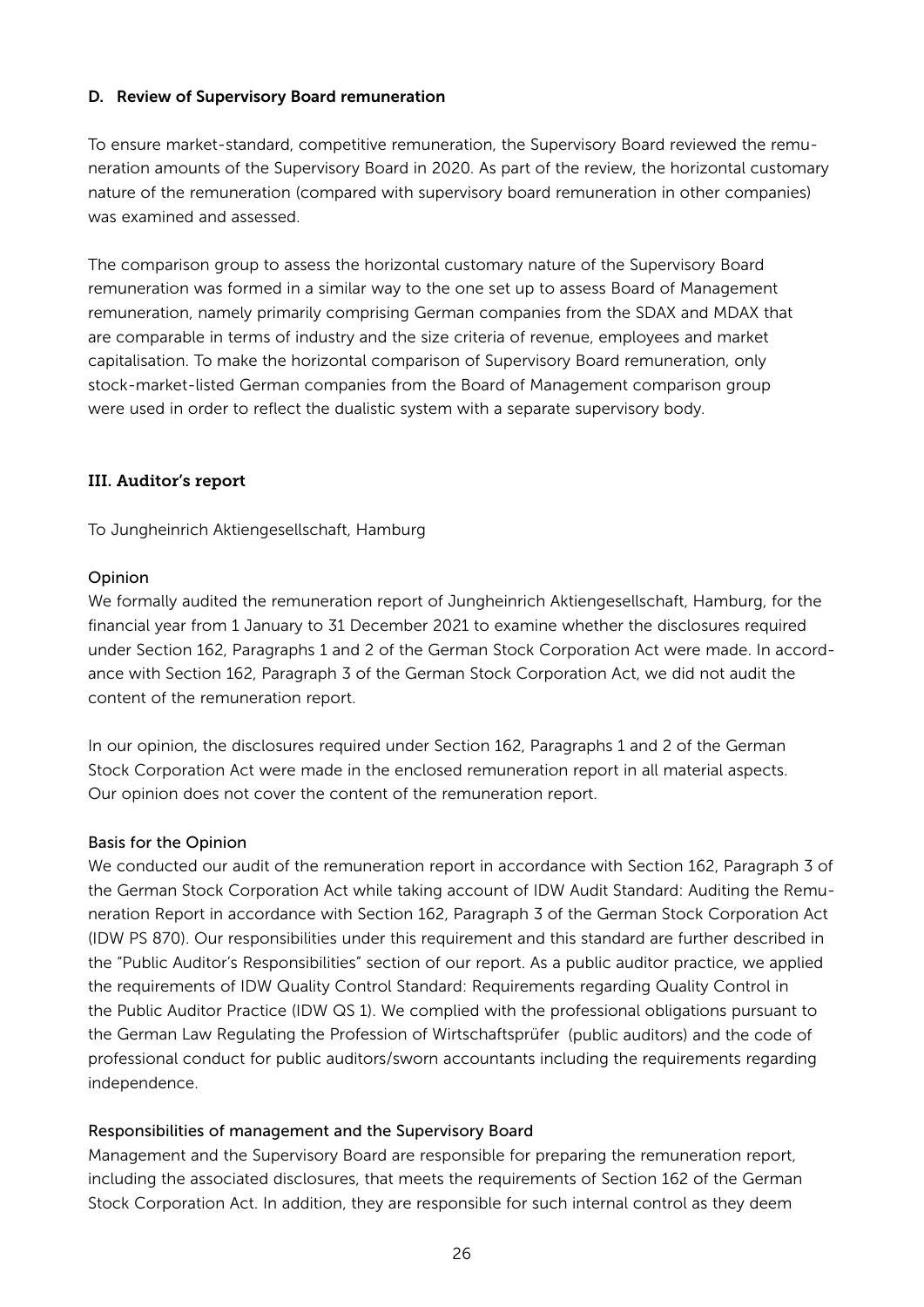### D. Review of Supervisory Board remuneration

To ensure market-standard, competitive remuneration, the Supervisory Board reviewed the remuneration amounts of the Supervisory Board in 2020. As part of the review, the horizontal customary nature of the remuneration (compared with supervisory board remuneration in other companies) was examined and assessed.

The comparison group to assess the horizontal customary nature of the Supervisory Board remuneration was formed in a similar way to the one set up to assess Board of Management remuneration, namely primarily comprising German companies from the SDAX and MDAX that are comparable in terms of industry and the size criteria of revenue, employees and market capitalisation. To make the horizontal comparison of Supervisory Board remuneration, only stock-market-listed German companies from the Board of Management comparison group were used in order to reflect the dualistic system with a separate supervisory body.

## III. Auditor's report

To Jungheinrich Aktiengesellschaft, Hamburg

#### Opinion

We formally audited the remuneration report of Jungheinrich Aktiengesellschaft, Hamburg, for the financial year from 1 January to 31 December 2021 to examine whether the disclosures required under Section 162, Paragraphs 1 and 2 of the German Stock Corporation Act were made. In accordance with Section 162, Paragraph 3 of the German Stock Corporation Act, we did not audit the content of the remuneration report.

In our opinion, the disclosures required under Section 162, Paragraphs 1 and 2 of the German Stock Corporation Act were made in the enclosed remuneration report in all material aspects. Our opinion does not cover the content of the remuneration report.

#### Basis for the Opinion

We conducted our audit of the remuneration report in accordance with Section 162, Paragraph 3 of the German Stock Corporation Act while taking account of IDW Audit Standard: Auditing the Remuneration Report in accordance with Section 162, Paragraph 3 of the German Stock Corporation Act (IDW PS 870). Our responsibilities under this requirement and this standard are further described in the "Public Auditor's Responsibilities" section of our report. As a public auditor practice, we applied the requirements of IDW Quality Control Standard: Requirements regarding Quality Control in the Public Auditor Practice (IDW QS 1). We complied with the professional obligations pursuant to the German Law Regulating the Profession of Wirtschaftsprüfer (public auditors) and the code of professional conduct for public auditors/sworn accountants including the requirements regarding independence.

#### Responsibilities of management and the Supervisory Board

Management and the Supervisory Board are responsible for preparing the remuneration report, including the associated disclosures, that meets the requirements of Section 162 of the German Stock Corporation Act. In addition, they are responsible for such internal control as they deem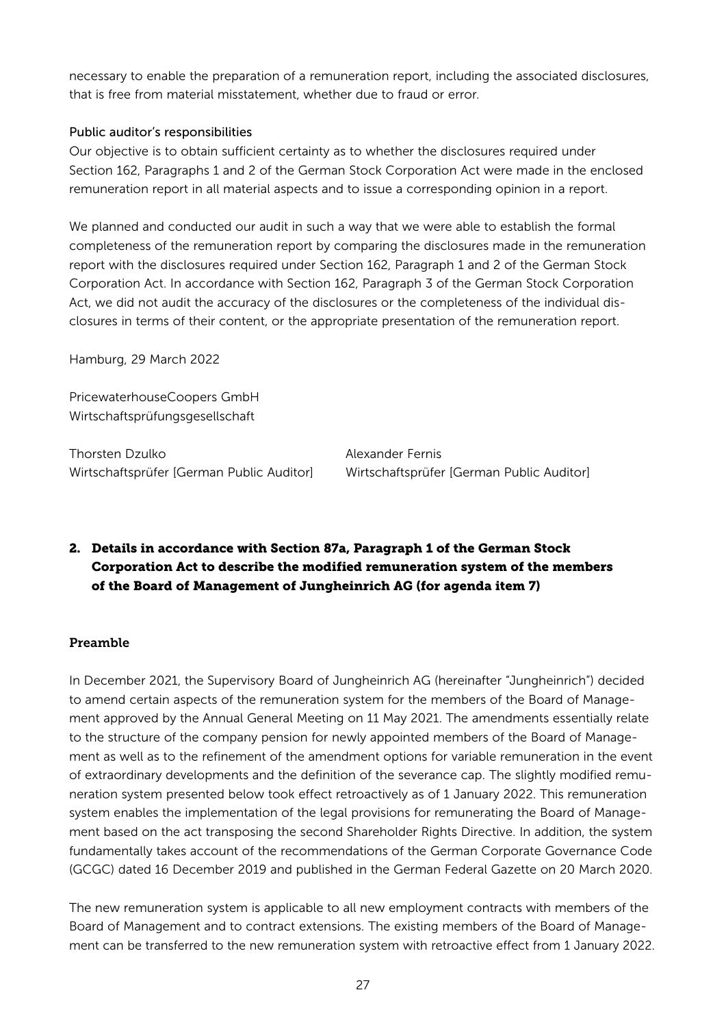necessary to enable the preparation of a remuneration report, including the associated disclosures, that is free from material misstatement, whether due to fraud or error.

Public auditor's responsibilities

Our objective is to obtain sufficient certainty as to whether the disclosures required under Section 162, Paragraphs 1 and 2 of the German Stock Corporation Act were made in the enclosed remuneration report in all material aspects and to issue a corresponding opinion in a report.

We planned and conducted our audit in such a way that we were able to establish the formal completeness of the remuneration report by comparing the disclosures made in the remuneration report with the disclosures required under Section 162, Paragraph 1 and 2 of the German Stock Corporation Act. In accordance with Section 162, Paragraph 3 of the German Stock Corporation Act, we did not audit the accuracy of the disclosures or the completeness of the individual disclosures in terms of their content, or the appropriate presentation of the remuneration report.

Hamburg, 29 March 2022

PricewaterhouseCoopers GmbH
Wirtschaftsprüfungsgesellschaft

Thorsten Dzulko
Wirtschaftsprüfer [German Public Auditor]

Alexander Fernis
Wirtschaftsprüfer [German Public Auditor]

## 2. Details in accordance with Section 87a, Paragraph 1 of the German Stock Corporation Act to describe the modified remuneration system of the members of the Board of Management of Jungheinrich AG (for agenda item 7)

### Preamble

In December 2021, the Supervisory Board of Jungheinrich AG (hereinafter "Jungheinrich") decided to amend certain aspects of the remuneration system for the members of the Board of Management approved by the Annual General Meeting on 11 May 2021. The amendments essentially relate to the structure of the company pension for newly appointed members of the Board of Management as well as to the refinement of the amendment options for variable remuneration in the event of extraordinary developments and the definition of the severance cap. The slightly modified remuneration system presented below took effect retroactively as of 1 January 2022. This remuneration system enables the implementation of the legal provisions for remunerating the Board of Management based on the act transposing the second Shareholder Rights Directive. In addition, the system fundamentally takes account of the recommendations of the German Corporate Governance Code (GCGC) dated 16 December 2019 and published in the German Federal Gazette on 20 March 2020.

The new remuneration system is applicable to all new employment contracts with members of the Board of Management and to contract extensions. The existing members of the Board of Management can be transferred to the new remuneration system with retroactive effect from 1 January 2022.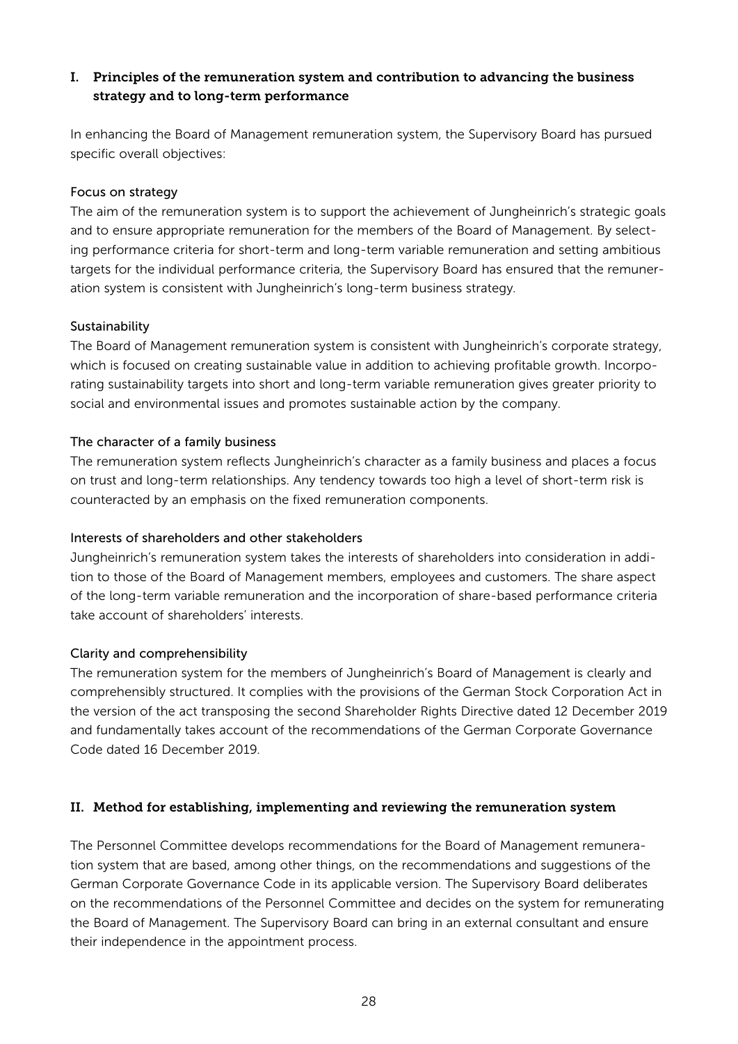## I. Principles of the remuneration system and contribution to advancing the business strategy and to long-term performance

In enhancing the Board of Management remuneration system, the Supervisory Board has pursued specific overall objectives:

### Focus on strategy

The aim of the remuneration system is to support the achievement of Jungheinrich's strategic goals and to ensure appropriate remuneration for the members of the Board of Management. By selecting performance criteria for short-term and long-term variable remuneration and setting ambitious targets for the individual performance criteria, the Supervisory Board has ensured that the remuneration system is consistent with Jungheinrich's long-term business strategy.

### Sustainability

The Board of Management remuneration system is consistent with Jungheinrich's corporate strategy, which is focused on creating sustainable value in addition to achieving profitable growth. Incorporating sustainability targets into short and long-term variable remuneration gives greater priority to social and environmental issues and promotes sustainable action by the company.

### The character of a family business

The remuneration system reflects Jungheinrich's character as a family business and places a focus on trust and long-term relationships. Any tendency towards too high a level of short-term risk is counteracted by an emphasis on the fixed remuneration components.

### Interests of shareholders and other stakeholders

Jungheinrich's remuneration system takes the interests of shareholders into consideration in addition to those of the Board of Management members, employees and customers. The share aspect of the long-term variable remuneration and the incorporation of share-based performance criteria take account of shareholders' interests.

### Clarity and comprehensibility

The remuneration system for the members of Jungheinrich's Board of Management is clearly and comprehensibly structured. It complies with the provisions of the German Stock Corporation Act in the version of the act transposing the second Shareholder Rights Directive dated 12 December 2019 and fundamentally takes account of the recommendations of the German Corporate Governance Code dated 16 December 2019.

## II. Method for establishing, implementing and reviewing the remuneration system

The Personnel Committee develops recommendations for the Board of Management remuneration system that are based, among other things, on the recommendations and suggestions of the German Corporate Governance Code in its applicable version. The Supervisory Board deliberates on the recommendations of the Personnel Committee and decides on the system for remunerating the Board of Management. The Supervisory Board can bring in an external consultant and ensure their independence in the appointment process.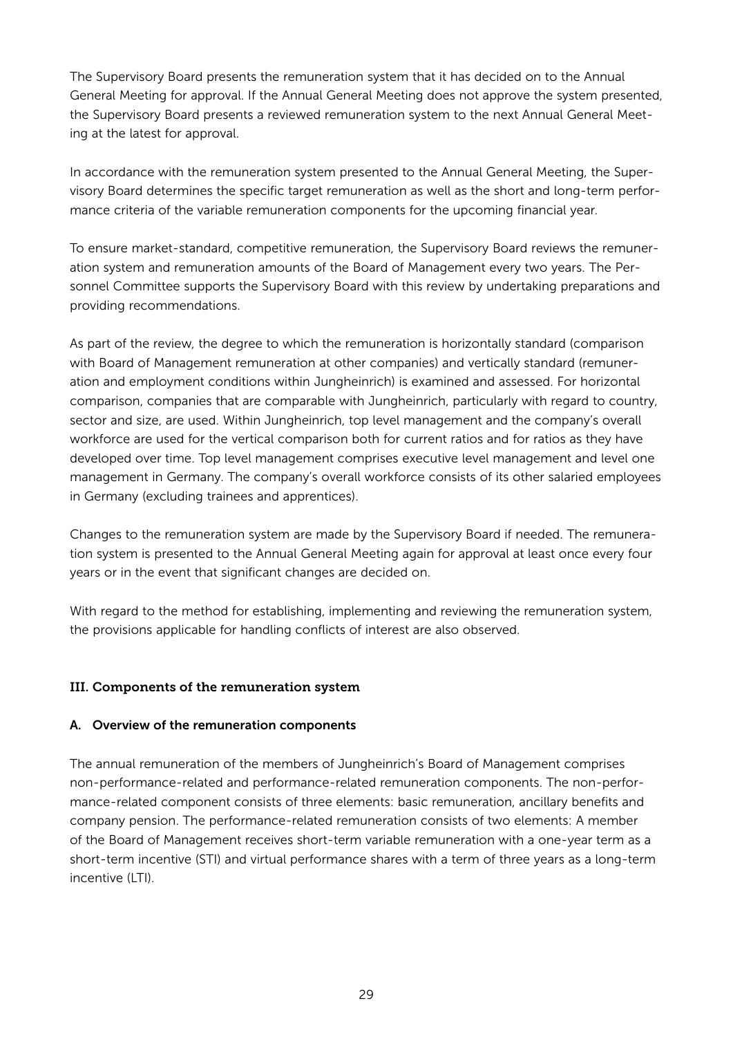The Supervisory Board presents the remuneration system that it has decided on to the Annual General Meeting for approval. If the Annual General Meeting does not approve the system presented, the Supervisory Board presents a reviewed remuneration system to the next Annual General Meeting at the latest for approval.

In accordance with the remuneration system presented to the Annual General Meeting, the Supervisory Board determines the specific target remuneration as well as the short and long-term performance criteria of the variable remuneration components for the upcoming financial year.

To ensure market-standard, competitive remuneration, the Supervisory Board reviews the remuneration system and remuneration amounts of the Board of Management every two years. The Personnel Committee supports the Supervisory Board with this review by undertaking preparations and providing recommendations.

As part of the review, the degree to which the remuneration is horizontally standard (comparison with Board of Management remuneration at other companies) and vertically standard (remuneration and employment conditions within Jungheinrich) is examined and assessed. For horizontal comparison, companies that are comparable with Jungheinrich, particularly with regard to country, sector and size, are used. Within Jungheinrich, top level management and the company's overall workforce are used for the vertical comparison both for current ratios and for ratios as they have developed over time. Top level management comprises executive level management and level one management in Germany. The company's overall workforce consists of its other salaried employees in Germany (excluding trainees and apprentices).

Changes to the remuneration system are made by the Supervisory Board if needed. The remuneration system is presented to the Annual General Meeting again for approval at least once every four years or in the event that significant changes are decided on.

With regard to the method for establishing, implementing and reviewing the remuneration system, the provisions applicable for handling conflicts of interest are also observed.

## III. Components of the remuneration system

### A. Overview of the remuneration components

The annual remuneration of the members of Jungheinrich's Board of Management comprises non-performance-related and performance-related remuneration components. The non-performance-related component consists of three elements: basic remuneration, ancillary benefits and company pension. The performance-related remuneration consists of two elements: A member of the Board of Management receives short-term variable remuneration with a one-year term as a short-term incentive (STI) and virtual performance shares with a term of three years as a long-term incentive (LTI).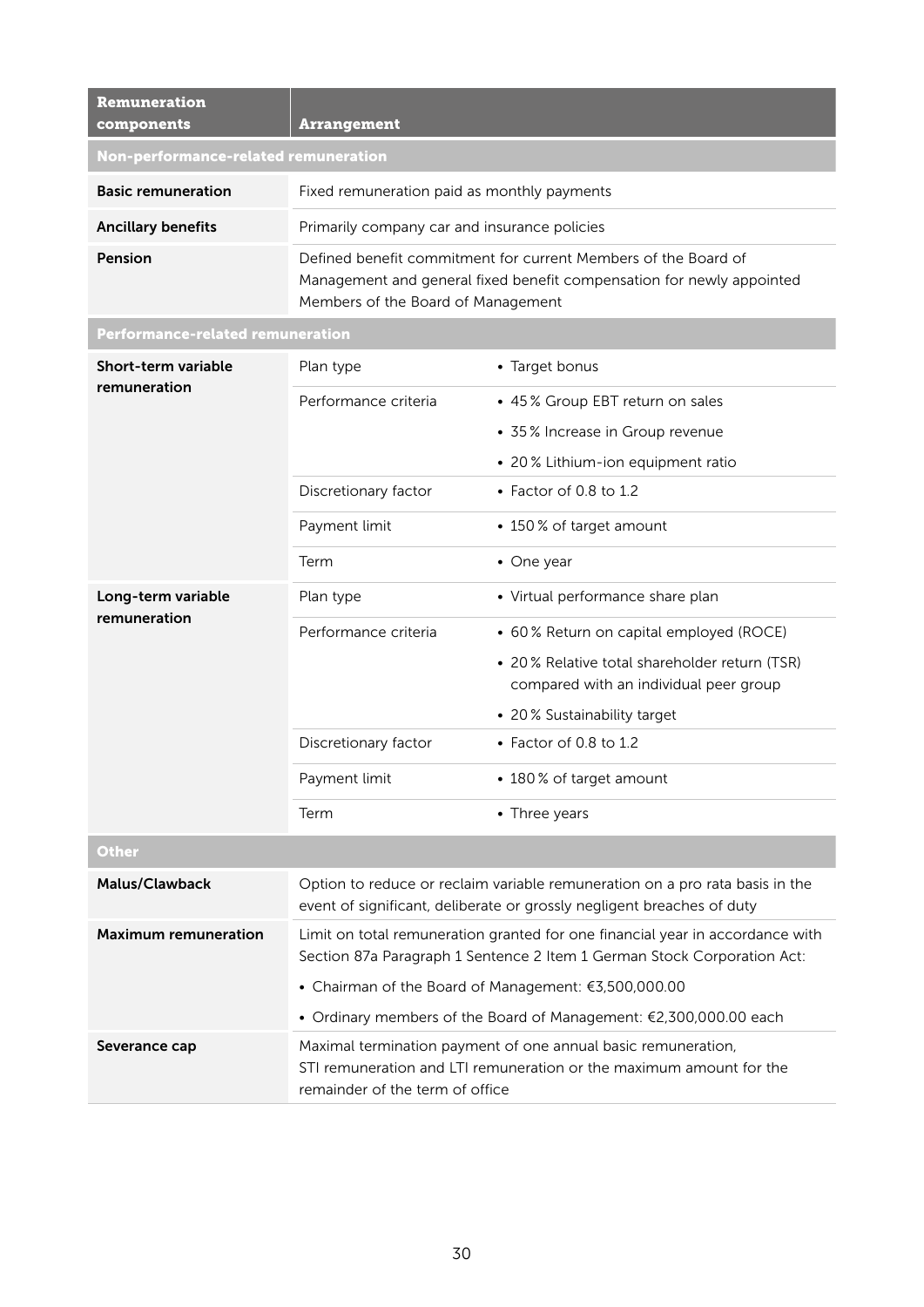| Remuneration components | Arrangement | |
|---|---|---|
| **Non-performance-related remuneration** | | |
| **Basic remuneration** | Fixed remuneration paid as monthly payments | |
| **Ancillary benefits** | Primarily company car and insurance policies | |
| **Pension** | Defined benefit commitment for current Members of the Board of Management and general fixed benefit compensation for newly appointed Members of the Board of Management | |
| **Performance-related remuneration** | | |
| **Short-term variable remuneration** | Plan type | • Target bonus |
| | Performance criteria | • 45 % Group EBT return on sales<br>• 35 % Increase in Group revenue<br>• 20 % Lithium-ion equipment ratio |
| | Discretionary factor | • Factor of 0.8 to 1.2 |
| | Payment limit | • 150 % of target amount |
| | Term | • One year |
| **Long-term variable remuneration** | Plan type | • Virtual performance share plan |
| | Performance criteria | • 60 % Return on capital employed (ROCE)<br>• 20 % Relative total shareholder return (TSR) compared with an individual peer group<br>• 20 % Sustainability target |
| | Discretionary factor | • Factor of 0.8 to 1.2 |
| | Payment limit | • 180 % of target amount |
| | Term | • Three years |
| **Other** | | |
| **Malus/Clawback** | Option to reduce or reclaim variable remuneration on a pro rata basis in the event of significant, deliberate or grossly negligent breaches of duty | |
| **Maximum remuneration** | Limit on total remuneration granted for one financial year in accordance with Section 87a Paragraph 1 Sentence 2 Item 1 German Stock Corporation Act:<br>• Chairman of the Board of Management: €3,500,000.00<br>• Ordinary members of the Board of Management: €2,300,000.00 each | |
| **Severance cap** | Maximal termination payment of one annual basic remuneration, STI remuneration and LTI remuneration or the maximum amount for the remainder of the term of office | |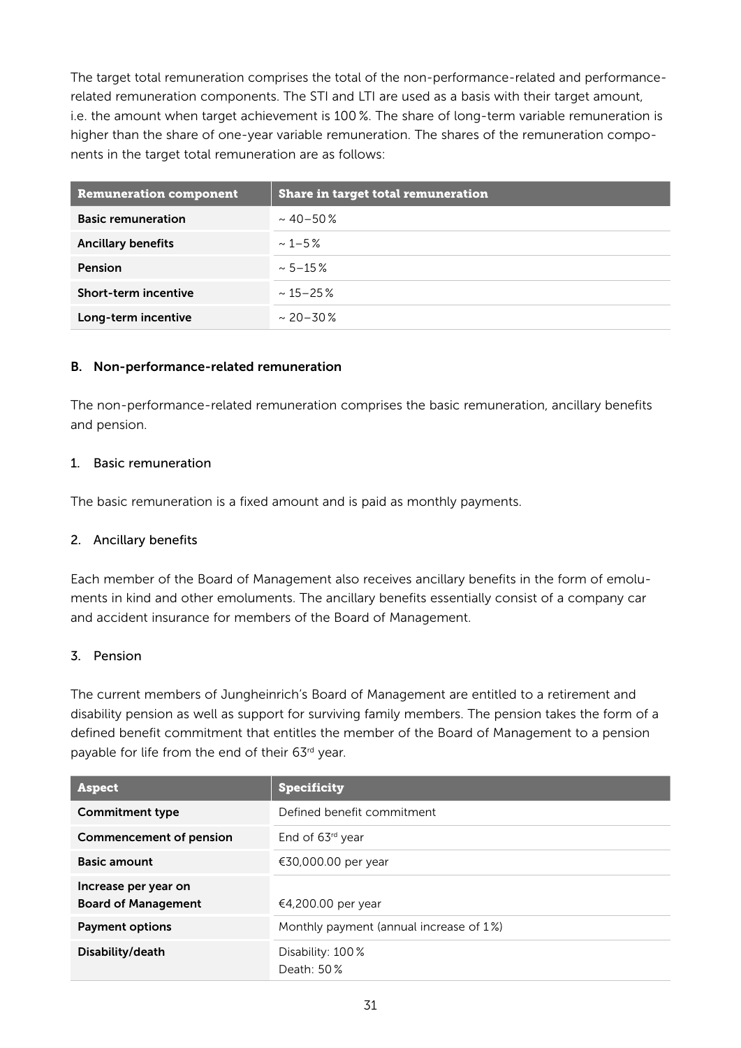The target total remuneration comprises the total of the non-performance-related and performance-related remuneration components. The STI and LTI are used as a basis with their target amount, i.e. the amount when target achievement is 100 %. The share of long-term variable remuneration is higher than the share of one-year variable remuneration. The shares of the remuneration components in the target total remuneration are as follows:

| Remuneration component | Share in target total remuneration |
| --- | --- |
| **Basic remuneration** | ~ 40–50 % |
| **Ancillary benefits** | ~ 1–5 % |
| **Pension** | ~ 5–15 % |
| **Short-term incentive** | ~ 15–25 % |
| **Long-term incentive** | ~ 20–30 % |

#### B. Non-performance-related remuneration

The non-performance-related remuneration comprises the basic remuneration, ancillary benefits and pension.

##### 1. Basic remuneration

The basic remuneration is a fixed amount and is paid as monthly payments.

##### 2. Ancillary benefits

Each member of the Board of Management also receives ancillary benefits in the form of emoluments in kind and other emoluments. The ancillary benefits essentially consist of a company car and accident insurance for members of the Board of Management.

##### 3. Pension

The current members of Jungheinrich's Board of Management are entitled to a retirement and disability pension as well as support for surviving family members. The pension takes the form of a defined benefit commitment that entitles the member of the Board of Management to a pension payable for life from the end of their 63rd year.

| Aspect | Specificity |
| --- | --- |
| **Commitment type** | Defined benefit commitment |
| **Commencement of pension** | End of 63rd year |
| **Basic amount** | €30,000.00 per year |
| **Increase per year on Board of Management** | €4,200.00 per year |
| **Payment options** | Monthly payment (annual increase of 1 %) |
| **Disability/death** | Disability: 100 %<br>Death: 50 % |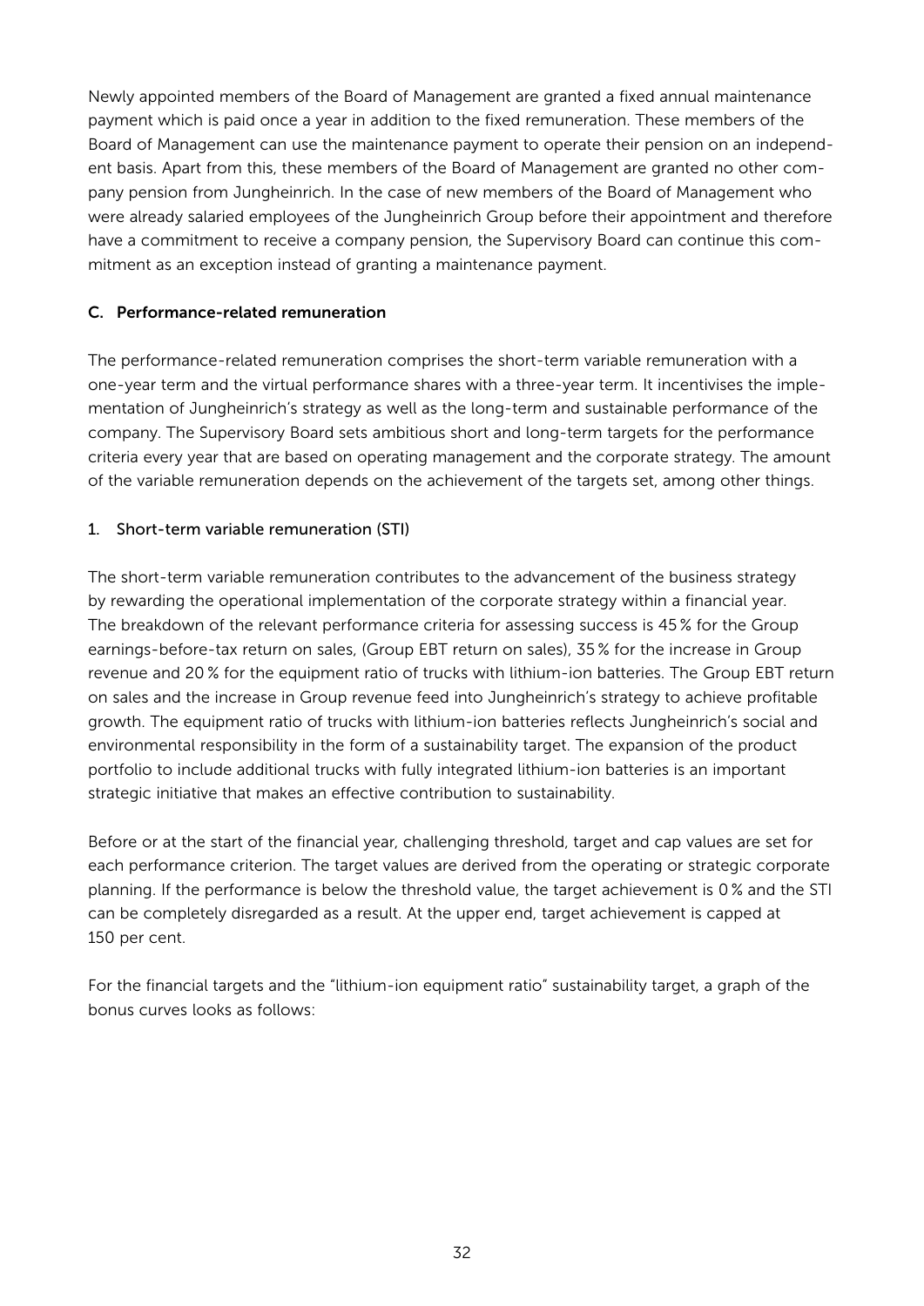Newly appointed members of the Board of Management are granted a fixed annual maintenance payment which is paid once a year in addition to the fixed remuneration. These members of the Board of Management can use the maintenance payment to operate their pension on an independent basis. Apart from this, these members of the Board of Management are granted no other company pension from Jungheinrich. In the case of new members of the Board of Management who were already salaried employees of the Jungheinrich Group before their appointment and therefore have a commitment to receive a company pension, the Supervisory Board can continue this commitment as an exception instead of granting a maintenance payment.

## C. Performance-related remuneration

The performance-related remuneration comprises the short-term variable remuneration with a one-year term and the virtual performance shares with a three-year term. It incentivises the implementation of Jungheinrich's strategy as well as the long-term and sustainable performance of the company. The Supervisory Board sets ambitious short and long-term targets for the performance criteria every year that are based on operating management and the corporate strategy. The amount of the variable remuneration depends on the achievement of the targets set, among other things.

### 1. Short-term variable remuneration (STI)

The short-term variable remuneration contributes to the advancement of the business strategy by rewarding the operational implementation of the corporate strategy within a financial year. The breakdown of the relevant performance criteria for assessing success is 45 % for the Group earnings-before-tax return on sales, (Group EBT return on sales), 35 % for the increase in Group revenue and 20 % for the equipment ratio of trucks with lithium-ion batteries. The Group EBT return on sales and the increase in Group revenue feed into Jungheinrich's strategy to achieve profitable growth. The equipment ratio of trucks with lithium-ion batteries reflects Jungheinrich's social and environmental responsibility in the form of a sustainability target. The expansion of the product portfolio to include additional trucks with fully integrated lithium-ion batteries is an important strategic initiative that makes an effective contribution to sustainability.

Before or at the start of the financial year, challenging threshold, target and cap values are set for each performance criterion. The target values are derived from the operating or strategic corporate planning. If the performance is below the threshold value, the target achievement is 0 % and the STI can be completely disregarded as a result. At the upper end, target achievement is capped at 150 per cent.

For the financial targets and the "lithium-ion equipment ratio" sustainability target, a graph of the bonus curves looks as follows: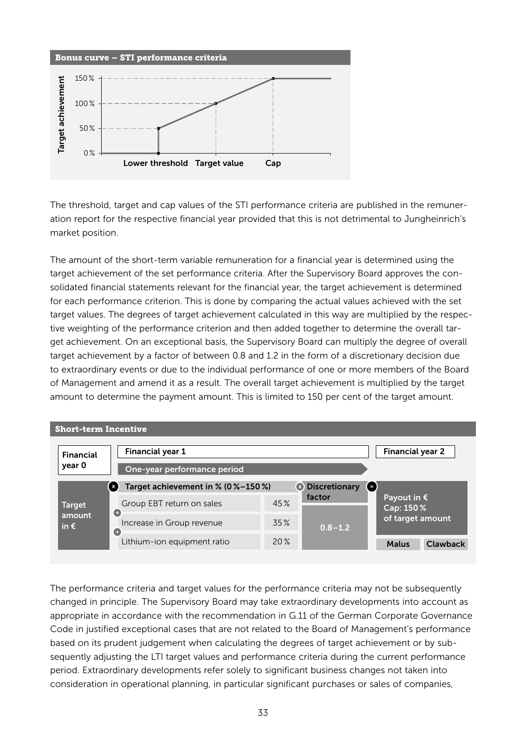**Bonus curve – STI performance criteria**

| Target achievement | |
|---|---|
| 0 % | below Lower threshold |
| 50 % | Lower threshold |
| 100 % | Target value |
| 150 % | Cap |

The threshold, target and cap values of the STI performance criteria are published in the remuneration report for the respective financial year provided that this is not detrimental to Jungheinrich's market position.

The amount of the short-term variable remuneration for a financial year is determined using the target achievement of the set performance criteria. After the Supervisory Board approves the consolidated financial statements relevant for the financial year, the target achievement is determined for each performance criterion. This is done by comparing the actual values achieved with the set target values. The degrees of target achievement calculated in this way are multiplied by the respective weighting of the performance criterion and then added together to determine the overall target achievement. On an exceptional basis, the Supervisory Board can multiply the degree of overall target achievement by a factor of between 0.8 and 1.2 in the form of a discretionary decision due to extraordinary events or due to the individual performance of one or more members of the Board of Management and amend it as a result. The overall target achievement is multiplied by the target amount to determine the payment amount. This is limited to 150 per cent of the target amount.

**Short-term Incentive**

| Financial year 0 | Financial year 1 – One-year performance period | | | Financial year 2 |
|---|---|---|---|---|
| Target amount in € | × Target achievement in % (0 %–150 %) | | × Discretionary factor | = Payout in € Cap: 150 % of target amount |
| | Group EBT return on sales | 45 % | 0.8–1.2 | Malus / Clawback |
| | + Increase in Group revenue | 35 % | | |
| | + Lithium-ion equipment ratio | 20 % | | |

The performance criteria and target values for the performance criteria may not be subsequently changed in principle. The Supervisory Board may take extraordinary developments into account as appropriate in accordance with the recommendation in G.11 of the German Corporate Governance Code in justified exceptional cases that are not related to the Board of Management's performance based on its prudent judgement when calculating the degrees of target achievement or by subsequently adjusting the LTI target values and performance criteria during the current performance period. Extraordinary developments refer solely to significant business changes not taken into consideration in operational planning, in particular significant purchases or sales of companies,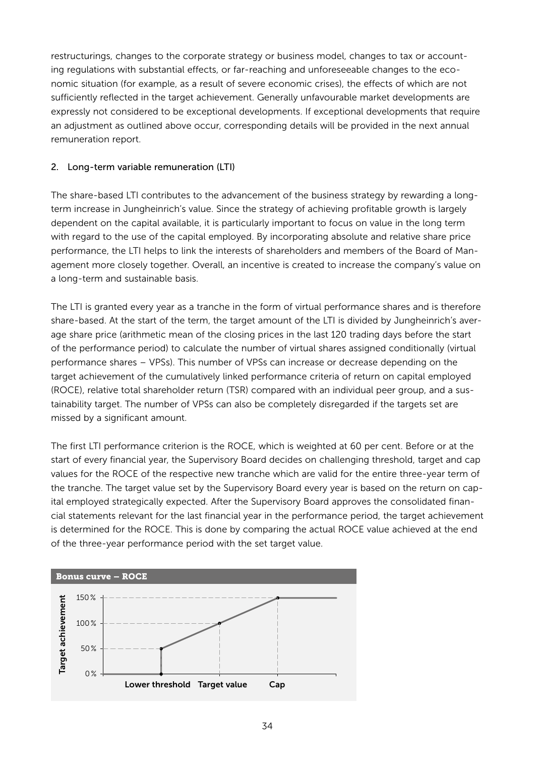restructurings, changes to the corporate strategy or business model, changes to tax or accounting regulations with substantial effects, or far-reaching and unforeseeable changes to the economic situation (for example, as a result of severe economic crises), the effects of which are not sufficiently reflected in the target achievement. Generally unfavourable market developments are expressly not considered to be exceptional developments. If exceptional developments that require an adjustment as outlined above occur, corresponding details will be provided in the next annual remuneration report.

## 2. Long-term variable remuneration (LTI)

The share-based LTI contributes to the advancement of the business strategy by rewarding a long-term increase in Jungheinrich's value. Since the strategy of achieving profitable growth is largely dependent on the capital available, it is particularly important to focus on value in the long term with regard to the use of the capital employed. By incorporating absolute and relative share price performance, the LTI helps to link the interests of shareholders and members of the Board of Management more closely together. Overall, an incentive is created to increase the company's value on a long-term and sustainable basis.

The LTI is granted every year as a tranche in the form of virtual performance shares and is therefore share-based. At the start of the term, the target amount of the LTI is divided by Jungheinrich's average share price (arithmetic mean of the closing prices in the last 120 trading days before the start of the performance period) to calculate the number of virtual shares assigned conditionally (virtual performance shares – VPSs). This number of VPSs can increase or decrease depending on the target achievement of the cumulatively linked performance criteria of return on capital employed (ROCE), relative total shareholder return (TSR) compared with an individual peer group, and a sustainability target. The number of VPSs can also be completely disregarded if the targets set are missed by a significant amount.

The first LTI performance criterion is the ROCE, which is weighted at 60 per cent. Before or at the start of every financial year, the Supervisory Board decides on challenging threshold, target and cap values for the ROCE of the respective new tranche which are valid for the entire three-year term of the tranche. The target value set by the Supervisory Board every year is based on the return on capital employed strategically expected. After the Supervisory Board approves the consolidated financial statements relevant for the last financial year in the performance period, the target achievement is determined for the ROCE. This is done by comparing the actual ROCE value achieved at the end of the three-year performance period with the set target value.

**Bonus curve – ROCE**

Target achievement: 0 %, 50 %, 100 %, 150 %

Lower threshold | Target value | Cap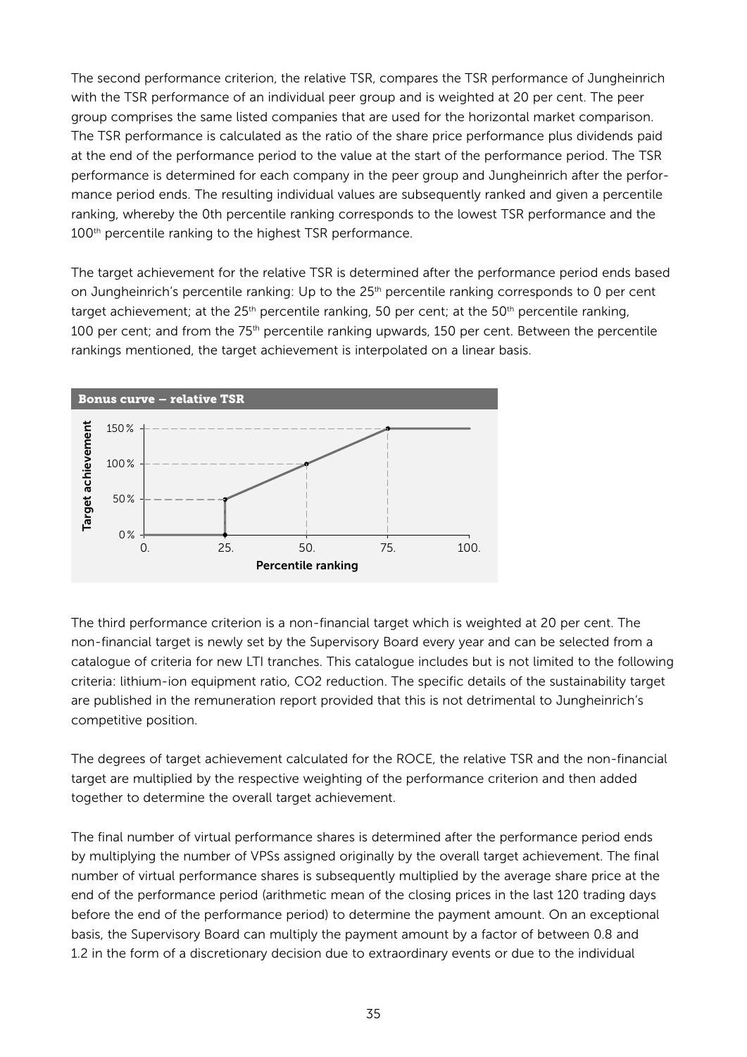The second performance criterion, the relative TSR, compares the TSR performance of Jungheinrich with the TSR performance of an individual peer group and is weighted at 20 per cent. The peer group comprises the same listed companies that are used for the horizontal market comparison. The TSR performance is calculated as the ratio of the share price performance plus dividends paid at the end of the performance period to the value at the start of the performance period. The TSR performance is determined for each company in the peer group and Jungheinrich after the performance period ends. The resulting individual values are subsequently ranked and given a percentile ranking, whereby the 0th percentile ranking corresponds to the lowest TSR performance and the 100th percentile ranking to the highest TSR performance.

The target achievement for the relative TSR is determined after the performance period ends based on Jungheinrich's percentile ranking: Up to the 25th percentile ranking corresponds to 0 per cent target achievement; at the 25th percentile ranking, 50 per cent; at the 50th percentile ranking, 100 per cent; and from the 75th percentile ranking upwards, 150 per cent. Between the percentile rankings mentioned, the target achievement is interpolated on a linear basis.

**Bonus curve – relative TSR**

Target achievement: 0 %, 50 %, 100 %, 150 %

Percentile ranking: 0., 25., 50., 75., 100.

The third performance criterion is a non-financial target which is weighted at 20 per cent. The non-financial target is newly set by the Supervisory Board every year and can be selected from a catalogue of criteria for new LTI tranches. This catalogue includes but is not limited to the following criteria: lithium-ion equipment ratio, $CO_2$ reduction. The specific details of the sustainability target are published in the remuneration report provided that this is not detrimental to Jungheinrich's competitive position.

The degrees of target achievement calculated for the ROCE, the relative TSR and the non-financial target are multiplied by the respective weighting of the performance criterion and then added together to determine the overall target achievement.

The final number of virtual performance shares is determined after the performance period ends by multiplying the number of VPSs assigned originally by the overall target achievement. The final number of virtual performance shares is subsequently multiplied by the average share price at the end of the performance period (arithmetic mean of the closing prices in the last 120 trading days before the end of the performance period) to determine the payment amount. On an exceptional basis, the Supervisory Board can multiply the payment amount by a factor of between 0.8 and 1.2 in the form of a discretionary decision due to extraordinary events or due to the individual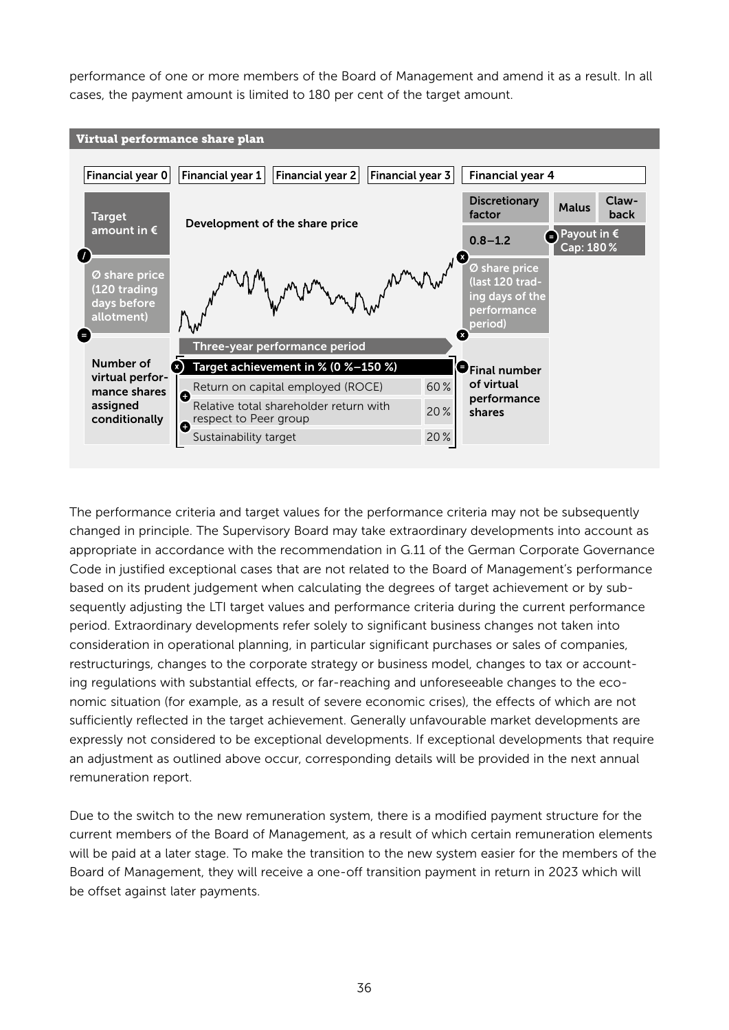performance of one or more members of the Board of Management and amend it as a result. In all cases, the payment amount is limited to 180 per cent of the target amount.

**Virtual performance share plan**

| Financial year 0 | Financial year 1 | Financial year 2 | Financial year 3 | Financial year 4 |
|---|---|---|---|---|
| Target amount in € | Development of the share price | | | Discretionary factor 0.8–1.2; Malus; Claw-back; = Payout in € Cap: 180 % |
| / Ø share price (120 trading days before allotment) | | | | x Ø share price (last 120 trading days of the performance period) |
| = Number of virtual performance shares assigned conditionally | Three-year performance period | | | x |
| | x Target achievement in % (0 %–150 %) | | | = Final number of virtual performance shares |
| | Return on capital employed (ROCE) 60 % | | | |
| | + Relative total shareholder return with respect to Peer group 20 % | | | |
| | + Sustainability target 20 % | | | |

The performance criteria and target values for the performance criteria may not be subsequently changed in principle. The Supervisory Board may take extraordinary developments into account as appropriate in accordance with the recommendation in G.11 of the German Corporate Governance Code in justified exceptional cases that are not related to the Board of Management's performance based on its prudent judgement when calculating the degrees of target achievement or by subsequently adjusting the LTI target values and performance criteria during the current performance period. Extraordinary developments refer solely to significant business changes not taken into consideration in operational planning, in particular significant purchases or sales of companies, restructurings, changes to the corporate strategy or business model, changes to tax or accounting regulations with substantial effects, or far-reaching and unforeseeable changes to the economic situation (for example, as a result of severe economic crises), the effects of which are not sufficiently reflected in the target achievement. Generally unfavourable market developments are expressly not considered to be exceptional developments. If exceptional developments that require an adjustment as outlined above occur, corresponding details will be provided in the next annual remuneration report.

Due to the switch to the new remuneration system, there is a modified payment structure for the current members of the Board of Management, as a result of which certain remuneration elements will be paid at a later stage. To make the transition to the new system easier for the members of the Board of Management, they will receive a one-off transition payment in return in 2023 which will be offset against later payments.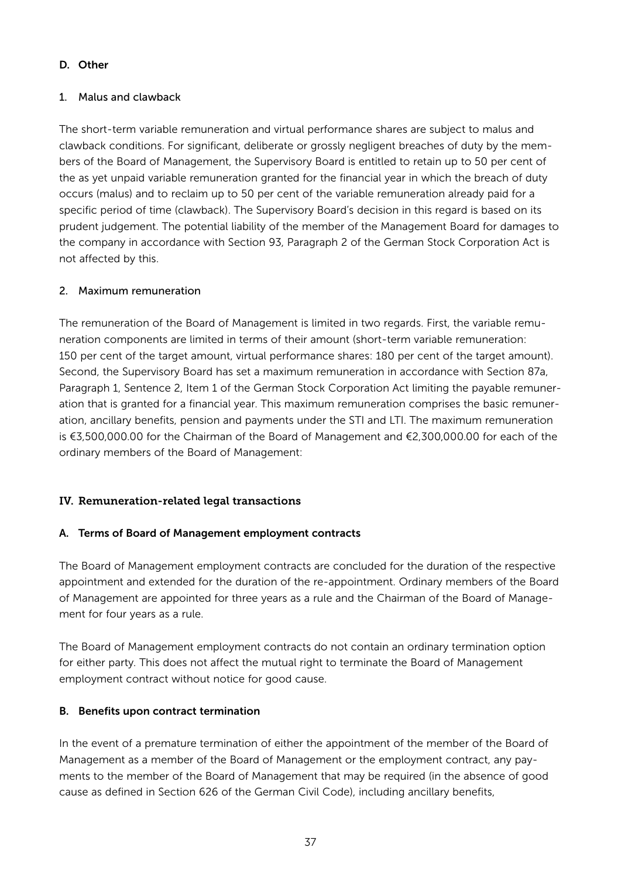### D. Other

#### 1. Malus and clawback

The short-term variable remuneration and virtual performance shares are subject to malus and clawback conditions. For significant, deliberate or grossly negligent breaches of duty by the members of the Board of Management, the Supervisory Board is entitled to retain up to 50 per cent of the as yet unpaid variable remuneration granted for the financial year in which the breach of duty occurs (malus) and to reclaim up to 50 per cent of the variable remuneration already paid for a specific period of time (clawback). The Supervisory Board's decision in this regard is based on its prudent judgement. The potential liability of the member of the Management Board for damages to the company in accordance with Section 93, Paragraph 2 of the German Stock Corporation Act is not affected by this.

#### 2. Maximum remuneration

The remuneration of the Board of Management is limited in two regards. First, the variable remuneration components are limited in terms of their amount (short-term variable remuneration: 150 per cent of the target amount, virtual performance shares: 180 per cent of the target amount). Second, the Supervisory Board has set a maximum remuneration in accordance with Section 87a, Paragraph 1, Sentence 2, Item 1 of the German Stock Corporation Act limiting the payable remuneration that is granted for a financial year. This maximum remuneration comprises the basic remuneration, ancillary benefits, pension and payments under the STI and LTI. The maximum remuneration is €3,500,000.00 for the Chairman of the Board of Management and €2,300,000.00 for each of the ordinary members of the Board of Management:

## IV. Remuneration-related legal transactions

### A. Terms of Board of Management employment contracts

The Board of Management employment contracts are concluded for the duration of the respective appointment and extended for the duration of the re-appointment. Ordinary members of the Board of Management are appointed for three years as a rule and the Chairman of the Board of Management for four years as a rule.

The Board of Management employment contracts do not contain an ordinary termination option for either party. This does not affect the mutual right to terminate the Board of Management employment contract without notice for good cause.

### B. Benefits upon contract termination

In the event of a premature termination of either the appointment of the member of the Board of Management as a member of the Board of Management or the employment contract, any payments to the member of the Board of Management that may be required (in the absence of good cause as defined in Section 626 of the German Civil Code), including ancillary benefits,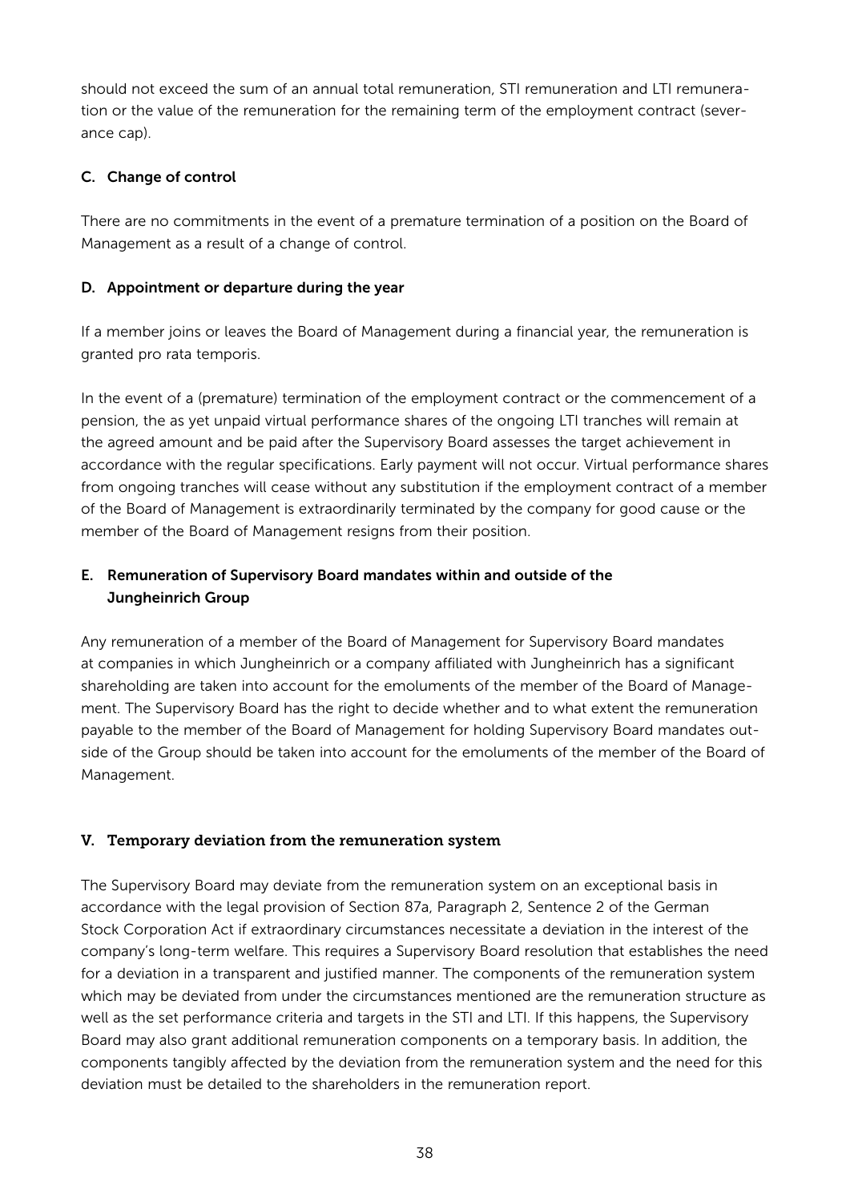should not exceed the sum of an annual total remuneration, STI remuneration and LTI remuneration or the value of the remuneration for the remaining term of the employment contract (severance cap).

### C. Change of control

There are no commitments in the event of a premature termination of a position on the Board of Management as a result of a change of control.

### D. Appointment or departure during the year

If a member joins or leaves the Board of Management during a financial year, the remuneration is granted pro rata temporis.

In the event of a (premature) termination of the employment contract or the commencement of a pension, the as yet unpaid virtual performance shares of the ongoing LTI tranches will remain at the agreed amount and be paid after the Supervisory Board assesses the target achievement in accordance with the regular specifications. Early payment will not occur. Virtual performance shares from ongoing tranches will cease without any substitution if the employment contract of a member of the Board of Management is extraordinarily terminated by the company for good cause or the member of the Board of Management resigns from their position.

### E. Remuneration of Supervisory Board mandates within and outside of the Jungheinrich Group

Any remuneration of a member of the Board of Management for Supervisory Board mandates at companies in which Jungheinrich or a company affiliated with Jungheinrich has a significant shareholding are taken into account for the emoluments of the member of the Board of Management. The Supervisory Board has the right to decide whether and to what extent the remuneration payable to the member of the Board of Management for holding Supervisory Board mandates outside of the Group should be taken into account for the emoluments of the member of the Board of Management.

## V. Temporary deviation from the remuneration system

The Supervisory Board may deviate from the remuneration system on an exceptional basis in accordance with the legal provision of Section 87a, Paragraph 2, Sentence 2 of the German Stock Corporation Act if extraordinary circumstances necessitate a deviation in the interest of the company's long-term welfare. This requires a Supervisory Board resolution that establishes the need for a deviation in a transparent and justified manner. The components of the remuneration system which may be deviated from under the circumstances mentioned are the remuneration structure as well as the set performance criteria and targets in the STI and LTI. If this happens, the Supervisory Board may also grant additional remuneration components on a temporary basis. In addition, the components tangibly affected by the deviation from the remuneration system and the need for this deviation must be detailed to the shareholders in the remuneration report.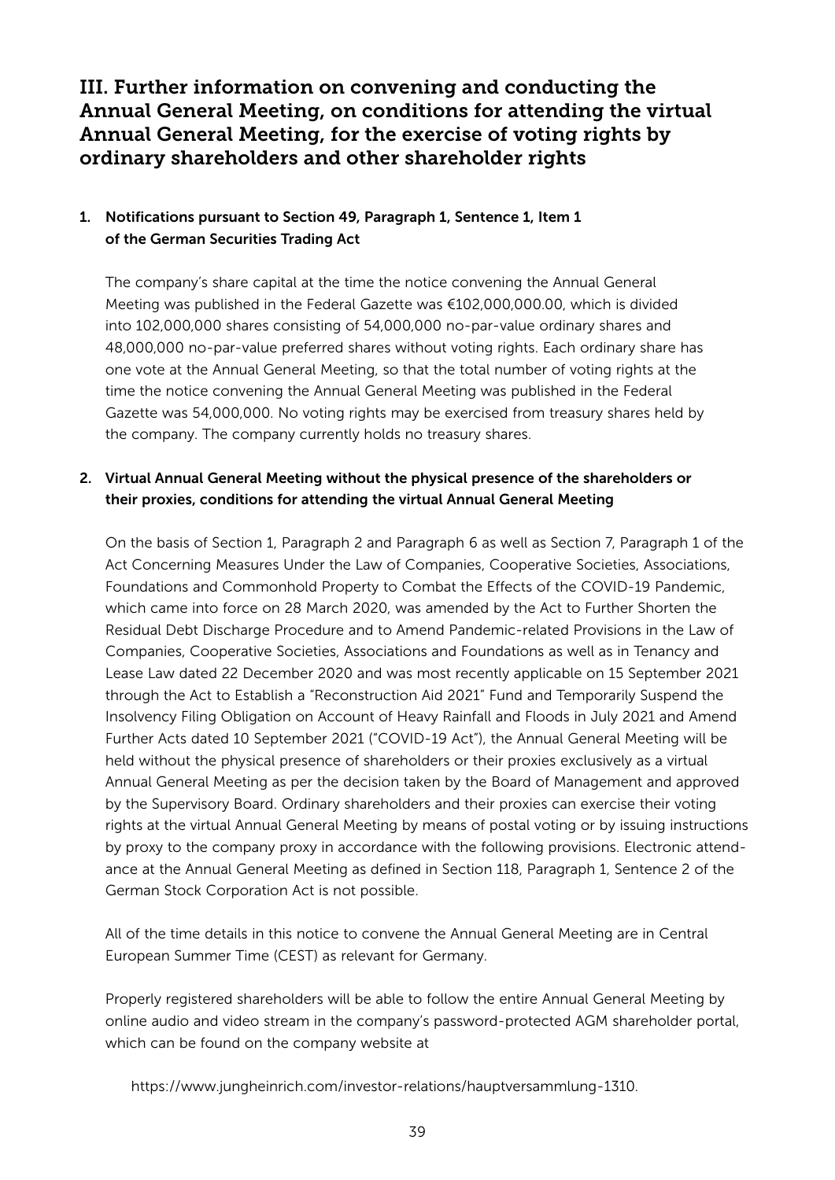## III. Further information on convening and conducting the Annual General Meeting, on conditions for attending the virtual Annual General Meeting, for the exercise of voting rights by ordinary shareholders and other shareholder rights

### 1. Notifications pursuant to Section 49, Paragraph 1, Sentence 1, Item 1 of the German Securities Trading Act

The company's share capital at the time the notice convening the Annual General Meeting was published in the Federal Gazette was €102,000,000.00, which is divided into 102,000,000 shares consisting of 54,000,000 no-par-value ordinary shares and 48,000,000 no-par-value preferred shares without voting rights. Each ordinary share has one vote at the Annual General Meeting, so that the total number of voting rights at the time the notice convening the Annual General Meeting was published in the Federal Gazette was 54,000,000. No voting rights may be exercised from treasury shares held by the company. The company currently holds no treasury shares.

### 2. Virtual Annual General Meeting without the physical presence of the shareholders or their proxies, conditions for attending the virtual Annual General Meeting

On the basis of Section 1, Paragraph 2 and Paragraph 6 as well as Section 7, Paragraph 1 of the Act Concerning Measures Under the Law of Companies, Cooperative Societies, Associations, Foundations and Commonhold Property to Combat the Effects of the COVID-19 Pandemic, which came into force on 28 March 2020, was amended by the Act to Further Shorten the Residual Debt Discharge Procedure and to Amend Pandemic-related Provisions in the Law of Companies, Cooperative Societies, Associations and Foundations as well as in Tenancy and Lease Law dated 22 December 2020 and was most recently applicable on 15 September 2021 through the Act to Establish a "Reconstruction Aid 2021" Fund and Temporarily Suspend the Insolvency Filing Obligation on Account of Heavy Rainfall and Floods in July 2021 and Amend Further Acts dated 10 September 2021 ("COVID-19 Act"), the Annual General Meeting will be held without the physical presence of shareholders or their proxies exclusively as a virtual Annual General Meeting as per the decision taken by the Board of Management and approved by the Supervisory Board. Ordinary shareholders and their proxies can exercise their voting rights at the virtual Annual General Meeting by means of postal voting or by issuing instructions by proxy to the company proxy in accordance with the following provisions. Electronic attendance at the Annual General Meeting as defined in Section 118, Paragraph 1, Sentence 2 of the German Stock Corporation Act is not possible.

All of the time details in this notice to convene the Annual General Meeting are in Central European Summer Time (CEST) as relevant for Germany.

Properly registered shareholders will be able to follow the entire Annual General Meeting by online audio and video stream in the company's password-protected AGM shareholder portal, which can be found on the company website at

https://www.jungheinrich.com/investor-relations/hauptversammlung-1310.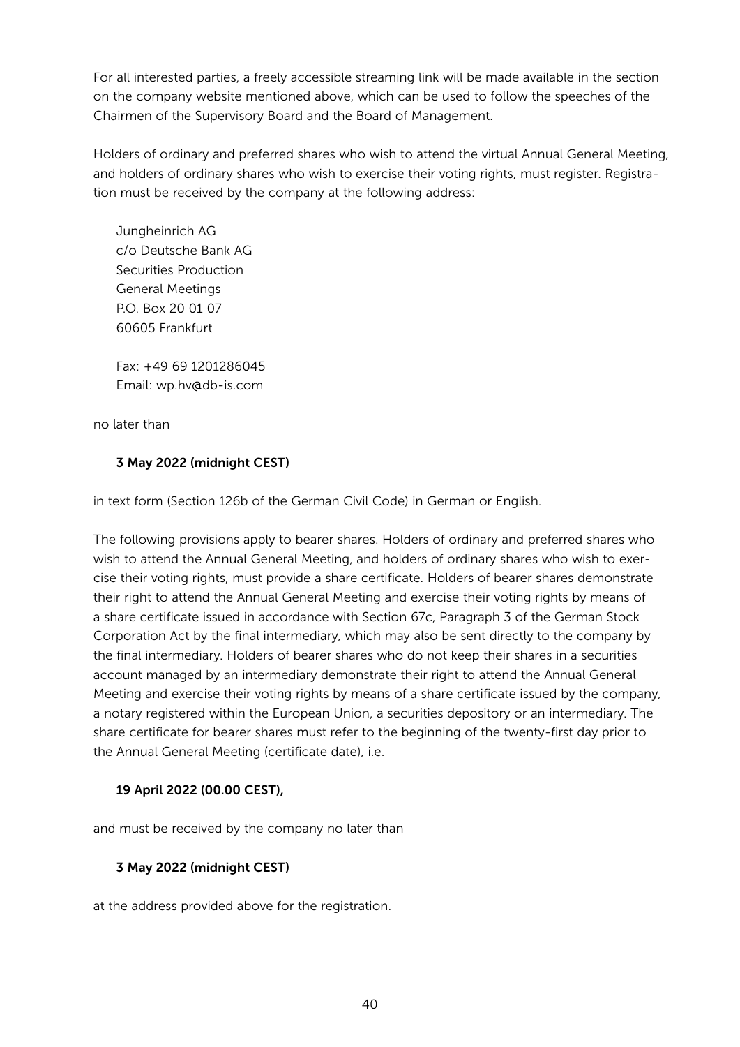For all interested parties, a freely accessible streaming link will be made available in the section on the company website mentioned above, which can be used to follow the speeches of the Chairmen of the Supervisory Board and the Board of Management.

Holders of ordinary and preferred shares who wish to attend the virtual Annual General Meeting, and holders of ordinary shares who wish to exercise their voting rights, must register. Registration must be received by the company at the following address:

Jungheinrich AG
c/o Deutsche Bank AG
Securities Production
General Meetings
P.O. Box 20 01 07
60605 Frankfurt

Fax: +49 69 1201286045
Email: wp.hv@db-is.com

no later than

**3 May 2022 (midnight CEST)**

in text form (Section 126b of the German Civil Code) in German or English.

The following provisions apply to bearer shares. Holders of ordinary and preferred shares who wish to attend the Annual General Meeting, and holders of ordinary shares who wish to exercise their voting rights, must provide a share certificate. Holders of bearer shares demonstrate their right to attend the Annual General Meeting and exercise their voting rights by means of a share certificate issued in accordance with Section 67c, Paragraph 3 of the German Stock Corporation Act by the final intermediary, which may also be sent directly to the company by the final intermediary. Holders of bearer shares who do not keep their shares in a securities account managed by an intermediary demonstrate their right to attend the Annual General Meeting and exercise their voting rights by means of a share certificate issued by the company, a notary registered within the European Union, a securities depository or an intermediary. The share certificate for bearer shares must refer to the beginning of the twenty-first day prior to the Annual General Meeting (certificate date), i.e.

**19 April 2022 (00.00 CEST),**

and must be received by the company no later than

**3 May 2022 (midnight CEST)**

at the address provided above for the registration.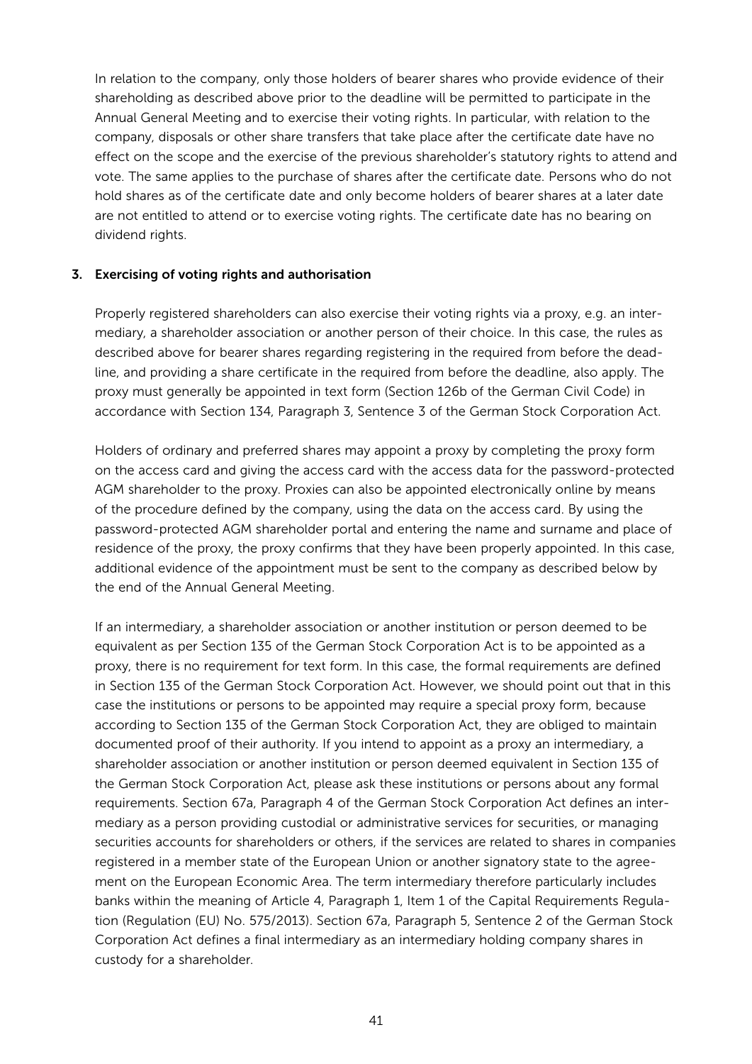In relation to the company, only those holders of bearer shares who provide evidence of their shareholding as described above prior to the deadline will be permitted to participate in the Annual General Meeting and to exercise their voting rights. In particular, with relation to the company, disposals or other share transfers that take place after the certificate date have no effect on the scope and the exercise of the previous shareholder's statutory rights to attend and vote. The same applies to the purchase of shares after the certificate date. Persons who do not hold shares as of the certificate date and only become holders of bearer shares at a later date are not entitled to attend or to exercise voting rights. The certificate date has no bearing on dividend rights.

## 3. Exercising of voting rights and authorisation

Properly registered shareholders can also exercise their voting rights via a proxy, e.g. an intermediary, a shareholder association or another person of their choice. In this case, the rules as described above for bearer shares regarding registering in the required from before the deadline, and providing a share certificate in the required from before the deadline, also apply. The proxy must generally be appointed in text form (Section 126b of the German Civil Code) in accordance with Section 134, Paragraph 3, Sentence 3 of the German Stock Corporation Act.

Holders of ordinary and preferred shares may appoint a proxy by completing the proxy form on the access card and giving the access card with the access data for the password-protected AGM shareholder to the proxy. Proxies can also be appointed electronically online by means of the procedure defined by the company, using the data on the access card. By using the password-protected AGM shareholder portal and entering the name and surname and place of residence of the proxy, the proxy confirms that they have been properly appointed. In this case, additional evidence of the appointment must be sent to the company as described below by the end of the Annual General Meeting.

If an intermediary, a shareholder association or another institution or person deemed to be equivalent as per Section 135 of the German Stock Corporation Act is to be appointed as a proxy, there is no requirement for text form. In this case, the formal requirements are defined in Section 135 of the German Stock Corporation Act. However, we should point out that in this case the institutions or persons to be appointed may require a special proxy form, because according to Section 135 of the German Stock Corporation Act, they are obliged to maintain documented proof of their authority. If you intend to appoint as a proxy an intermediary, a shareholder association or another institution or person deemed equivalent in Section 135 of the German Stock Corporation Act, please ask these institutions or persons about any formal requirements. Section 67a, Paragraph 4 of the German Stock Corporation Act defines an intermediary as a person providing custodial or administrative services for securities, or managing securities accounts for shareholders or others, if the services are related to shares in companies registered in a member state of the European Union or another signatory state to the agreement on the European Economic Area. The term intermediary therefore particularly includes banks within the meaning of Article 4, Paragraph 1, Item 1 of the Capital Requirements Regulation (Regulation (EU) No. 575/2013). Section 67a, Paragraph 5, Sentence 2 of the German Stock Corporation Act defines a final intermediary as an intermediary holding company shares in custody for a shareholder.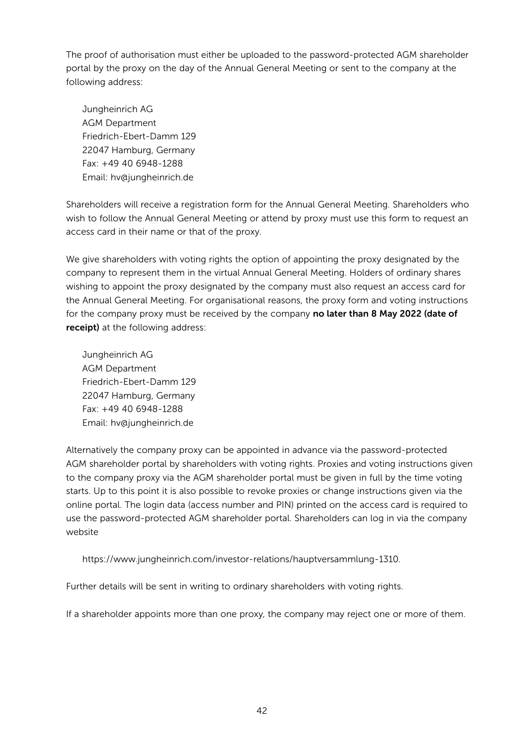The proof of authorisation must either be uploaded to the password-protected AGM shareholder portal by the proxy on the day of the Annual General Meeting or sent to the company at the following address:

Jungheinrich AG
AGM Department
Friedrich-Ebert-Damm 129
22047 Hamburg, Germany
Fax: +49 40 6948-1288
Email: hv@jungheinrich.de

Shareholders will receive a registration form for the Annual General Meeting. Shareholders who wish to follow the Annual General Meeting or attend by proxy must use this form to request an access card in their name or that of the proxy.

We give shareholders with voting rights the option of appointing the proxy designated by the company to represent them in the virtual Annual General Meeting. Holders of ordinary shares wishing to appoint the proxy designated by the company must also request an access card for the Annual General Meeting. For organisational reasons, the proxy form and voting instructions for the company proxy must be received by the company **no later than 8 May 2022 (date of receipt)** at the following address:

Jungheinrich AG
AGM Department
Friedrich-Ebert-Damm 129
22047 Hamburg, Germany
Fax: +49 40 6948-1288
Email: hv@jungheinrich.de

Alternatively the company proxy can be appointed in advance via the password-protected AGM shareholder portal by shareholders with voting rights. Proxies and voting instructions given to the company proxy via the AGM shareholder portal must be given in full by the time voting starts. Up to this point it is also possible to revoke proxies or change instructions given via the online portal. The login data (access number and PIN) printed on the access card is required to use the password-protected AGM shareholder portal. Shareholders can log in via the company website

https://www.jungheinrich.com/investor-relations/hauptversammlung-1310.

Further details will be sent in writing to ordinary shareholders with voting rights.

If a shareholder appoints more than one proxy, the company may reject one or more of them.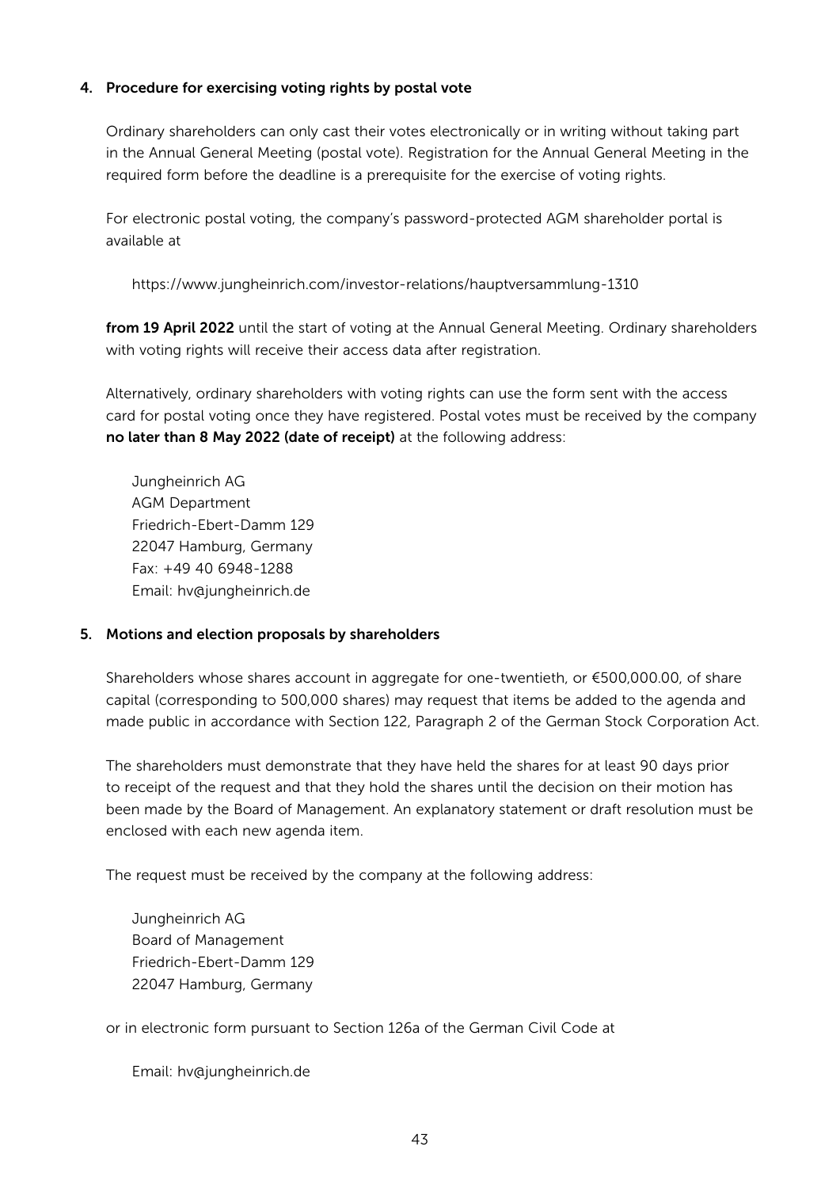## 4. Procedure for exercising voting rights by postal vote

Ordinary shareholders can only cast their votes electronically or in writing without taking part in the Annual General Meeting (postal vote). Registration for the Annual General Meeting in the required form before the deadline is a prerequisite for the exercise of voting rights.

For electronic postal voting, the company's password-protected AGM shareholder portal is available at

https://www.jungheinrich.com/investor-relations/hauptversammlung-1310

**from 19 April 2022** until the start of voting at the Annual General Meeting. Ordinary shareholders with voting rights will receive their access data after registration.

Alternatively, ordinary shareholders with voting rights can use the form sent with the access card for postal voting once they have registered. Postal votes must be received by the company **no later than 8 May 2022 (date of receipt)** at the following address:

Jungheinrich AG
AGM Department
Friedrich-Ebert-Damm 129
22047 Hamburg, Germany
Fax: +49 40 6948-1288
Email: hv@jungheinrich.de

## 5. Motions and election proposals by shareholders

Shareholders whose shares account in aggregate for one-twentieth, or €500,000.00, of share capital (corresponding to 500,000 shares) may request that items be added to the agenda and made public in accordance with Section 122, Paragraph 2 of the German Stock Corporation Act.

The shareholders must demonstrate that they have held the shares for at least 90 days prior to receipt of the request and that they hold the shares until the decision on their motion has been made by the Board of Management. An explanatory statement or draft resolution must be enclosed with each new agenda item.

The request must be received by the company at the following address:

Jungheinrich AG
Board of Management
Friedrich-Ebert-Damm 129
22047 Hamburg, Germany

or in electronic form pursuant to Section 126a of the German Civil Code at

Email: hv@jungheinrich.de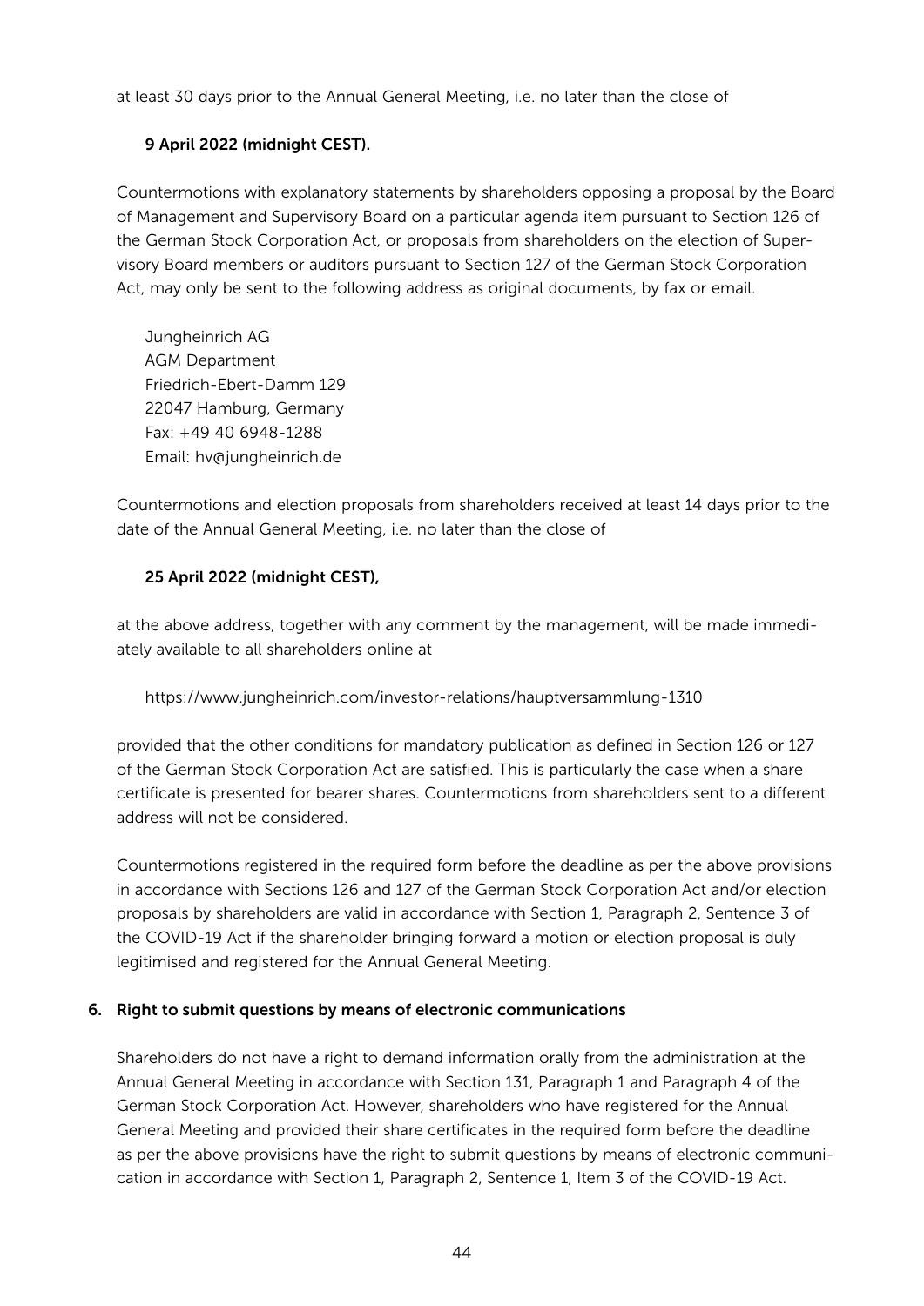at least 30 days prior to the Annual General Meeting, i.e. no later than the close of

**9 April 2022 (midnight CEST).**

Countermotions with explanatory statements by shareholders opposing a proposal by the Board of Management and Supervisory Board on a particular agenda item pursuant to Section 126 of the German Stock Corporation Act, or proposals from shareholders on the election of Supervisory Board members or auditors pursuant to Section 127 of the German Stock Corporation Act, may only be sent to the following address as original documents, by fax or email.

Jungheinrich AG
AGM Department
Friedrich-Ebert-Damm 129
22047 Hamburg, Germany
Fax: +49 40 6948-1288
Email: hv@jungheinrich.de

Countermotions and election proposals from shareholders received at least 14 days prior to the date of the Annual General Meeting, i.e. no later than the close of

**25 April 2022 (midnight CEST),**

at the above address, together with any comment by the management, will be made immediately available to all shareholders online at

https://www.jungheinrich.com/investor-relations/hauptversammlung-1310

provided that the other conditions for mandatory publication as defined in Section 126 or 127 of the German Stock Corporation Act are satisfied. This is particularly the case when a share certificate is presented for bearer shares. Countermotions from shareholders sent to a different address will not be considered.

Countermotions registered in the required form before the deadline as per the above provisions in accordance with Sections 126 and 127 of the German Stock Corporation Act and/or election proposals by shareholders are valid in accordance with Section 1, Paragraph 2, Sentence 3 of the COVID-19 Act if the shareholder bringing forward a motion or election proposal is duly legitimised and registered for the Annual General Meeting.

### 6. Right to submit questions by means of electronic communications

Shareholders do not have a right to demand information orally from the administration at the Annual General Meeting in accordance with Section 131, Paragraph 1 and Paragraph 4 of the German Stock Corporation Act. However, shareholders who have registered for the Annual General Meeting and provided their share certificates in the required form before the deadline as per the above provisions have the right to submit questions by means of electronic communication in accordance with Section 1, Paragraph 2, Sentence 1, Item 3 of the COVID-19 Act.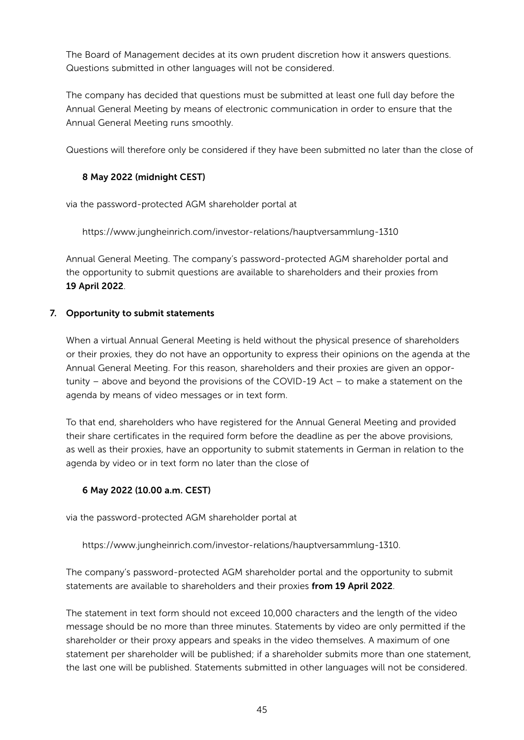The Board of Management decides at its own prudent discretion how it answers questions. Questions submitted in other languages will not be considered.

The company has decided that questions must be submitted at least one full day before the Annual General Meeting by means of electronic communication in order to ensure that the Annual General Meeting runs smoothly.

Questions will therefore only be considered if they have been submitted no later than the close of

**8 May 2022 (midnight CEST)**

via the password-protected AGM shareholder portal at

https://www.jungheinrich.com/investor-relations/hauptversammlung-1310

Annual General Meeting. The company's password-protected AGM shareholder portal and the opportunity to submit questions are available to shareholders and their proxies from **19 April 2022**.

## 7. Opportunity to submit statements

When a virtual Annual General Meeting is held without the physical presence of shareholders or their proxies, they do not have an opportunity to express their opinions on the agenda at the Annual General Meeting. For this reason, shareholders and their proxies are given an opportunity – above and beyond the provisions of the COVID-19 Act – to make a statement on the agenda by means of video messages or in text form.

To that end, shareholders who have registered for the Annual General Meeting and provided their share certificates in the required form before the deadline as per the above provisions, as well as their proxies, have an opportunity to submit statements in German in relation to the agenda by video or in text form no later than the close of

**6 May 2022 (10.00 a.m. CEST)**

via the password-protected AGM shareholder portal at

https://www.jungheinrich.com/investor-relations/hauptversammlung-1310.

The company's password-protected AGM shareholder portal and the opportunity to submit statements are available to shareholders and their proxies **from 19 April 2022**.

The statement in text form should not exceed 10,000 characters and the length of the video message should be no more than three minutes. Statements by video are only permitted if the shareholder or their proxy appears and speaks in the video themselves. A maximum of one statement per shareholder will be published; if a shareholder submits more than one statement, the last one will be published. Statements submitted in other languages will not be considered.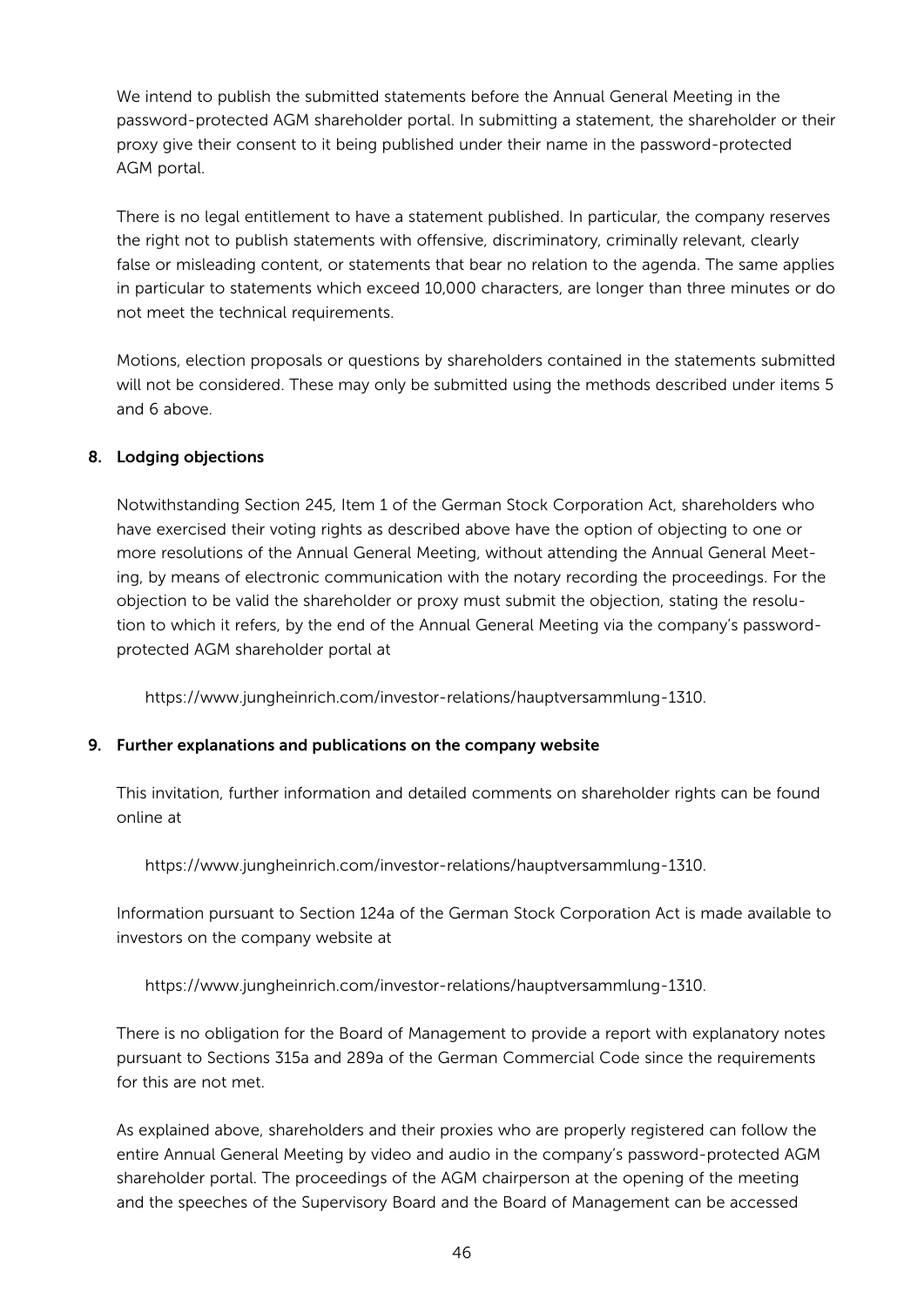We intend to publish the submitted statements before the Annual General Meeting in the password-protected AGM shareholder portal. In submitting a statement, the shareholder or their proxy give their consent to it being published under their name in the password-protected AGM portal.

There is no legal entitlement to have a statement published. In particular, the company reserves the right not to publish statements with offensive, discriminatory, criminally relevant, clearly false or misleading content, or statements that bear no relation to the agenda. The same applies in particular to statements which exceed 10,000 characters, are longer than three minutes or do not meet the technical requirements.

Motions, election proposals or questions by shareholders contained in the statements submitted will not be considered. These may only be submitted using the methods described under items 5 and 6 above.

## 8. Lodging objections

Notwithstanding Section 245, Item 1 of the German Stock Corporation Act, shareholders who have exercised their voting rights as described above have the option of objecting to one or more resolutions of the Annual General Meeting, without attending the Annual General Meeting, by means of electronic communication with the notary recording the proceedings. For the objection to be valid the shareholder or proxy must submit the objection, stating the resolution to which it refers, by the end of the Annual General Meeting via the company's password-protected AGM shareholder portal at

https://www.jungheinrich.com/investor-relations/hauptversammlung-1310.

## 9. Further explanations and publications on the company website

This invitation, further information and detailed comments on shareholder rights can be found online at

https://www.jungheinrich.com/investor-relations/hauptversammlung-1310.

Information pursuant to Section 124a of the German Stock Corporation Act is made available to investors on the company website at

https://www.jungheinrich.com/investor-relations/hauptversammlung-1310.

There is no obligation for the Board of Management to provide a report with explanatory notes pursuant to Sections 315a and 289a of the German Commercial Code since the requirements for this are not met.

As explained above, shareholders and their proxies who are properly registered can follow the entire Annual General Meeting by video and audio in the company's password-protected AGM shareholder portal. The proceedings of the AGM chairperson at the opening of the meeting and the speeches of the Supervisory Board and the Board of Management can be accessed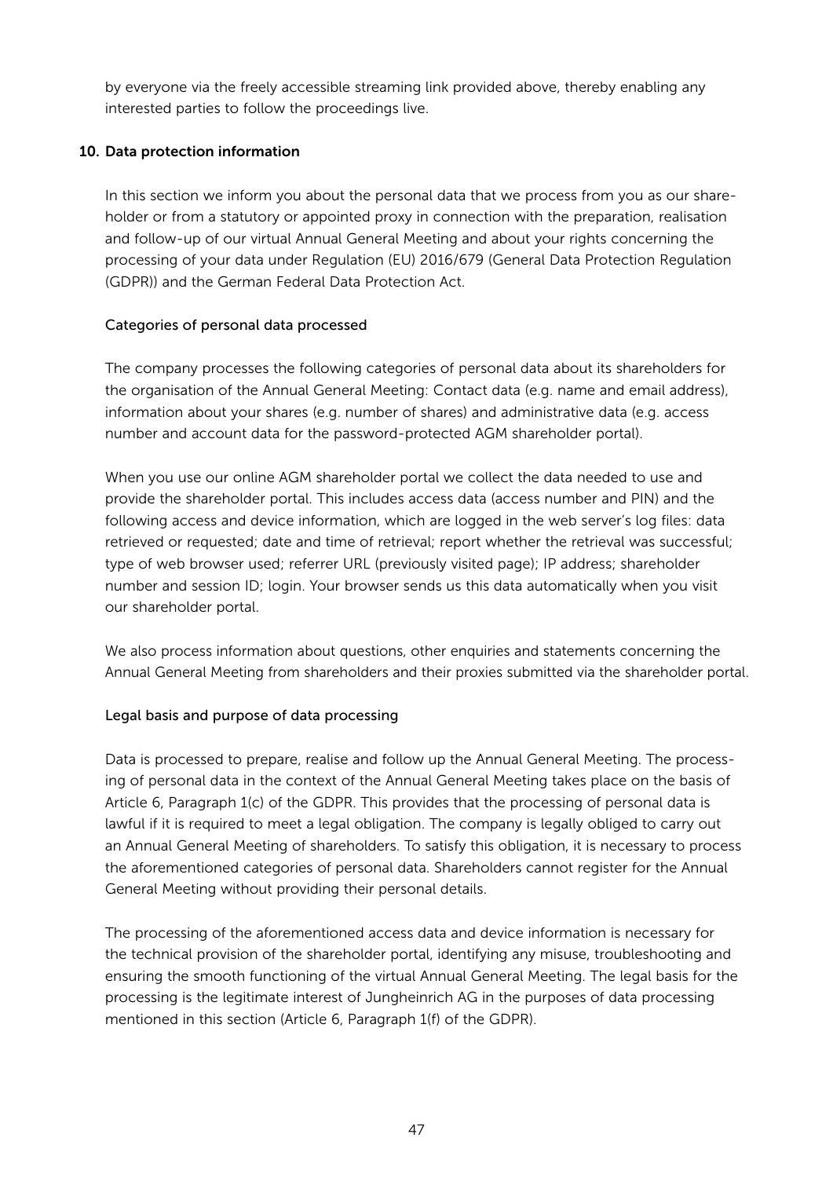by everyone via the freely accessible streaming link provided above, thereby enabling any interested parties to follow the proceedings live.

## 10. Data protection information

In this section we inform you about the personal data that we process from you as our shareholder or from a statutory or appointed proxy in connection with the preparation, realisation and follow-up of our virtual Annual General Meeting and about your rights concerning the processing of your data under Regulation (EU) 2016/679 (General Data Protection Regulation (GDPR)) and the German Federal Data Protection Act.

### Categories of personal data processed

The company processes the following categories of personal data about its shareholders for the organisation of the Annual General Meeting: Contact data (e.g. name and email address), information about your shares (e.g. number of shares) and administrative data (e.g. access number and account data for the password-protected AGM shareholder portal).

When you use our online AGM shareholder portal we collect the data needed to use and provide the shareholder portal. This includes access data (access number and PIN) and the following access and device information, which are logged in the web server's log files: data retrieved or requested; date and time of retrieval; report whether the retrieval was successful; type of web browser used; referrer URL (previously visited page); IP address; shareholder number and session ID; login. Your browser sends us this data automatically when you visit our shareholder portal.

We also process information about questions, other enquiries and statements concerning the Annual General Meeting from shareholders and their proxies submitted via the shareholder portal.

### Legal basis and purpose of data processing

Data is processed to prepare, realise and follow up the Annual General Meeting. The processing of personal data in the context of the Annual General Meeting takes place on the basis of Article 6, Paragraph 1(c) of the GDPR. This provides that the processing of personal data is lawful if it is required to meet a legal obligation. The company is legally obliged to carry out an Annual General Meeting of shareholders. To satisfy this obligation, it is necessary to process the aforementioned categories of personal data. Shareholders cannot register for the Annual General Meeting without providing their personal details.

The processing of the aforementioned access data and device information is necessary for the technical provision of the shareholder portal, identifying any misuse, troubleshooting and ensuring the smooth functioning of the virtual Annual General Meeting. The legal basis for the processing is the legitimate interest of Jungheinrich AG in the purposes of data processing mentioned in this section (Article 6, Paragraph 1(f) of the GDPR).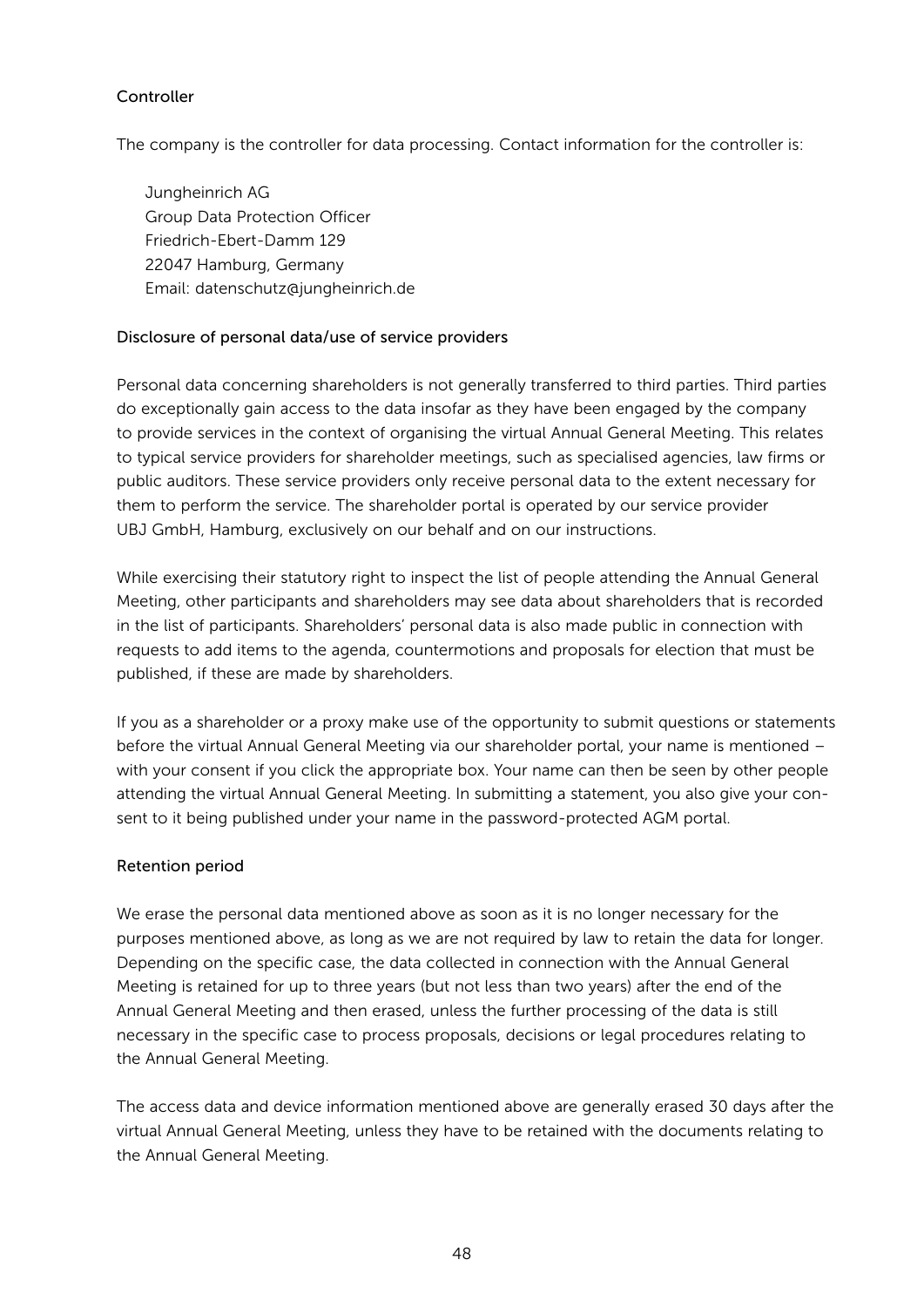### Controller

The company is the controller for data processing. Contact information for the controller is:

Jungheinrich AG
Group Data Protection Officer
Friedrich-Ebert-Damm 129
22047 Hamburg, Germany
Email: datenschutz@jungheinrich.de

### Disclosure of personal data/use of service providers

Personal data concerning shareholders is not generally transferred to third parties. Third parties do exceptionally gain access to the data insofar as they have been engaged by the company to provide services in the context of organising the virtual Annual General Meeting. This relates to typical service providers for shareholder meetings, such as specialised agencies, law firms or public auditors. These service providers only receive personal data to the extent necessary for them to perform the service. The shareholder portal is operated by our service provider UBJ GmbH, Hamburg, exclusively on our behalf and on our instructions.

While exercising their statutory right to inspect the list of people attending the Annual General Meeting, other participants and shareholders may see data about shareholders that is recorded in the list of participants. Shareholders' personal data is also made public in connection with requests to add items to the agenda, countermotions and proposals for election that must be published, if these are made by shareholders.

If you as a shareholder or a proxy make use of the opportunity to submit questions or statements before the virtual Annual General Meeting via our shareholder portal, your name is mentioned – with your consent if you click the appropriate box. Your name can then be seen by other people attending the virtual Annual General Meeting. In submitting a statement, you also give your consent to it being published under your name in the password-protected AGM portal.

### Retention period

We erase the personal data mentioned above as soon as it is no longer necessary for the purposes mentioned above, as long as we are not required by law to retain the data for longer. Depending on the specific case, the data collected in connection with the Annual General Meeting is retained for up to three years (but not less than two years) after the end of the Annual General Meeting and then erased, unless the further processing of the data is still necessary in the specific case to process proposals, decisions or legal procedures relating to the Annual General Meeting.

The access data and device information mentioned above are generally erased 30 days after the virtual Annual General Meeting, unless they have to be retained with the documents relating to the Annual General Meeting.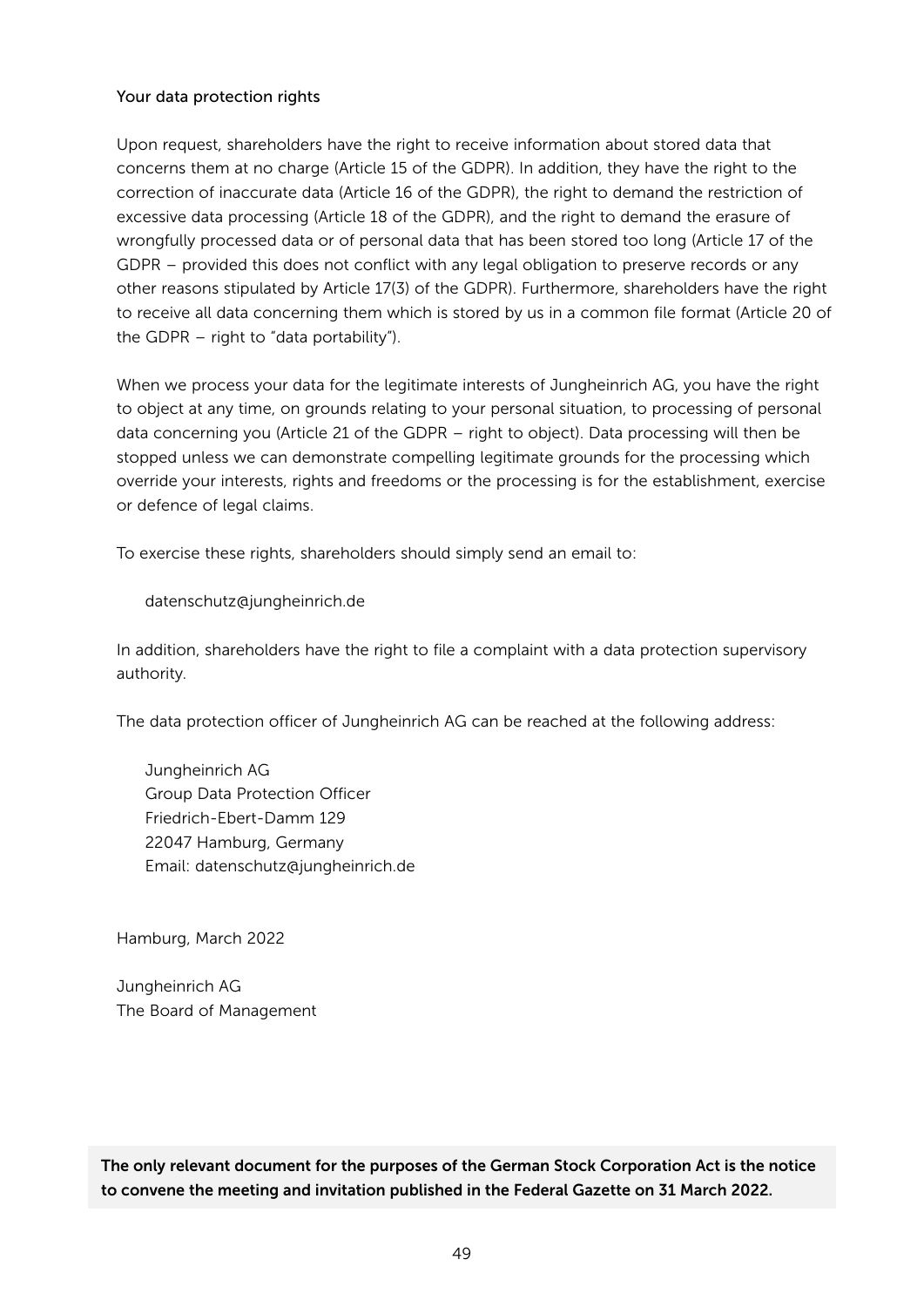### Your data protection rights

Upon request, shareholders have the right to receive information about stored data that concerns them at no charge (Article 15 of the GDPR). In addition, they have the right to the correction of inaccurate data (Article 16 of the GDPR), the right to demand the restriction of excessive data processing (Article 18 of the GDPR), and the right to demand the erasure of wrongfully processed data or of personal data that has been stored too long (Article 17 of the GDPR – provided this does not conflict with any legal obligation to preserve records or any other reasons stipulated by Article 17(3) of the GDPR). Furthermore, shareholders have the right to receive all data concerning them which is stored by us in a common file format (Article 20 of the GDPR – right to "data portability").

When we process your data for the legitimate interests of Jungheinrich AG, you have the right to object at any time, on grounds relating to your personal situation, to processing of personal data concerning you (Article 21 of the GDPR – right to object). Data processing will then be stopped unless we can demonstrate compelling legitimate grounds for the processing which override your interests, rights and freedoms or the processing is for the establishment, exercise or defence of legal claims.

To exercise these rights, shareholders should simply send an email to:

> datenschutz@jungheinrich.de

In addition, shareholders have the right to file a complaint with a data protection supervisory authority.

The data protection officer of Jungheinrich AG can be reached at the following address:

> Jungheinrich AG
> Group Data Protection Officer
> Friedrich-Ebert-Damm 129
> 22047 Hamburg, Germany
> Email: datenschutz@jungheinrich.de

Hamburg, March 2022

Jungheinrich AG
The Board of Management

**The only relevant document for the purposes of the German Stock Corporation Act is the notice to convene the meeting and invitation published in the Federal Gazette on 31 March 2022.**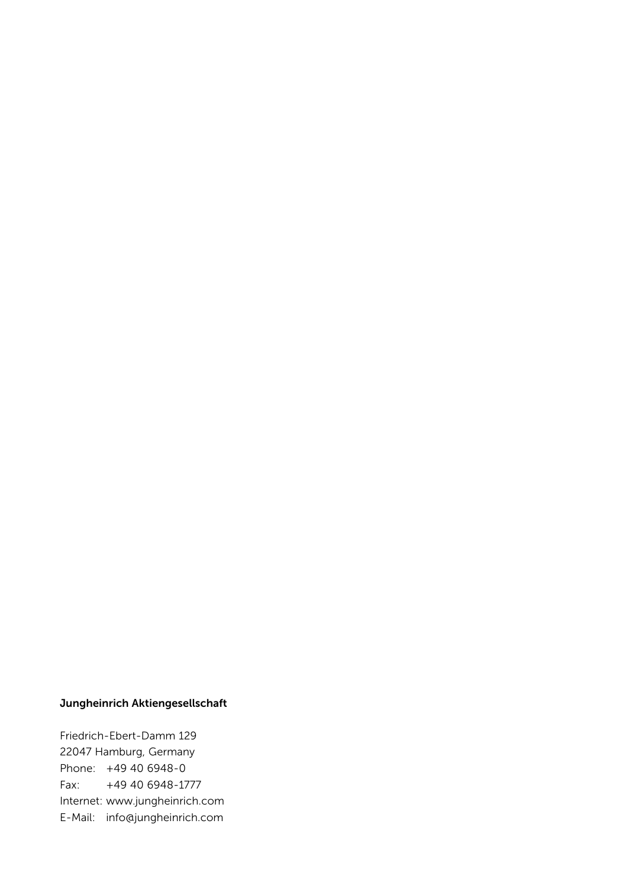**Jungheinrich Aktiengesellschaft**

Friedrich-Ebert-Damm 129
22047 Hamburg, Germany
Phone: +49 40 6948-0
Fax: +49 40 6948-1777
Internet: www.jungheinrich.com
E-Mail: info@jungheinrich.com